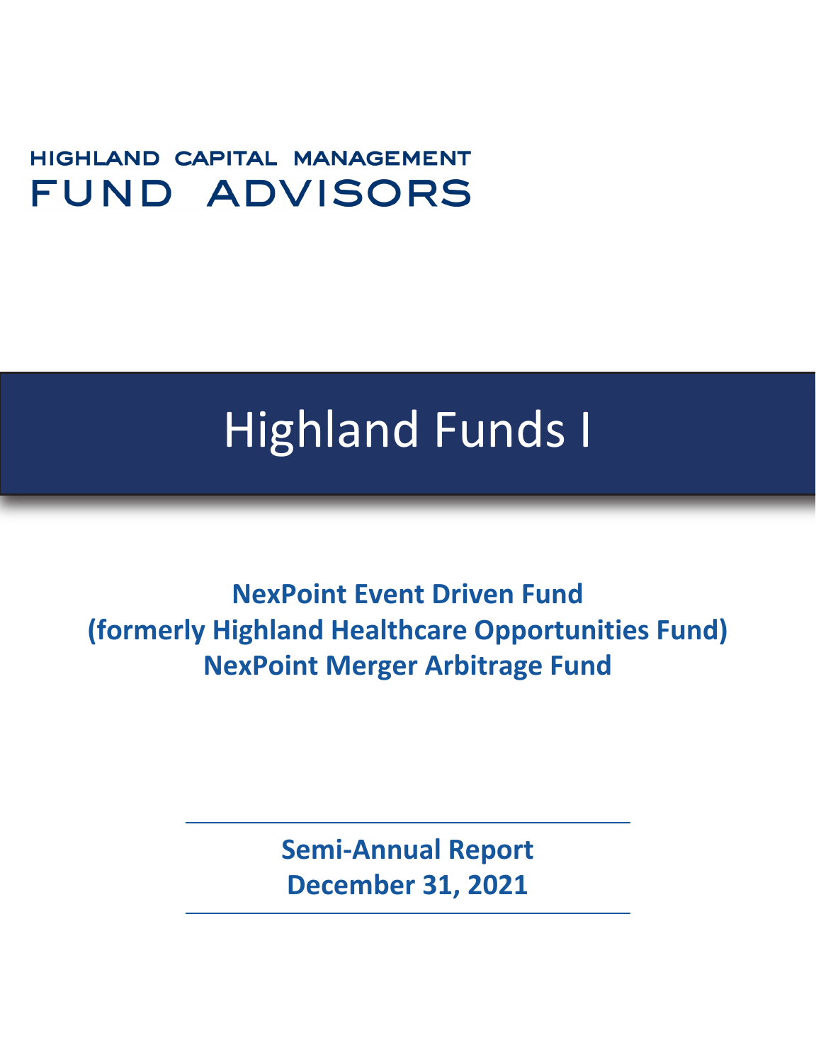HIGHLAND CAPITAL MANAGEMENT

FUND ADVISORS

# Highland Funds I

**NexPoint Event Driven Fund**
**(formerly Highland Healthcare Opportunities Fund)**
**NexPoint Merger Arbitrage Fund**

**Semi-Annual Report**
**December 31, 2021**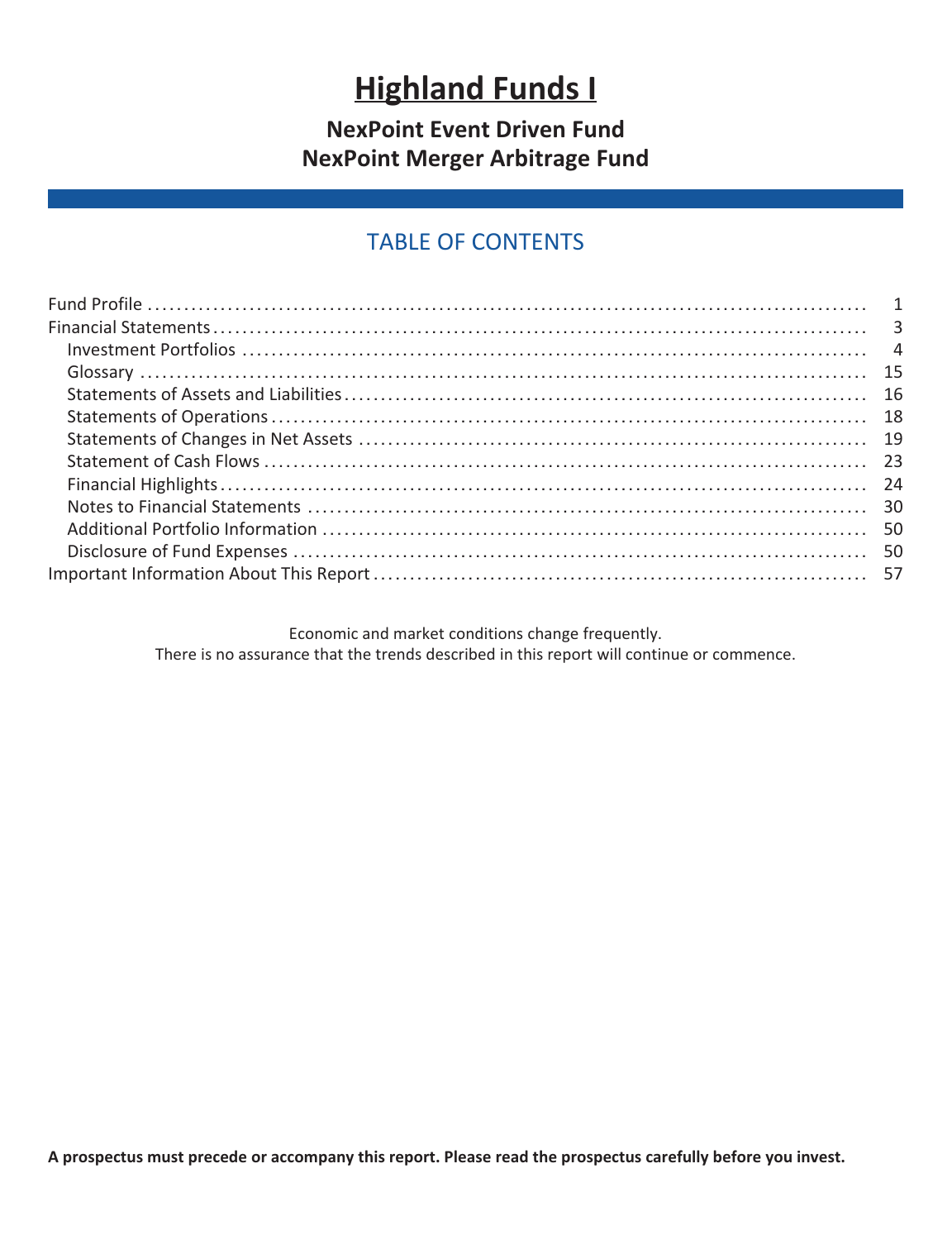# Highland Funds I

## NexPoint Event Driven Fund
## NexPoint Merger Arbitrage Fund

### TABLE OF CONTENTS

| | |
|---|---|
| Fund Profile | 1 |
| Financial Statements | 3 |
| Investment Portfolios | 4 |
| Glossary | 15 |
| Statements of Assets and Liabilities | 16 |
| Statements of Operations | 18 |
| Statements of Changes in Net Assets | 19 |
| Statement of Cash Flows | 23 |
| Financial Highlights | 24 |
| Notes to Financial Statements | 30 |
| Additional Portfolio Information | 50 |
| Disclosure of Fund Expenses | 50 |
| Important Information About This Report | 57 |

Economic and market conditions change frequently.
There is no assurance that the trends described in this report will continue or commence.

**A prospectus must precede or accompany this report. Please read the prospectus carefully before you invest.**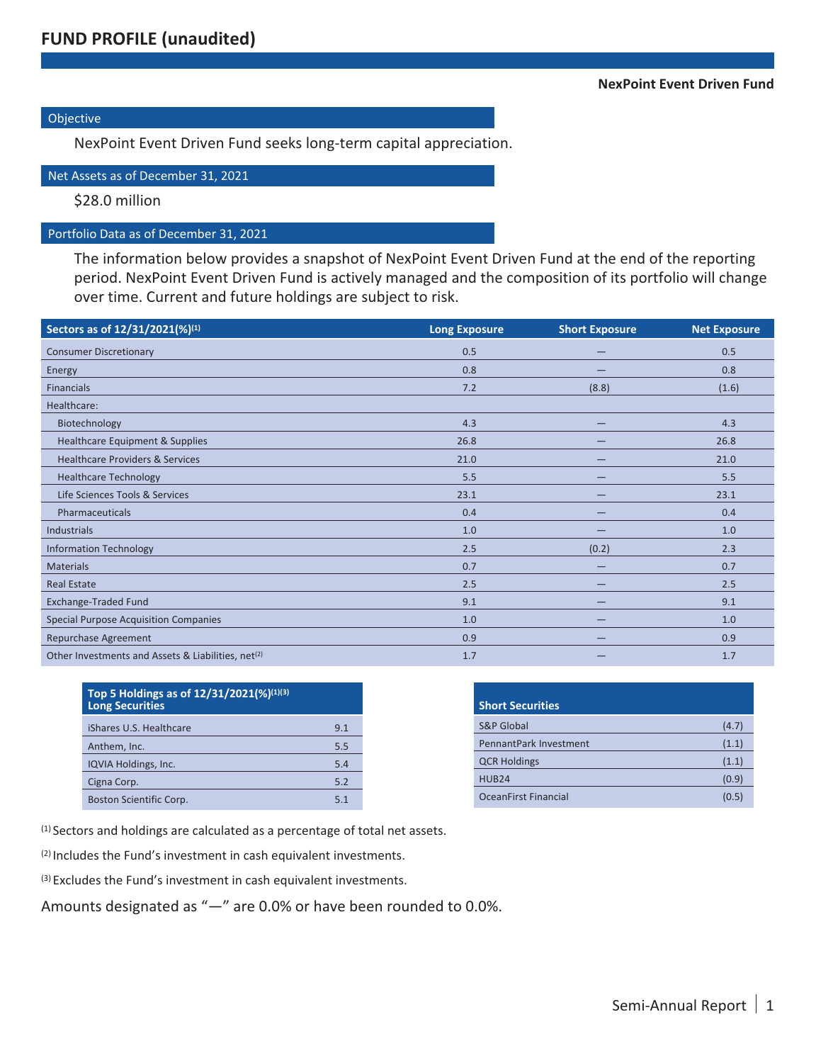# FUND PROFILE (unaudited)

**NexPoint Event Driven Fund**

## Objective

NexPoint Event Driven Fund seeks long-term capital appreciation.

## Net Assets as of December 31, 2021

$28.0 million

## Portfolio Data as of December 31, 2021

The information below provides a snapshot of NexPoint Event Driven Fund at the end of the reporting period. NexPoint Event Driven Fund is actively managed and the composition of its portfolio will change over time. Current and future holdings are subject to risk.

| Sectors as of 12/31/2021(%)[(1)] | Long Exposure | Short Exposure | Net Exposure |
|---|---|---|---|
| Consumer Discretionary | 0.5 | — | 0.5 |
| Energy | 0.8 | — | 0.8 |
| Financials | 7.2 | (8.8) | (1.6) |
| Healthcare: | | | |
| Biotechnology | 4.3 | — | 4.3 |
| Healthcare Equipment & Supplies | 26.8 | — | 26.8 |
| Healthcare Providers & Services | 21.0 | — | 21.0 |
| Healthcare Technology | 5.5 | — | 5.5 |
| Life Sciences Tools & Services | 23.1 | — | 23.1 |
| Pharmaceuticals | 0.4 | — | 0.4 |
| Industrials | 1.0 | — | 1.0 |
| Information Technology | 2.5 | (0.2) | 2.3 |
| Materials | 0.7 | — | 0.7 |
| Real Estate | 2.5 | — | 2.5 |
| Exchange-Traded Fund | 9.1 | — | 9.1 |
| Special Purpose Acquisition Companies | 1.0 | — | 1.0 |
| Repurchase Agreement | 0.9 | — | 0.9 |
| Other Investments and Assets & Liabilities, net[(2)] | 1.7 | — | 1.7 |

| Top 5 Holdings as of 12/31/2021(%)[(1)(3)] Long Securities | |
|---|---|
| iShares U.S. Healthcare | 9.1 |
| Anthem, Inc. | 5.5 |
| IQVIA Holdings, Inc. | 5.4 |
| Cigna Corp. | 5.2 |
| Boston Scientific Corp. | 5.1 |

| Short Securities | |
|---|---|
| S&P Global | (4.7) |
| PennantPark Investment | (1.1) |
| QCR Holdings | (1.1) |
| HUB24 | (0.9) |
| OceanFirst Financial | (0.5) |

[(1)] Sectors and holdings are calculated as a percentage of total net assets.

[(2)] Includes the Fund's investment in cash equivalent investments.

[(3)] Excludes the Fund's investment in cash equivalent investments.

Amounts designated as "—" are 0.0% or have been rounded to 0.0%.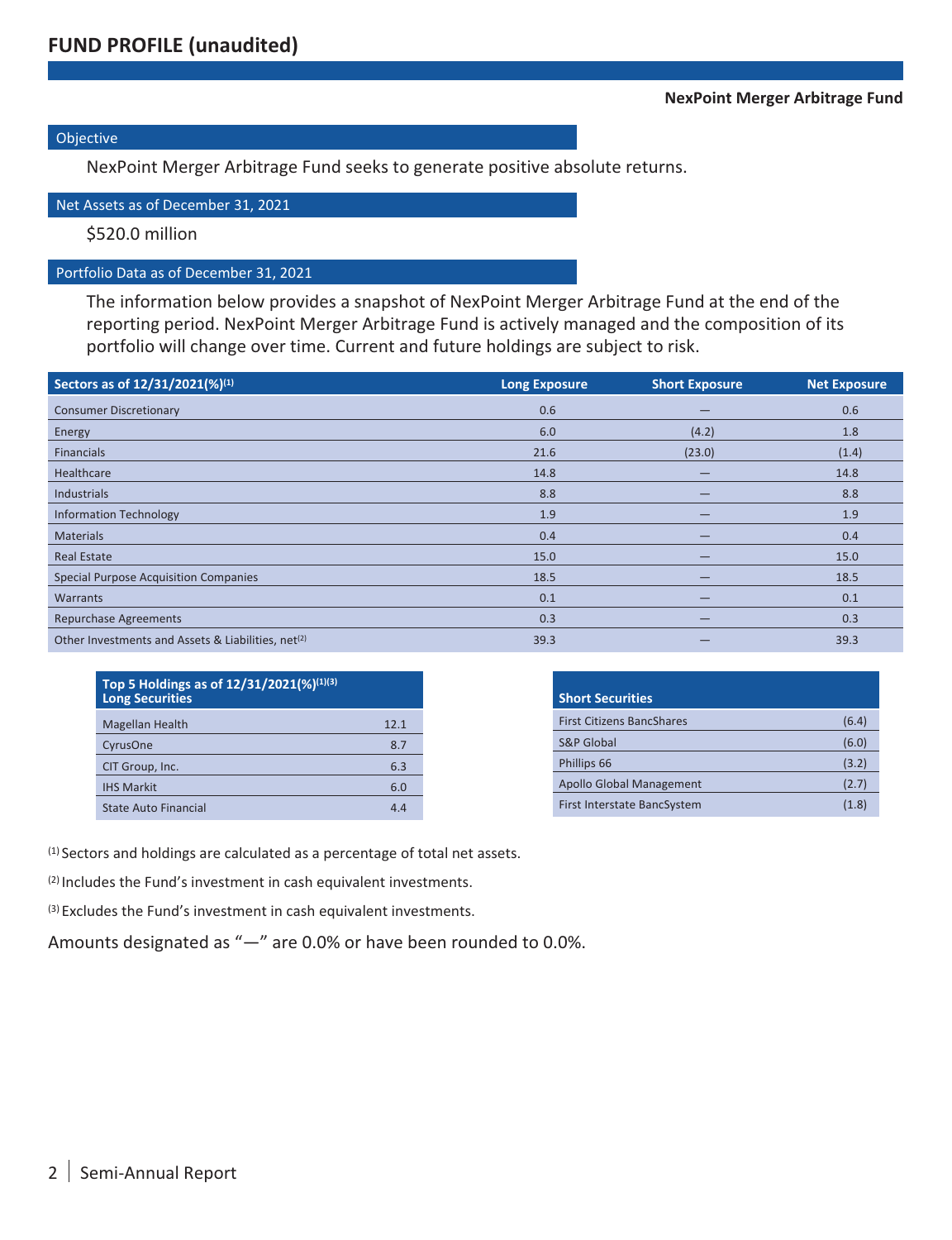# FUND PROFILE (unaudited)

**NexPoint Merger Arbitrage Fund**

## Objective

NexPoint Merger Arbitrage Fund seeks to generate positive absolute returns.

## Net Assets as of December 31, 2021

$520.0 million

## Portfolio Data as of December 31, 2021

The information below provides a snapshot of NexPoint Merger Arbitrage Fund at the end of the reporting period. NexPoint Merger Arbitrage Fund is actively managed and the composition of its portfolio will change over time. Current and future holdings are subject to risk.

| Sectors as of 12/31/2021(%)[1] | Long Exposure | Short Exposure | Net Exposure |
|---|---|---|---|
| Consumer Discretionary | 0.6 | — | 0.6 |
| Energy | 6.0 | (4.2) | 1.8 |
| Financials | 21.6 | (23.0) | (1.4) |
| Healthcare | 14.8 | — | 14.8 |
| Industrials | 8.8 | — | 8.8 |
| Information Technology | 1.9 | — | 1.9 |
| Materials | 0.4 | — | 0.4 |
| Real Estate | 15.0 | — | 15.0 |
| Special Purpose Acquisition Companies | 18.5 | — | 18.5 |
| Warrants | 0.1 | — | 0.1 |
| Repurchase Agreements | 0.3 | — | 0.3 |
| Other Investments and Assets & Liabilities, net[2] | 39.3 | — | 39.3 |

| Top 5 Holdings as of 12/31/2021(%)[1][3] Long Securities | |
|---|---|
| Magellan Health | 12.1 |
| CyrusOne | 8.7 |
| CIT Group, Inc. | 6.3 |
| IHS Markit | 6.0 |
| State Auto Financial | 4.4 |

| Short Securities | |
|---|---|
| First Citizens BancShares | (6.4) |
| S&P Global | (6.0) |
| Phillips 66 | (3.2) |
| Apollo Global Management | (2.7) |
| First Interstate BancSystem | (1.8) |

[1] Sectors and holdings are calculated as a percentage of total net assets.

[2] Includes the Fund's investment in cash equivalent investments.

[3] Excludes the Fund's investment in cash equivalent investments.

Amounts designated as "—" are 0.0% or have been rounded to 0.0%.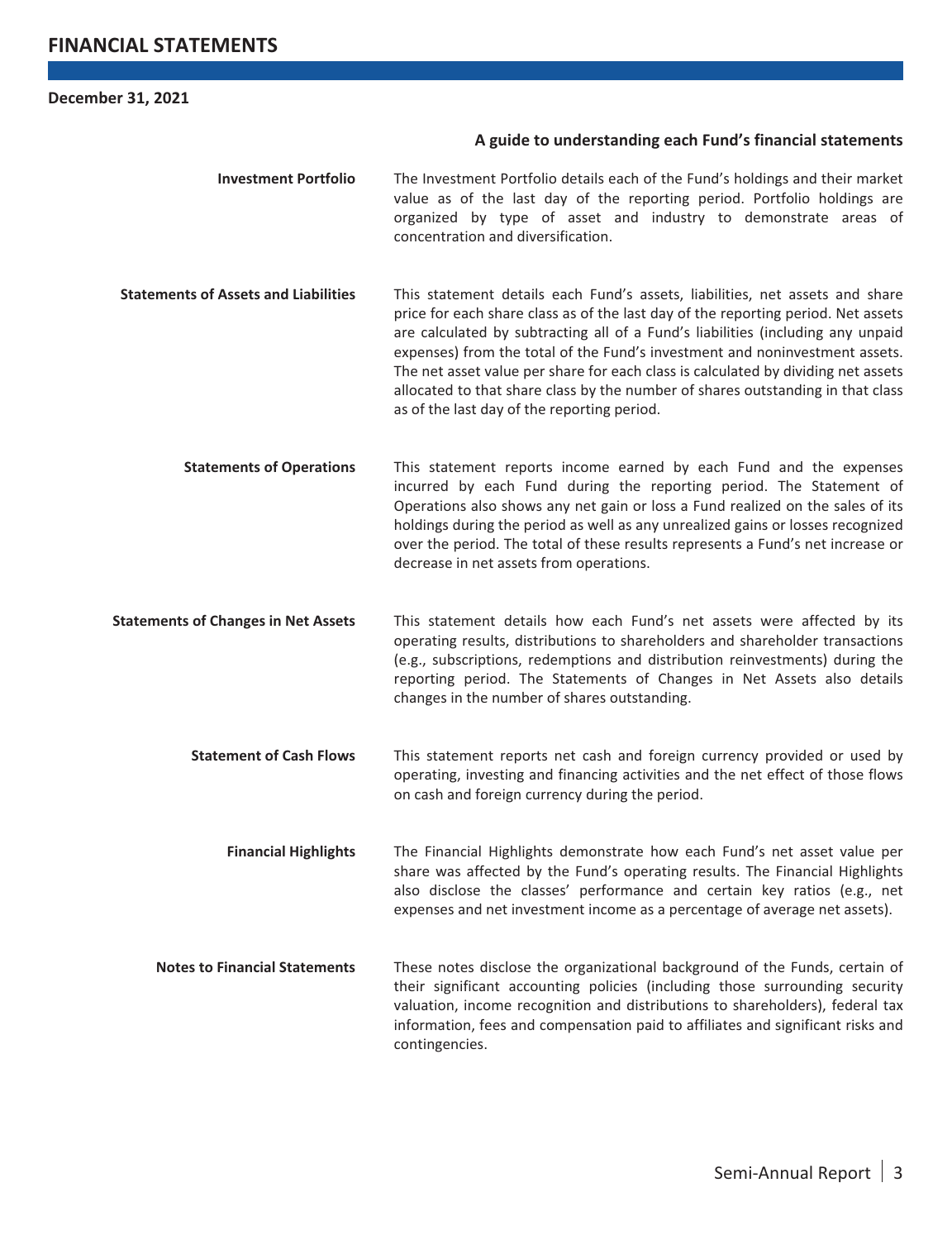# FINANCIAL STATEMENTS

**December 31, 2021**

### A guide to understanding each Fund's financial statements

**Investment Portfolio**

The Investment Portfolio details each of the Fund's holdings and their market value as of the last day of the reporting period. Portfolio holdings are organized by type of asset and industry to demonstrate areas of concentration and diversification.

**Statements of Assets and Liabilities**

This statement details each Fund's assets, liabilities, net assets and share price for each share class as of the last day of the reporting period. Net assets are calculated by subtracting all of a Fund's liabilities (including any unpaid expenses) from the total of the Fund's investment and noninvestment assets. The net asset value per share for each class is calculated by dividing net assets allocated to that share class by the number of shares outstanding in that class as of the last day of the reporting period.

**Statements of Operations**

This statement reports income earned by each Fund and the expenses incurred by each Fund during the reporting period. The Statement of Operations also shows any net gain or loss a Fund realized on the sales of its holdings during the period as well as any unrealized gains or losses recognized over the period. The total of these results represents a Fund's net increase or decrease in net assets from operations.

**Statements of Changes in Net Assets**

This statement details how each Fund's net assets were affected by its operating results, distributions to shareholders and shareholder transactions (e.g., subscriptions, redemptions and distribution reinvestments) during the reporting period. The Statements of Changes in Net Assets also details changes in the number of shares outstanding.

**Statement of Cash Flows**

This statement reports net cash and foreign currency provided or used by operating, investing and financing activities and the net effect of those flows on cash and foreign currency during the period.

**Financial Highlights**

The Financial Highlights demonstrate how each Fund's net asset value per share was affected by the Fund's operating results. The Financial Highlights also disclose the classes' performance and certain key ratios (e.g., net expenses and net investment income as a percentage of average net assets).

**Notes to Financial Statements**

These notes disclose the organizational background of the Funds, certain of their significant accounting policies (including those surrounding security valuation, income recognition and distributions to shareholders), federal tax information, fees and compensation paid to affiliates and significant risks and contingencies.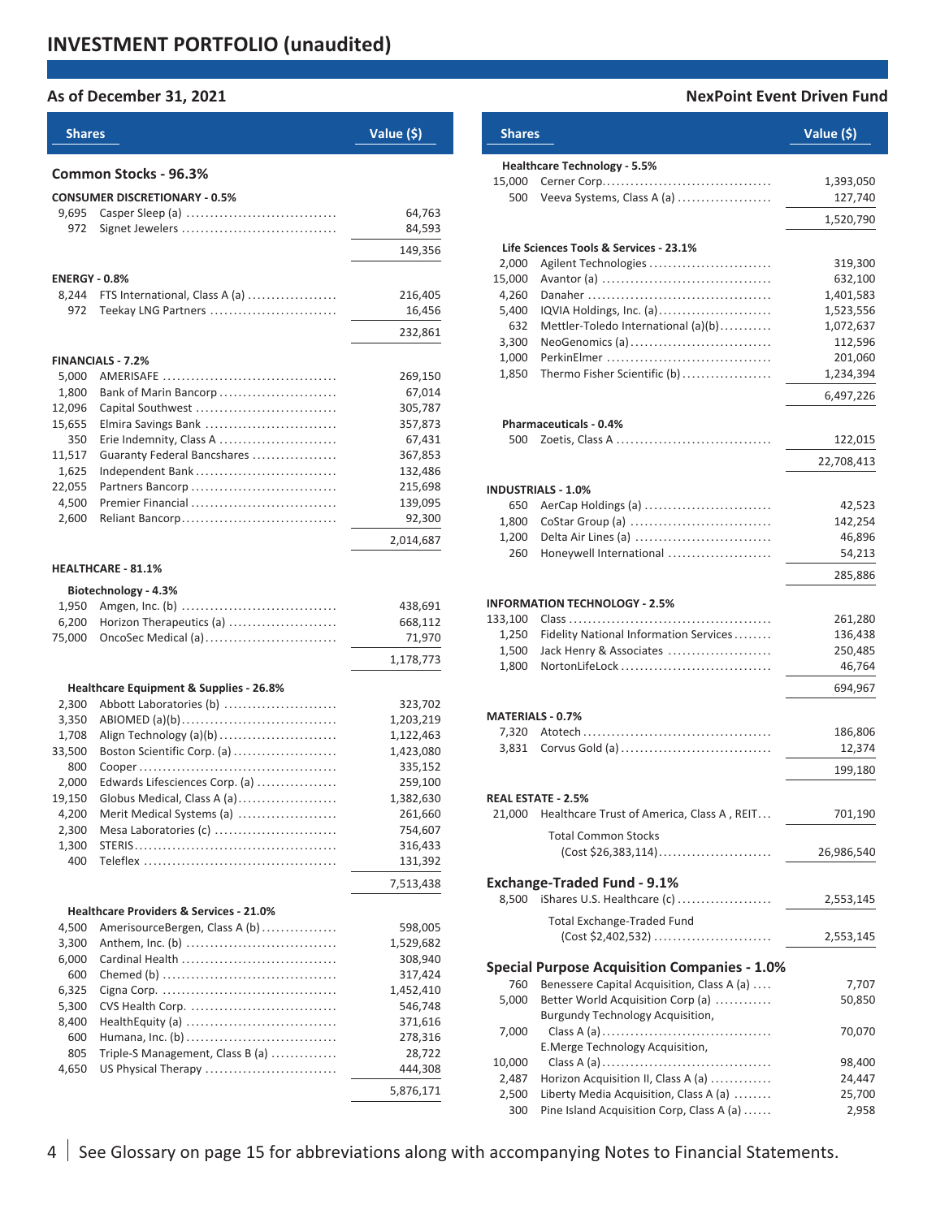# INVESTMENT PORTFOLIO (unaudited)

**As of December 31, 2021** — **NexPoint Event Driven Fund**

| Shares | | Value ($) |
|---|---|---|
| **Common Stocks - 96.3%** | | |
| **CONSUMER DISCRETIONARY - 0.5%** | | |
| 9,695 | Casper Sleep (a) | 64,763 |
| 972 | Signet Jewelers | 84,593 |
| | | 149,356 |
| **ENERGY - 0.8%** | | |
| 8,244 | FTS International, Class A (a) | 216,405 |
| 972 | Teekay LNG Partners | 16,456 |
| | | 232,861 |
| **FINANCIALS - 7.2%** | | |
| 5,000 | AMERISAFE | 269,150 |
| 1,800 | Bank of Marin Bancorp | 67,014 |
| 12,096 | Capital Southwest | 305,787 |
| 15,655 | Elmira Savings Bank | 357,873 |
| 350 | Erie Indemnity, Class A | 67,431 |
| 11,517 | Guaranty Federal Bancshares | 367,853 |
| 1,625 | Independent Bank | 132,486 |
| 22,055 | Partners Bancorp | 215,698 |
| 4,500 | Premier Financial | 139,095 |
| 2,600 | Reliant Bancorp | 92,300 |
| | | 2,014,687 |
| **HEALTHCARE - 81.1%** | | |
| **Biotechnology - 4.3%** | | |
| 1,950 | Amgen, Inc. (b) | 438,691 |
| 6,200 | Horizon Therapeutics (a) | 668,112 |
| 75,000 | OncoSec Medical (a) | 71,970 |
| | | 1,178,773 |
| **Healthcare Equipment & Supplies - 26.8%** | | |
| 2,300 | Abbott Laboratories (b) | 323,702 |
| 3,350 | ABIOMED (a)(b) | 1,203,219 |
| 1,708 | Align Technology (a)(b) | 1,122,463 |
| 33,500 | Boston Scientific Corp. (a) | 1,423,080 |
| 800 | Cooper | 335,152 |
| 2,000 | Edwards Lifesciences Corp. (a) | 259,100 |
| 19,150 | Globus Medical, Class A (a) | 1,382,630 |
| 4,200 | Merit Medical Systems (a) | 261,660 |
| 2,300 | Mesa Laboratories (c) | 754,607 |
| 1,300 | STERIS | 316,433 |
| 400 | Teleflex | 131,392 |
| | | 7,513,438 |
| **Healthcare Providers & Services - 21.0%** | | |
| 4,500 | AmerisourceBergen, Class A (b) | 598,005 |
| 3,300 | Anthem, Inc. (b) | 1,529,682 |
| 6,000 | Cardinal Health | 308,940 |
| 600 | Chemed (b) | 317,424 |
| 6,325 | Cigna Corp. | 1,452,410 |
| 5,300 | CVS Health Corp. | 546,748 |
| 8,400 | HealthEquity (a) | 371,616 |
| 600 | Humana, Inc. (b) | 278,316 |
| 805 | Triple-S Management, Class B (a) | 28,722 |
| 4,650 | US Physical Therapy | 444,308 |
| | | 5,876,171 |
| **Healthcare Technology - 5.5%** | | |
| 15,000 | Cerner Corp. | 1,393,050 |
| 500 | Veeva Systems, Class A (a) | 127,740 |
| | | 1,520,790 |
| **Life Sciences Tools & Services - 23.1%** | | |
| 2,000 | Agilent Technologies | 319,300 |
| 15,000 | Avantor (a) | 632,100 |
| 4,260 | Danaher | 1,401,583 |
| 5,400 | IQVIA Holdings, Inc. (a) | 1,523,556 |
| 632 | Mettler-Toledo International (a)(b) | 1,072,637 |
| 3,300 | NeoGenomics (a) | 112,596 |
| 1,000 | PerkinElmer | 201,060 |
| 1,850 | Thermo Fisher Scientific (b) | 1,234,394 |
| | | 6,497,226 |
| **Pharmaceuticals - 0.4%** | | |
| 500 | Zoetis, Class A | 122,015 |
| | | 22,708,413 |
| **INDUSTRIALS - 1.0%** | | |
| 650 | AerCap Holdings (a) | 42,523 |
| 1,800 | CoStar Group (a) | 142,254 |
| 1,200 | Delta Air Lines (a) | 46,896 |
| 260 | Honeywell International | 54,213 |
| | | 285,886 |
| **INFORMATION TECHNOLOGY - 2.5%** | | |
| 133,100 | Class | 261,280 |
| 1,250 | Fidelity National Information Services | 136,438 |
| 1,500 | Jack Henry & Associates | 250,485 |
| 1,800 | NortonLifeLock | 46,764 |
| | | 694,967 |
| **MATERIALS - 0.7%** | | |
| 7,320 | Atotech | 186,806 |
| 3,831 | Corvus Gold (a) | 12,374 |
| | | 199,180 |
| **REAL ESTATE - 2.5%** | | |
| 21,000 | Healthcare Trust of America, Class A , REIT | 701,190 |
| | Total Common Stocks (Cost $26,383,114) | 26,986,540 |
| **Exchange-Traded Fund - 9.1%** | | |
| 8,500 | iShares U.S. Healthcare (c) | 2,553,145 |
| | Total Exchange-Traded Fund (Cost $2,402,532) | 2,553,145 |
| **Special Purpose Acquisition Companies - 1.0%** | | |
| 760 | Benessere Capital Acquisition, Class A (a) | 7,707 |
| 5,000 | Better World Acquisition Corp (a) | 50,850 |
| 7,000 | Burgundy Technology Acquisition, Class A (a) | 70,070 |
| 10,000 | E.Merge Technology Acquisition, Class A (a) | 98,400 |
| 2,487 | Horizon Acquisition II, Class A (a) | 24,447 |
| 2,500 | Liberty Media Acquisition, Class A (a) | 25,700 |
| 300 | Pine Island Acquisition Corp, Class A (a) | 2,958 |

See Glossary on page 15 for abbreviations along with accompanying Notes to Financial Statements.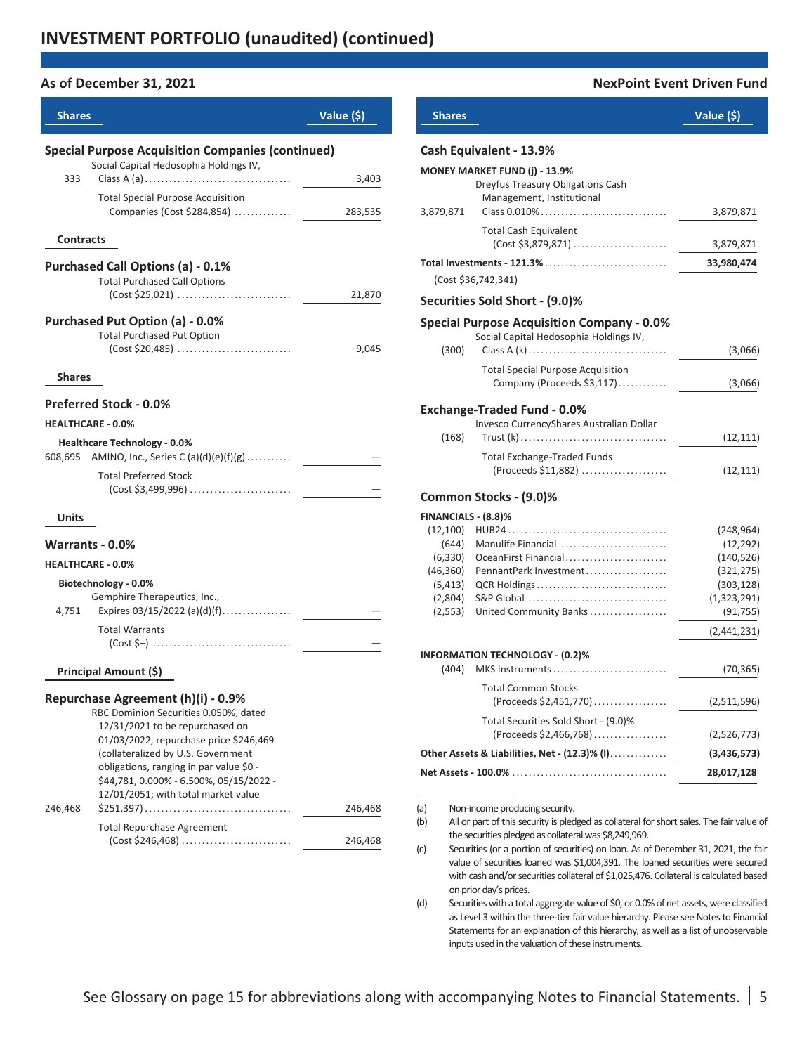# INVESTMENT PORTFOLIO (unaudited) (continued)

**As of December 31, 2021** — **NexPoint Event Driven Fund**

| Shares | | Value ($) |
|---|---|---|
| **Special Purpose Acquisition Companies (continued)** | | |
| 333 | Social Capital Hedosophia Holdings IV, Class A (a) | 3,403 |
| | Total Special Purpose Acquisition Companies (Cost $284,854) | 283,535 |
| **Contracts** | | |
| **Purchased Call Options (a) - 0.1%** | | |
| | Total Purchased Call Options (Cost $25,021) | 21,870 |
| **Purchased Put Option (a) - 0.0%** | | |
| | Total Purchased Put Option (Cost $20,485) | 9,045 |
| **Shares** | | |
| **Preferred Stock - 0.0%** | | |
| **HEALTHCARE - 0.0%** | | |
| **Healthcare Technology - 0.0%** | | |
| 608,695 | AMINO, Inc., Series C (a)(d)(e)(f)(g) | — |
| | Total Preferred Stock (Cost $3,499,996) | — |
| **Units** | | |
| **Warrants - 0.0%** | | |
| **HEALTHCARE - 0.0%** | | |
| **Biotechnology - 0.0%** | | |
| 4,751 | Gemphire Therapeutics, Inc., Expires 03/15/2022 (a)(d)(f) | — |
| | Total Warrants (Cost $–) | — |
| **Principal Amount ($)** | | |
| **Repurchase Agreement (h)(i) - 0.9%** | | |
| 246,468 | RBC Dominion Securities 0.050%, dated 12/31/2021 to be repurchased on 01/03/2022, repurchase price $246,469 (collateralized by U.S. Government obligations, ranging in par value $0 - $44,781, 0.000% - 6.500%, 05/15/2022 - 12/01/2051; with total market value $251,397) | 246,468 |
| | Total Repurchase Agreement (Cost $246,468) | 246,468 |

| Shares | | Value ($) |
|---|---|---|
| **Cash Equivalent - 13.9%** | | |
| **MONEY MARKET FUND (j) - 13.9%** | | |
| 3,879,871 | Dreyfus Treasury Obligations Cash Management, Institutional Class 0.010% | 3,879,871 |
| | Total Cash Equivalent (Cost $3,879,871) | 3,879,871 |
| **Total Investments - 121.3%** | | **33,980,474** |
| | (Cost $36,742,341) | |
| **Securities Sold Short - (9.0)%** | | |
| **Special Purpose Acquisition Company - 0.0%** | | |
| (300) | Social Capital Hedosophia Holdings IV, Class A (k) | (3,066) |
| | Total Special Purpose Acquisition Company (Proceeds $3,117) | (3,066) |
| **Exchange-Traded Fund - 0.0%** | | |
| (168) | Invesco CurrencyShares Australian Dollar Trust (k) | (12,111) |
| | Total Exchange-Traded Funds (Proceeds $11,882) | (12,111) |
| **Common Stocks - (9.0)%** | | |
| **FINANCIALS - (8.8)%** | | |
| (12,100) | HUB24 | (248,964) |
| (644) | Manulife Financial | (12,292) |
| (6,330) | OceanFirst Financial | (140,526) |
| (46,360) | PennantPark Investment | (321,275) |
| (5,413) | QCR Holdings | (303,128) |
| (2,804) | S&P Global | (1,323,291) |
| (2,553) | United Community Banks | (91,755) |
| | | (2,441,231) |
| **INFORMATION TECHNOLOGY - (0.2)%** | | |
| (404) | MKS Instruments | (70,365) |
| | Total Common Stocks (Proceeds $2,451,770) | (2,511,596) |
| | Total Securities Sold Short - (9.0)% (Proceeds $2,466,768) | (2,526,773) |
| **Other Assets & Liabilities, Net - (12.3)% (l)** | | **(3,436,573)** |
| **Net Assets - 100.0%** | | **28,017,128** |

(a) Non-income producing security.

(b) All or part of this security is pledged as collateral for short sales. The fair value of the securities pledged as collateral was $8,249,969.

(c) Securities (or a portion of securities) on loan. As of December 31, 2021, the fair value of securities loaned was $1,004,391. The loaned securities were secured with cash and/or securities collateral of $1,025,476. Collateral is calculated based on prior day's prices.

(d) Securities with a total aggregate value of $0, or 0.0% of net assets, were classified as Level 3 within the three-tier fair value hierarchy. Please see Notes to Financial Statements for an explanation of this hierarchy, as well as a list of unobservable inputs used in the valuation of these instruments.

See Glossary on page 15 for abbreviations along with accompanying Notes to Financial Statements.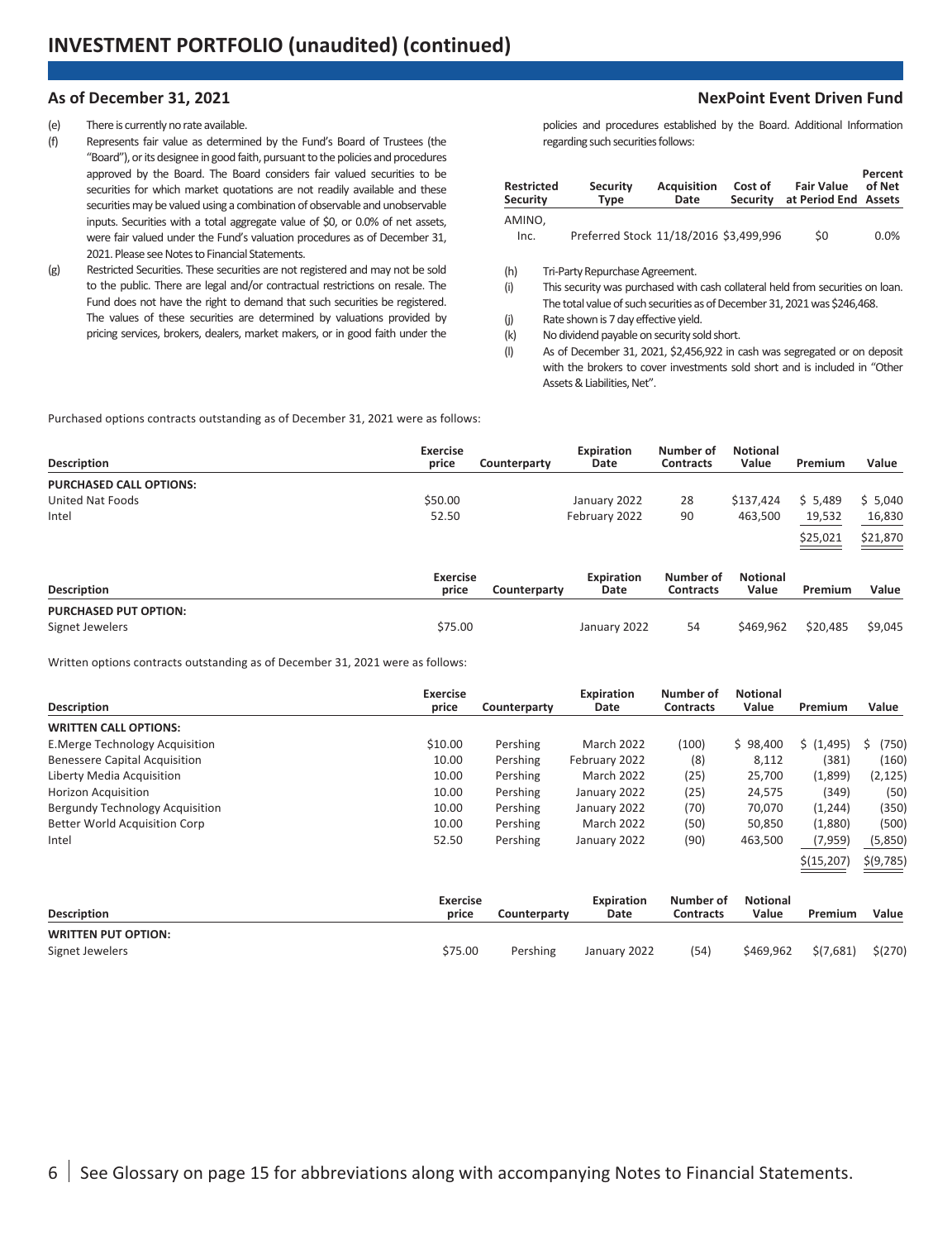# INVESTMENT PORTFOLIO (unaudited) (continued)

**As of December 31, 2021**

**NexPoint Event Driven Fund**

(e) There is currently no rate available.

(f) Represents fair value as determined by the Fund's Board of Trustees (the "Board"), or its designee in good faith, pursuant to the policies and procedures approved by the Board. The Board considers fair valued securities to be securities for which market quotations are not readily available and these securities may be valued using a combination of observable and unobservable inputs. Securities with a total aggregate value of $0, or 0.0% of net assets, were fair valued under the Fund's valuation procedures as of December 31, 2021. Please see Notes to Financial Statements.

(g) Restricted Securities. These securities are not registered and may not be sold to the public. There are legal and/or contractual restrictions on resale. The Fund does not have the right to demand that such securities be registered. The values of these securities are determined by valuations provided by pricing services, brokers, dealers, market makers, or in good faith under the policies and procedures established by the Board. Additional Information regarding such securities follows:

| Restricted Security | Security Type | Acquisition Date | Cost of Security | Fair Value at Period End | Percent of Net Assets |
|---|---|---|---|---|---|
| AMINO, Inc. | Preferred Stock | 11/18/2016 | $3,499,996 | $0 | 0.0% |

(h) Tri-Party Repurchase Agreement.

(i) This security was purchased with cash collateral held from securities on loan. The total value of such securities as of December 31, 2021 was $246,468.

(j) Rate shown is 7 day effective yield.

(k) No dividend payable on security sold short.

(l) As of December 31, 2021, $2,456,922 in cash was segregated or on deposit with the brokers to cover investments sold short and is included in "Other Assets & Liabilities, Net".

Purchased options contracts outstanding as of December 31, 2021 were as follows:

| Description | Exercise price | Counterparty | Expiration Date | Number of Contracts | Notional Value | Premium | Value |
|---|---|---|---|---|---|---|---|
| **PURCHASED CALL OPTIONS:** | | | | | | | |
| United Nat Foods | $50.00 | | January 2022 | 28 | $137,424 | $ 5,489 | $ 5,040 |
| Intel | 52.50 | | February 2022 | 90 | 463,500 | 19,532 | 16,830 |
| | | | | | | $25,021 | $21,870 |

| Description | Exercise price | Counterparty | Expiration Date | Number of Contracts | Notional Value | Premium | Value |
|---|---|---|---|---|---|---|---|
| **PURCHASED PUT OPTION:** | | | | | | | |
| Signet Jewelers | $75.00 | | January 2022 | 54 | $469,962 | $20,485 | $9,045 |

Written options contracts outstanding as of December 31, 2021 were as follows:

| Description | Exercise price | Counterparty | Expiration Date | Number of Contracts | Notional Value | Premium | Value |
|---|---|---|---|---|---|---|---|
| **WRITTEN CALL OPTIONS:** | | | | | | | |
| E.Merge Technology Acquisition | $10.00 | Pershing | March 2022 | (100) | $ 98,400 | $ (1,495) | $ (750) |
| Benessere Capital Acquisition | 10.00 | Pershing | February 2022 | (8) | 8,112 | (381) | (160) |
| Liberty Media Acquisition | 10.00 | Pershing | March 2022 | (25) | 25,700 | (1,899) | (2,125) |
| Horizon Acquisition | 10.00 | Pershing | January 2022 | (25) | 24,575 | (349) | (50) |
| Bergundy Technology Acquisition | 10.00 | Pershing | January 2022 | (70) | 70,070 | (1,244) | (350) |
| Better World Acquisition Corp | 10.00 | Pershing | March 2022 | (50) | 50,850 | (1,880) | (500) |
| Intel | 52.50 | Pershing | January 2022 | (90) | 463,500 | (7,959) | (5,850) |
| | | | | | | $(15,207) | $(9,785) |

| Description | Exercise price | Counterparty | Expiration Date | Number of Contracts | Notional Value | Premium | Value |
|---|---|---|---|---|---|---|---|
| **WRITTEN PUT OPTION:** | | | | | | | |
| Signet Jewelers | $75.00 | Pershing | January 2022 | (54) | $469,962 | $(7,681) | $(270) |

See Glossary on page 15 for abbreviations along with accompanying Notes to Financial Statements.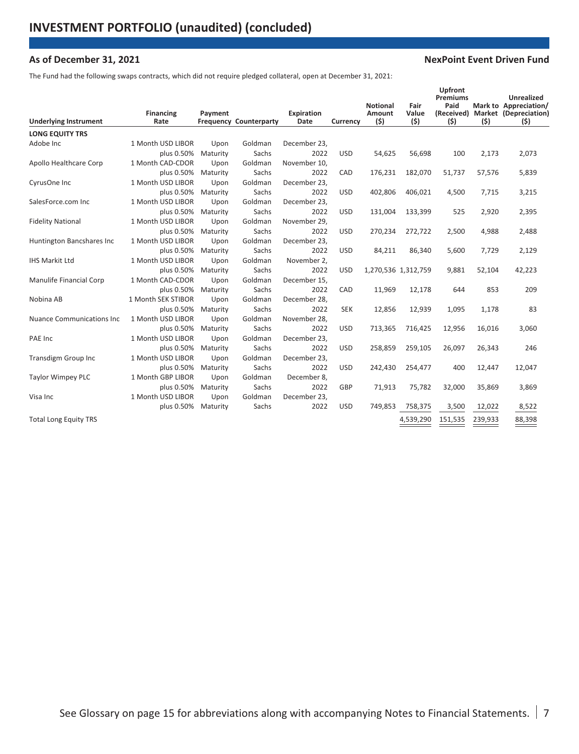# INVESTMENT PORTFOLIO (unaudited) (concluded)

**As of December 31, 2021** **NexPoint Event Driven Fund**

The Fund had the following swaps contracts, which did not require pledged collateral, open at December 31, 2021:

| Underlying Instrument | Financing Rate | Payment Frequency | Counterparty | Expiration Date | Currency | Notional Amount ($) | Fair Value ($) | Upfront Premiums Paid (Received) ($) | Mark to Market ($) | Unrealized Appreciation/ (Depreciation) ($) |
|---|---|---|---|---|---|---|---|---|---|---|
| **LONG EQUITY TRS** | | | | | | | | | | |
| Adobe Inc | 1 Month USD LIBOR plus 0.50% | Upon Maturity | Goldman Sachs | December 23, 2022 | USD | 54,625 | 56,698 | 100 | 2,173 | 2,073 |
| Apollo Healthcare Corp | 1 Month CAD-CDOR plus 0.50% | Upon Maturity | Goldman Sachs | November 10, 2022 | CAD | 176,231 | 182,070 | 51,737 | 57,576 | 5,839 |
| CyrusOne Inc | 1 Month USD LIBOR plus 0.50% | Upon Maturity | Goldman Sachs | December 23, 2022 | USD | 402,806 | 406,021 | 4,500 | 7,715 | 3,215 |
| SalesForce.com Inc | 1 Month USD LIBOR plus 0.50% | Upon Maturity | Goldman Sachs | December 23, 2022 | USD | 131,004 | 133,399 | 525 | 2,920 | 2,395 |
| Fidelity National | 1 Month USD LIBOR plus 0.50% | Upon Maturity | Goldman Sachs | November 29, 2022 | USD | 270,234 | 272,722 | 2,500 | 4,988 | 2,488 |
| Huntington Bancshares Inc | 1 Month USD LIBOR plus 0.50% | Upon Maturity | Goldman Sachs | December 23, 2022 | USD | 84,211 | 86,340 | 5,600 | 7,729 | 2,129 |
| IHS Markit Ltd | 1 Month USD LIBOR plus 0.50% | Upon Maturity | Goldman Sachs | November 2, 2022 | USD | 1,270,536 | 1,312,759 | 9,881 | 52,104 | 42,223 |
| Manulife Financial Corp | 1 Month CAD-CDOR plus 0.50% | Upon Maturity | Goldman Sachs | December 15, 2022 | CAD | 11,969 | 12,178 | 644 | 853 | 209 |
| Nobina AB | 1 Month SEK STIBOR plus 0.50% | Upon Maturity | Goldman Sachs | December 28, 2022 | SEK | 12,856 | 12,939 | 1,095 | 1,178 | 83 |
| Nuance Communications Inc | 1 Month USD LIBOR plus 0.50% | Upon Maturity | Goldman Sachs | November 28, 2022 | USD | 713,365 | 716,425 | 12,956 | 16,016 | 3,060 |
| PAE Inc | 1 Month USD LIBOR plus 0.50% | Upon Maturity | Goldman Sachs | December 23, 2022 | USD | 258,859 | 259,105 | 26,097 | 26,343 | 246 |
| Transdigm Group Inc | 1 Month USD LIBOR plus 0.50% | Upon Maturity | Goldman Sachs | December 23, 2022 | USD | 242,430 | 254,477 | 400 | 12,447 | 12,047 |
| Taylor Wimpey PLC | 1 Month GBP LIBOR plus 0.50% | Upon Maturity | Goldman Sachs | December 8, 2022 | GBP | 71,913 | 75,782 | 32,000 | 35,869 | 3,869 |
| Visa Inc | 1 Month USD LIBOR plus 0.50% | Upon Maturity | Goldman Sachs | December 23, 2022 | USD | 749,853 | 758,375 | 3,500 | 12,022 | 8,522 |
| Total Long Equity TRS | | | | | | | 4,539,290 | 151,535 | 239,933 | 88,398 |

See Glossary on page 15 for abbreviations along with accompanying Notes to Financial Statements.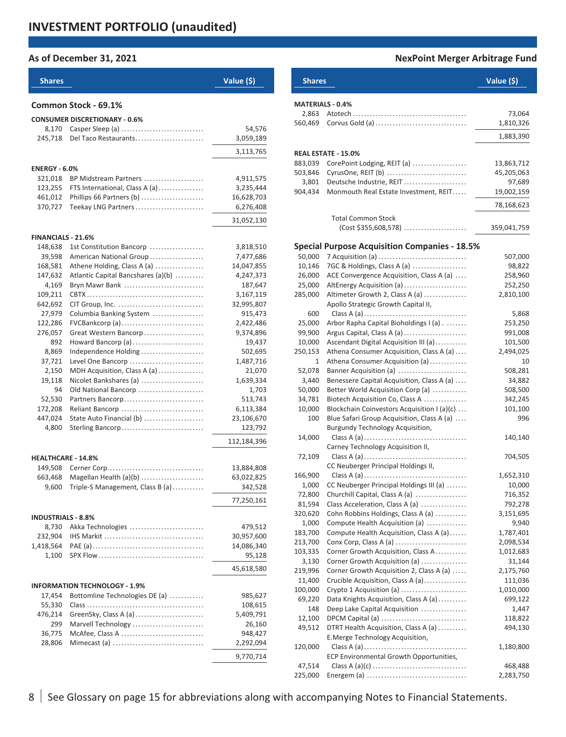# INVESTMENT PORTFOLIO (unaudited)

**As of December 31, 2021**

**NexPoint Merger Arbitrage Fund**

| Shares | | Value ($) |
|---|---|---|
| **Common Stock - 69.1%** | | |
| **CONSUMER DISCRETIONARY - 0.6%** | | |
| 8,170 | Casper Sleep (a) | 54,576 |
| 245,718 | Del Taco Restaurants | 3,059,189 |
| | | 3,113,765 |
| **ENERGY - 6.0%** | | |
| 321,018 | BP Midstream Partners | 4,911,575 |
| 123,255 | FTS International, Class A (a) | 3,235,444 |
| 461,012 | Phillips 66 Partners (b) | 16,628,703 |
| 370,727 | Teekay LNG Partners | 6,276,408 |
| | | 31,052,130 |
| **FINANCIALS - 21.6%** | | |
| 148,638 | 1st Constitution Bancorp | 3,818,510 |
| 39,598 | American National Group | 7,477,686 |
| 168,581 | Athene Holding, Class A (a) | 14,047,855 |
| 147,632 | Atlantic Capital Bancshares (a)(b) | 4,247,373 |
| 4,169 | Bryn Mawr Bank | 187,647 |
| 109,211 | CBTX | 3,167,119 |
| 642,692 | CIT Group, Inc. | 32,995,807 |
| 27,979 | Columbia Banking System | 915,473 |
| 122,286 | FVCBankcorp (a) | 2,422,486 |
| 276,057 | Great Western Bancorp | 9,374,896 |
| 892 | Howard Bancorp (a) | 19,437 |
| 8,869 | Independence Holding | 502,695 |
| 37,721 | Level One Bancorp | 1,487,716 |
| 2,150 | MDH Acquisition, Class A (a) | 21,070 |
| 19,118 | Nicolet Bankshares (a) | 1,639,334 |
| 94 | Old National Bancorp | 1,703 |
| 52,530 | Partners Bancorp | 513,743 |
| 172,208 | Reliant Bancorp | 6,113,384 |
| 447,024 | State Auto Financial (b) | 23,106,670 |
| 4,800 | Sterling Bancorp | 123,792 |
| | | 112,184,396 |
| **HEALTHCARE - 14.8%** | | |
| 149,508 | Cerner Corp. | 13,884,808 |
| 663,468 | Magellan Health (a)(b) | 63,022,825 |
| 9,600 | Triple-S Management, Class B (a) | 342,528 |
| | | 77,250,161 |
| **INDUSTRIALS - 8.8%** | | |
| 8,730 | Akka Technologies | 479,512 |
| 232,904 | IHS Markit | 30,957,600 |
| 1,418,564 | PAE (a) | 14,086,340 |
| 1,100 | SPX Flow | 95,128 |
| | | 45,618,580 |
| **INFORMATION TECHNOLOGY - 1.9%** | | |
| 17,454 | Bottomline Technologies DE (a) | 985,627 |
| 55,330 | Class | 108,615 |
| 476,214 | GreenSky, Class A (a) | 5,409,791 |
| 299 | Marvell Technology | 26,160 |
| 36,775 | McAfee, Class A | 948,427 |
| 28,806 | Mimecast (a) | 2,292,094 |
| | | 9,770,714 |
| **MATERIALS - 0.4%** | | |
| 2,863 | Atotech | 73,064 |
| 560,469 | Corvus Gold (a) | 1,810,326 |
| | | 1,883,390 |
| **REAL ESTATE - 15.0%** | | |
| 883,039 | CorePoint Lodging, REIT (a) | 13,863,712 |
| 503,846 | CyrusOne, REIT (b) | 45,205,063 |
| 3,801 | Deutsche Industrie, REIT | 97,689 |
| 904,434 | Monmouth Real Estate Investment, REIT | 19,002,159 |
| | | 78,168,623 |
| | Total Common Stock (Cost $355,608,578) | 359,041,759 |
| **Special Purpose Acquisition Companies - 18.5%** | | |
| 50,000 | 7 Acquisition (a) | 507,000 |
| 10,146 | 7GC & Holdings, Class A (a) | 98,822 |
| 26,000 | ACE Convergence Acquisition, Class A (a) | 258,960 |
| 25,000 | AltEnergy Acquisition (a) | 252,250 |
| 285,000 | Altimeter Growth 2, Class A (a) | 2,810,100 |
| 600 | Apollo Strategic Growth Capital II, Class A (a) | 5,868 |
| 25,000 | Arbor Rapha Capital Bioholdings I (a) | 253,250 |
| 99,900 | Argus Capital, Class A (a) | 991,008 |
| 10,000 | Ascendant Digital Acquisition III (a) | 101,500 |
| 250,153 | Athena Consumer Acquisition, Class A (a) | 2,494,025 |
| 1 | Athena Consumer Acquisition (a) | 10 |
| 52,078 | Banner Acquisition (a) | 508,281 |
| 3,440 | Benessere Capital Acquisition, Class A (a) | 34,882 |
| 50,000 | Better World Acquisition Corp (a) | 508,500 |
| 34,781 | Biotech Acquisition Co, Class A | 342,245 |
| 10,000 | Blockchain Coinvestors Acquisition I (a)(c) | 101,100 |
| 100 | Blue Safari Group Acquisition, Class A (a) | 996 |
| 14,000 | Burgundy Technology Acquisition, Class A (a) | 140,140 |
| 72,109 | Carney Technology Acquisition II, Class A (a) | 704,505 |
| 166,900 | CC Neuberger Principal Holdings II, Class A (a) | 1,652,310 |
| 1,000 | CC Neuberger Principal Holdings III (a) | 10,000 |
| 72,800 | Churchill Capital, Class A (a) | 716,352 |
| 81,594 | Class Acceleration, Class A (a) | 792,278 |
| 320,620 | Cohn Robbins Holdings, Class A (a) | 3,151,695 |
| 1,000 | Compute Health Acquisition (a) | 9,940 |
| 183,700 | Compute Health Acquisition, Class A (a) | 1,787,401 |
| 213,700 | Conx Corp, Class A (a) | 2,098,534 |
| 103,335 | Corner Growth Acquisition, Class A | 1,012,683 |
| 3,130 | Corner Growth Acquisition (a) | 31,144 |
| 219,996 | Corner Growth Acquisition 2, Class A (a) | 2,175,760 |
| 11,400 | Crucible Acquisition, Class A (a) | 111,036 |
| 100,000 | Crypto 1 Acquisition (a) | 1,010,000 |
| 69,220 | Data Knights Acquisition, Class A (a) | 699,122 |
| 148 | Deep Lake Capital Acquisition | 1,447 |
| 12,100 | DPCM Capital (a) | 118,822 |
| 49,512 | DTRT Health Acquisition, Class A (a) | 494,130 |
| 120,000 | E.Merge Technology Acquisition, Class A (a) | 1,180,800 |
| 47,514 | ECP Environmental Growth Opportunities, Class A (a)(c) | 468,488 |
| 225,000 | Energem (a) | 2,283,750 |

See Glossary on page 15 for abbreviations along with accompanying Notes to Financial Statements.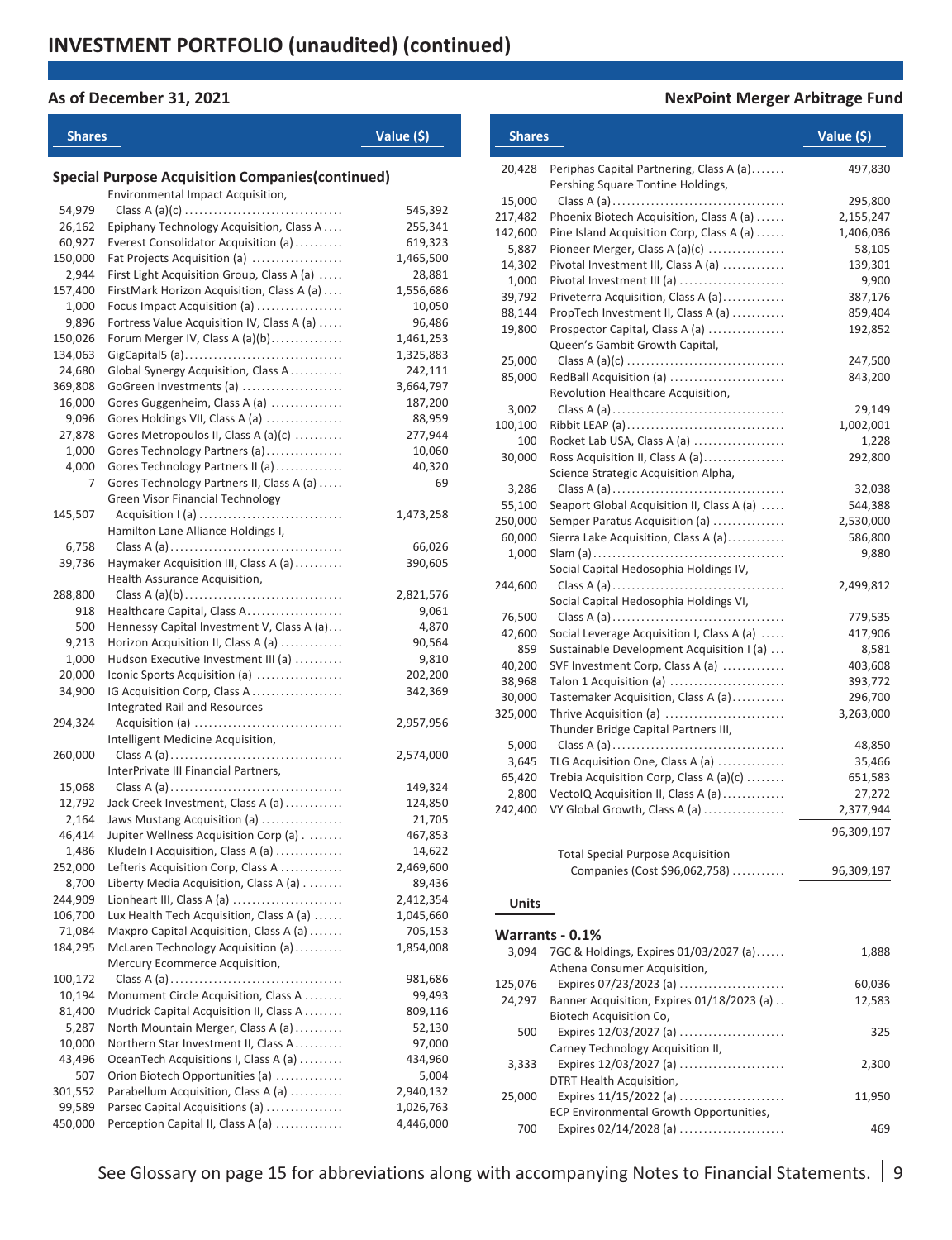# INVESTMENT PORTFOLIO (unaudited) (continued)

**As of December 31, 2021**

**NexPoint Merger Arbitrage Fund**

| Shares | | Value ($) |
|---|---|---|
| | **Special Purpose Acquisition Companies(continued)** | |
| 54,979 | Environmental Impact Acquisition, Class A (a)(c) | 545,392 |
| 26,162 | Epiphany Technology Acquisition, Class A | 255,341 |
| 60,927 | Everest Consolidator Acquisition (a) | 619,323 |
| 150,000 | Fat Projects Acquisition (a) | 1,465,500 |
| 2,944 | First Light Acquisition Group, Class A (a) | 28,881 |
| 157,400 | FirstMark Horizon Acquisition, Class A (a) | 1,556,686 |
| 1,000 | Focus Impact Acquisition (a) | 10,050 |
| 9,896 | Fortress Value Acquisition IV, Class A (a) | 96,486 |
| 150,026 | Forum Merger IV, Class A (a)(b) | 1,461,253 |
| 134,063 | GigCapital5 (a) | 1,325,883 |
| 24,680 | Global Synergy Acquisition, Class A | 242,111 |
| 369,808 | GoGreen Investments (a) | 3,664,797 |
| 16,000 | Gores Guggenheim, Class A (a) | 187,200 |
| 9,096 | Gores Holdings VII, Class A (a) | 88,959 |
| 27,878 | Gores Metropoulos II, Class A (a)(c) | 277,944 |
| 1,000 | Gores Technology Partners (a) | 10,060 |
| 4,000 | Gores Technology Partners II (a) | 40,320 |
| 7 | Gores Technology Partners II, Class A (a) | 69 |
| 145,507 | Green Visor Financial Technology Acquisition I (a) | 1,473,258 |
| 6,758 | Hamilton Lane Alliance Holdings I, Class A (a) | 66,026 |
| 39,736 | Haymaker Acquisition III, Class A (a) | 390,605 |
| 288,800 | Health Assurance Acquisition, Class A (a)(b) | 2,821,576 |
| 918 | Healthcare Capital, Class A | 9,061 |
| 500 | Hennessy Capital Investment V, Class A (a) | 4,870 |
| 9,213 | Horizon Acquisition II, Class A (a) | 90,564 |
| 1,000 | Hudson Executive Investment III (a) | 9,810 |
| 20,000 | Iconic Sports Acquisition (a) | 202,200 |
| 34,900 | IG Acquisition Corp, Class A | 342,369 |
| 294,324 | Integrated Rail and Resources Acquisition (a) | 2,957,956 |
| 260,000 | Intelligent Medicine Acquisition, Class A (a) | 2,574,000 |
| 15,068 | InterPrivate III Financial Partners, Class A (a) | 149,324 |
| 12,792 | Jack Creek Investment, Class A (a) | 124,850 |
| 2,164 | Jaws Mustang Acquisition (a) | 21,705 |
| 46,414 | Jupiter Wellness Acquisition Corp (a) | 467,853 |
| 1,486 | Kludeln I Acquisition, Class A (a) | 14,622 |
| 252,000 | Lefteris Acquisition Corp, Class A | 2,469,600 |
| 8,700 | Liberty Media Acquisition, Class A (a) | 89,436 |
| 244,909 | Lionheart III, Class A (a) | 2,412,354 |
| 106,700 | Lux Health Tech Acquisition, Class A (a) | 1,045,660 |
| 71,084 | Maxpro Capital Acquisition, Class A (a) | 705,153 |
| 184,295 | McLaren Technology Acquisition (a) | 1,854,008 |
| 100,172 | Mercury Ecommerce Acquisition, Class A (a) | 981,686 |
| 10,194 | Monument Circle Acquisition, Class A | 99,493 |
| 81,400 | Mudrick Capital Acquisition II, Class A | 809,116 |
| 5,287 | North Mountain Merger, Class A (a) | 52,130 |
| 10,000 | Northern Star Investment II, Class A | 97,000 |
| 43,496 | OceanTech Acquisitions I, Class A (a) | 434,960 |
| 507 | Orion Biotech Opportunities (a) | 5,004 |
| 301,552 | Parabellum Acquisition, Class A (a) | 2,940,132 |
| 99,589 | Parsec Capital Acquisitions (a) | 1,026,763 |
| 450,000 | Perception Capital II, Class A (a) | 4,446,000 |
| 20,428 | Periphas Capital Partnering, Class A (a) | 497,830 |
| 15,000 | Pershing Square Tontine Holdings, Class A (a) | 295,800 |
| 217,482 | Phoenix Biotech Acquisition, Class A (a) | 2,155,247 |
| 142,600 | Pine Island Acquisition Corp, Class A (a) | 1,406,036 |
| 5,887 | Pioneer Merger, Class A (a)(c) | 58,105 |
| 14,302 | Pivotal Investment III, Class A (a) | 139,301 |
| 1,000 | Pivotal Investment III (a) | 9,900 |
| 39,792 | Priveterra Acquisition, Class A (a) | 387,176 |
| 88,144 | PropTech Investment II, Class A (a) | 859,404 |
| 19,800 | Prospector Capital, Class A (a) | 192,852 |
| 25,000 | Queen's Gambit Growth Capital, Class A (a)(c) | 247,500 |
| 85,000 | RedBall Acquisition (a) | 843,200 |
| 3,002 | Revolution Healthcare Acquisition, Class A (a) | 29,149 |
| 100,100 | Ribbit LEAP (a) | 1,002,001 |
| 100 | Rocket Lab USA, Class A (a) | 1,228 |
| 30,000 | Ross Acquisition II, Class A (a) | 292,800 |
| 3,286 | Science Strategic Acquisition Alpha, Class A (a) | 32,038 |
| 55,100 | Seaport Global Acquisition II, Class A (a) | 544,388 |
| 250,000 | Semper Paratus Acquisition (a) | 2,530,000 |
| 60,000 | Sierra Lake Acquisition, Class A (a) | 586,800 |
| 1,000 | Slam (a) | 9,880 |
| 244,600 | Social Capital Hedosophia Holdings IV, Class A (a) | 2,499,812 |
| 76,500 | Social Capital Hedosophia Holdings VI, Class A (a) | 779,535 |
| 42,600 | Social Leverage Acquisition I, Class A (a) | 417,906 |
| 859 | Sustainable Development Acquisition I (a) | 8,581 |
| 40,200 | SVF Investment Corp, Class A (a) | 403,608 |
| 38,968 | Talon 1 Acquisition (a) | 393,772 |
| 30,000 | Tastemaker Acquisition, Class A (a) | 296,700 |
| 325,000 | Thrive Acquisition (a) | 3,263,000 |
| 5,000 | Thunder Bridge Capital Partners III, Class A (a) | 48,850 |
| 3,645 | TLG Acquisition One, Class A (a) | 35,466 |
| 65,420 | Trebia Acquisition Corp, Class A (a)(c) | 651,583 |
| 2,800 | VectoIQ Acquisition II, Class A (a) | 27,272 |
| 242,400 | VY Global Growth, Class A (a) | 2,377,944 |
| | | 96,309,197 |
| | Total Special Purpose Acquisition Companies (Cost $96,062,758) | 96,309,197 |

| Units | | |
|---|---|---|
| | **Warrants - 0.1%** | |
| 3,094 | 7GC & Holdings, Expires 01/03/2027 (a) | 1,888 |
| 125,076 | Athena Consumer Acquisition, Expires 07/23/2023 (a) | 60,036 |
| 24,297 | Banner Acquisition, Expires 01/18/2023 (a) | 12,583 |
| 500 | Biotech Acquisition Co, Expires 12/03/2027 (a) | 325 |
| 3,333 | Carney Technology Acquisition II, Expires 12/03/2027 (a) | 2,300 |
| 25,000 | DTRT Health Acquisition, Expires 11/15/2022 (a) | 11,950 |
| 700 | ECP Environmental Growth Opportunities, Expires 02/14/2028 (a) | 469 |

See Glossary on page 15 for abbreviations along with accompanying Notes to Financial Statements.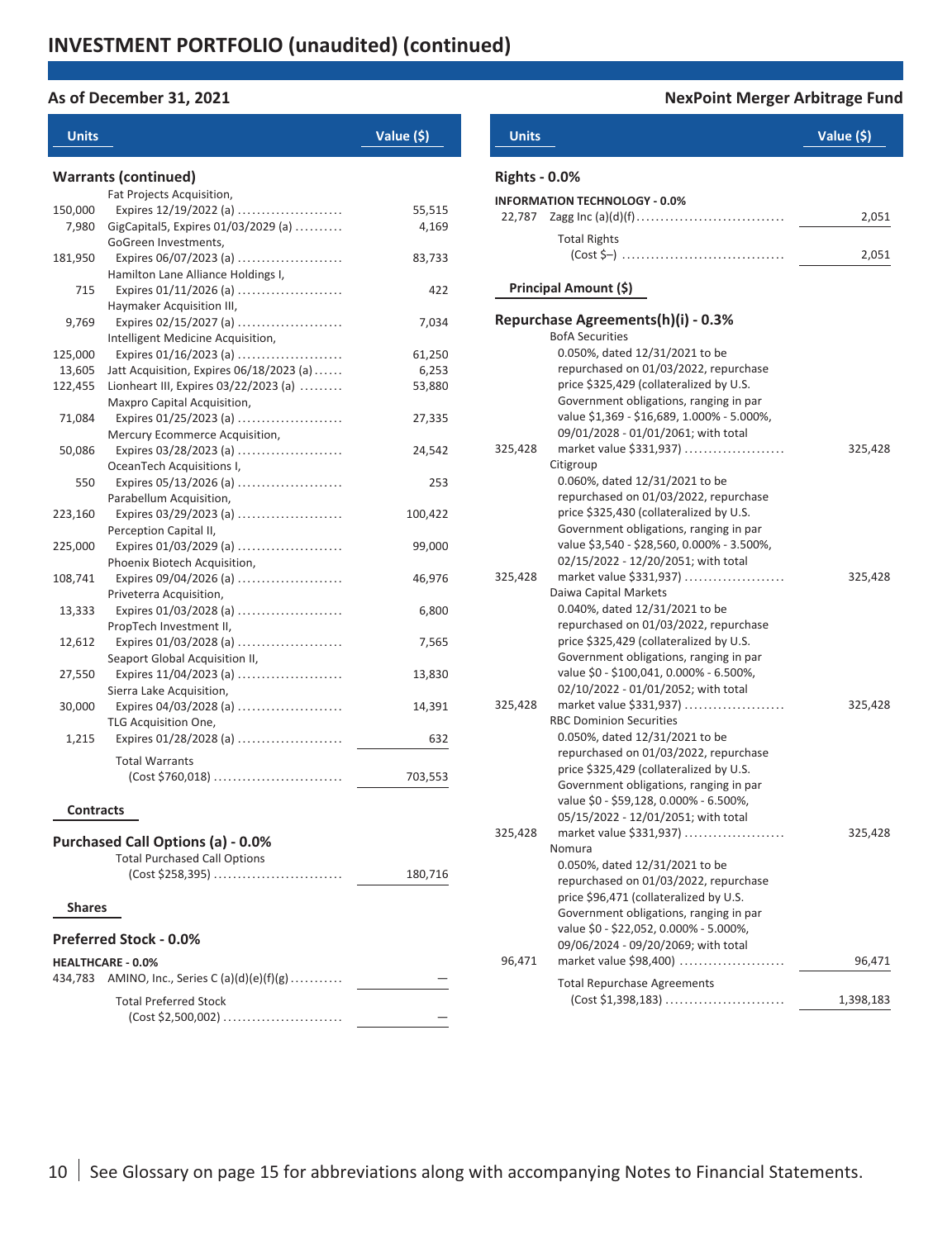## INVESTMENT PORTFOLIO (unaudited) (continued)

**As of December 31, 2021** — **NexPoint Merger Arbitrage Fund**

| Units | | Value ($) |
|---|---|---|
| | **Warrants (continued)** | |
| 150,000 | Fat Projects Acquisition, Expires 12/19/2022 (a) | 55,515 |
| 7,980 | GigCapital5, Expires 01/03/2029 (a) | 4,169 |
| 181,950 | GoGreen Investments, Expires 06/07/2023 (a) | 83,733 |
| 715 | Hamilton Lane Alliance Holdings I, Expires 01/11/2026 (a) | 422 |
| 9,769 | Haymaker Acquisition III, Expires 02/15/2027 (a) | 7,034 |
| 125,000 | Intelligent Medicine Acquisition, Expires 01/16/2023 (a) | 61,250 |
| 13,605 | Jatt Acquisition, Expires 06/18/2023 (a) | 6,253 |
| 122,455 | Lionheart III, Expires 03/22/2023 (a) | 53,880 |
| 71,084 | Maxpro Capital Acquisition, Expires 01/25/2023 (a) | 27,335 |
| 50,086 | Mercury Ecommerce Acquisition, Expires 03/28/2023 (a) | 24,542 |
| 550 | OceanTech Acquisitions I, Expires 05/13/2026 (a) | 253 |
| 223,160 | Parabellum Acquisition, Expires 03/29/2023 (a) | 100,422 |
| 225,000 | Perception Capital II, Expires 01/03/2029 (a) | 99,000 |
| 108,741 | Phoenix Biotech Acquisition, Expires 09/04/2026 (a) | 46,976 |
| 13,333 | Priveterra Acquisition, Expires 01/03/2028 (a) | 6,800 |
| 12,612 | PropTech Investment II, Expires 01/03/2028 (a) | 7,565 |
| 27,550 | Seaport Global Acquisition II, Expires 11/04/2023 (a) | 13,830 |
| 30,000 | Sierra Lake Acquisition, Expires 04/03/2028 (a) | 14,391 |
| 1,215 | TLG Acquisition One, Expires 01/28/2028 (a) | 632 |
| | Total Warrants (Cost $760,018) | 703,553 |

| Contracts | | Value ($) |
|---|---|---|
| | **Purchased Call Options (a) - 0.0%** | |
| | Total Purchased Call Options (Cost $258,395) | 180,716 |

| Shares | | Value ($) |
|---|---|---|
| | **Preferred Stock - 0.0%** | |
| | **HEALTHCARE - 0.0%** | |
| 434,783 | AMINO, Inc., Series C (a)(d)(e)(f)(g) | — |
| | Total Preferred Stock (Cost $2,500,002) | — |

| Units | | Value ($) |
|---|---|---|
| | **Rights - 0.0%** | |
| | **INFORMATION TECHNOLOGY - 0.0%** | |
| 22,787 | Zagg Inc (a)(d)(f) | 2,051 |
| | Total Rights (Cost $–) | 2,051 |

| Principal Amount ($) | | Value ($) |
|---|---|---|
| | **Repurchase Agreements(h)(i) - 0.3%** | |
| 325,428 | BofA Securities 0.050%, dated 12/31/2021 to be repurchased on 01/03/2022, repurchase price $325,429 (collateralized by U.S. Government obligations, ranging in par value $1,369 - $16,689, 1.000% - 5.000%, 09/01/2028 - 01/01/2061; with total market value $331,937) | 325,428 |
| 325,428 | Citigroup 0.060%, dated 12/31/2021 to be repurchased on 01/03/2022, repurchase price $325,430 (collateralized by U.S. Government obligations, ranging in par value $3,540 - $28,560, 0.000% - 3.500%, 02/15/2022 - 12/20/2051; with total market value $331,937) | 325,428 |
| 325,428 | Daiwa Capital Markets 0.040%, dated 12/31/2021 to be repurchased on 01/03/2022, repurchase price $325,429 (collateralized by U.S. Government obligations, ranging in par value $0 - $100,041, 0.000% - 6.500%, 02/10/2022 - 01/01/2052; with total market value $331,937) | 325,428 |
| 325,428 | RBC Dominion Securities 0.050%, dated 12/31/2021 to be repurchased on 01/03/2022, repurchase price $325,429 (collateralized by U.S. Government obligations, ranging in par value $0 - $59,128, 0.000% - 6.500%, 05/15/2022 - 12/01/2051; with total market value $331,937) | 325,428 |
| 96,471 | Nomura 0.050%, dated 12/31/2021 to be repurchased on 01/03/2022, repurchase price $96,471 (collateralized by U.S. Government obligations, ranging in par value $0 - $22,052, 0.000% - 5.000%, 09/06/2024 - 09/20/2069; with total market value $98,400) | 96,471 |
| | Total Repurchase Agreements (Cost $1,398,183) | 1,398,183 |

See Glossary on page 15 for abbreviations along with accompanying Notes to Financial Statements.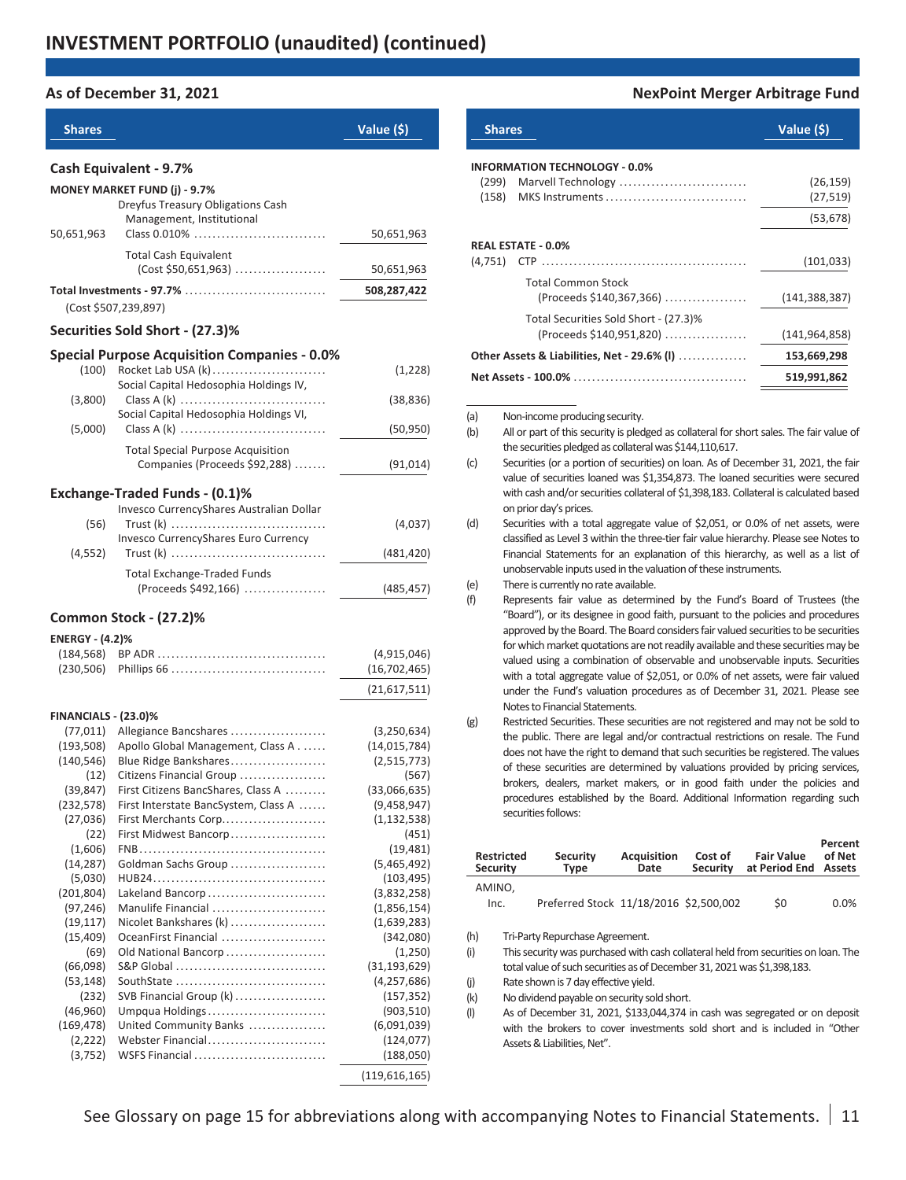# INVESTMENT PORTFOLIO (unaudited) (continued)

**As of December 31, 2021** | **NexPoint Merger Arbitrage Fund**

| Shares | | Value ($) |
|---|---|---|
| **Cash Equivalent - 9.7%** | | |
| **MONEY MARKET FUND (j) - 9.7%** | | |
| 50,651,963 | Dreyfus Treasury Obligations Cash Management, Institutional Class 0.010% | 50,651,963 |
| | Total Cash Equivalent (Cost $50,651,963) | 50,651,963 |
| **Total Investments - 97.7%** (Cost $507,239,897) | | **508,287,422** |
| **Securities Sold Short - (27.3)%** | | |
| **Special Purpose Acquisition Companies - 0.0%** | | |
| (100) | Rocket Lab USA (k) | (1,228) |
| (3,800) | Social Capital Hedosophia Holdings IV, Class A (k) | (38,836) |
| (5,000) | Social Capital Hedosophia Holdings VI, Class A (k) | (50,950) |
| | Total Special Purpose Acquisition Companies (Proceeds $92,288) | (91,014) |
| **Exchange-Traded Funds - (0.1)%** | | |
| (56) | Invesco CurrencyShares Australian Dollar Trust (k) | (4,037) |
| (4,552) | Invesco CurrencyShares Euro Currency Trust (k) | (481,420) |
| | Total Exchange-Traded Funds (Proceeds $492,166) | (485,457) |
| **Common Stock - (27.2)%** | | |
| **ENERGY - (4.2)%** | | |
| (184,568) | BP ADR | (4,915,046) |
| (230,506) | Phillips 66 | (16,702,465) |
| | | (21,617,511) |
| **FINANCIALS - (23.0)%** | | |
| (77,011) | Allegiance Bancshares | (3,250,634) |
| (193,508) | Apollo Global Management, Class A | (14,015,784) |
| (140,546) | Blue Ridge Bankshares | (2,515,773) |
| (12) | Citizens Financial Group | (567) |
| (39,847) | First Citizens BancShares, Class A | (33,066,635) |
| (232,578) | First Interstate BancSystem, Class A | (9,458,947) |
| (27,036) | First Merchants Corp. | (1,132,538) |
| (22) | First Midwest Bancorp | (451) |
| (1,606) | FNB | (19,481) |
| (14,287) | Goldman Sachs Group | (5,465,492) |
| (5,030) | HUB24 | (103,495) |
| (201,804) | Lakeland Bancorp | (3,832,258) |
| (97,246) | Manulife Financial | (1,856,154) |
| (19,117) | Nicolet Bankshares (k) | (1,639,283) |
| (15,409) | OceanFirst Financial | (342,080) |
| (69) | Old National Bancorp | (1,250) |
| (66,098) | S&P Global | (31,193,629) |
| (53,148) | SouthState | (4,257,686) |
| (232) | SVB Financial Group (k) | (157,352) |
| (46,960) | Umpqua Holdings | (903,510) |
| (169,478) | United Community Banks | (6,091,039) |
| (2,222) | Webster Financial | (124,077) |
| (3,752) | WSFS Financial | (188,050) |
| | | (119,616,165) |
| **INFORMATION TECHNOLOGY - 0.0%** | | |
| (299) | Marvell Technology | (26,159) |
| (158) | MKS Instruments | (27,519) |
| | | (53,678) |
| **REAL ESTATE - 0.0%** | | |
| (4,751) | CTP | (101,033) |
| | Total Common Stock (Proceeds $140,367,366) | (141,388,387) |
| | Total Securities Sold Short - (27.3)% (Proceeds $140,951,820) | (141,964,858) |
| **Other Assets & Liabilities, Net - 29.6% (l)** | | **153,669,298** |
| **Net Assets - 100.0%** | | **519,991,862** |

(a) Non-income producing security.

(b) All or part of this security is pledged as collateral for short sales. The fair value of the securities pledged as collateral was $144,110,617.

(c) Securities (or a portion of securities) on loan. As of December 31, 2021, the fair value of securities loaned was $1,354,873. The loaned securities were secured with cash and/or securities collateral of $1,398,183. Collateral is calculated based on prior day's prices.

(d) Securities with a total aggregate value of $2,051, or 0.0% of net assets, were classified as Level 3 within the three-tier fair value hierarchy. Please see Notes to Financial Statements for an explanation of this hierarchy, as well as a list of unobservable inputs used in the valuation of these instruments.

(e) There is currently no rate available.

(f) Represents fair value as determined by the Fund's Board of Trustees (the "Board"), or its designee in good faith, pursuant to the policies and procedures approved by the Board. The Board considers fair valued securities to be securities for which market quotations are not readily available and these securities may be valued using a combination of observable and unobservable inputs. Securities with a total aggregate value of $2,051, or 0.0% of net assets, were fair valued under the Fund's valuation procedures as of December 31, 2021. Please see Notes to Financial Statements.

(g) Restricted Securities. These securities are not registered and may not be sold to the public. There are legal and/or contractual restrictions on resale. The Fund does not have the right to demand that such securities be registered. The values of these securities are determined by valuations provided by pricing services, brokers, dealers, market makers, or in good faith under the policies and procedures established by the Board. Additional Information regarding such securities follows:

| Restricted Security | Security Type | Acquisition Date | Cost of Security | Fair Value at Period End | Percent of Net Assets |
|---|---|---|---|---|---|
| AMINO, Inc. | Preferred Stock | 11/18/2016 | $2,500,002 | $0 | 0.0% |

(h) Tri-Party Repurchase Agreement.

(i) This security was purchased with cash collateral held from securities on loan. The total value of such securities as of December 31, 2021 was $1,398,183.

(j) Rate shown is 7 day effective yield.

(k) No dividend payable on security sold short.

(l) As of December 31, 2021, $133,044,374 in cash was segregated or on deposit with the brokers to cover investments sold short and is included in "Other Assets & Liabilities, Net".

See Glossary on page 15 for abbreviations along with accompanying Notes to Financial Statements.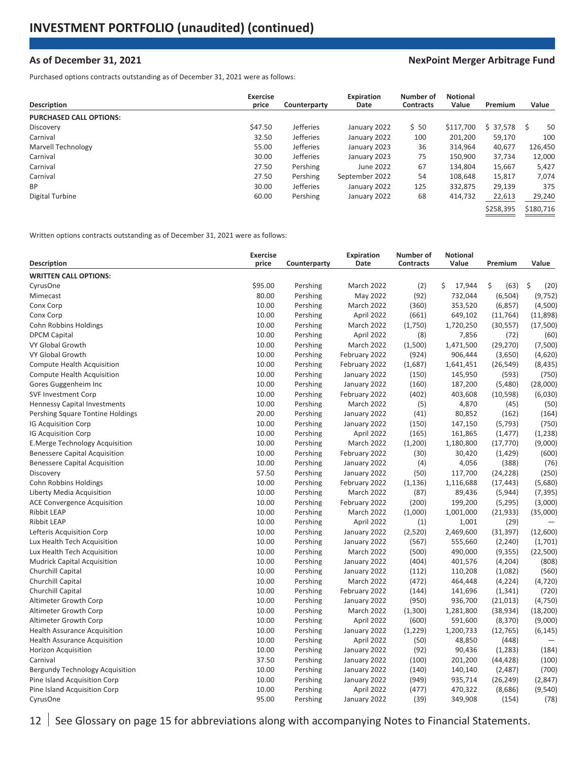## INVESTMENT PORTFOLIO (unaudited) (continued)

### As of December 31, 2021 — NexPoint Merger Arbitrage Fund

Purchased options contracts outstanding as of December 31, 2021 were as follows:

| Description | Exercise price | Counterparty | Expiration Date | Number of Contracts | Notional Value | Premium | Value |
|---|---|---|---|---|---|---|---|
| **PURCHASED CALL OPTIONS:** | | | | | | | |
| Discovery | $47.50 | Jefferies | January 2022 | $ 50 | $117,700 | $ 37,578 | $ 50 |
| Carnival | 32.50 | Jefferies | January 2022 | 100 | 201,200 | 59,170 | 100 |
| Marvell Technology | 55.00 | Jefferies | January 2023 | 36 | 314,964 | 40,677 | 126,450 |
| Carnival | 30.00 | Jefferies | January 2023 | 75 | 150,900 | 37,734 | 12,000 |
| Carnival | 27.50 | Pershing | June 2022 | 67 | 134,804 | 15,667 | 5,427 |
| Carnival | 27.50 | Pershing | September 2022 | 54 | 108,648 | 15,817 | 7,074 |
| BP | 30.00 | Jefferies | January 2022 | 125 | 332,875 | 29,139 | 375 |
| Digital Turbine | 60.00 | Pershing | January 2022 | 68 | 414,732 | 22,613 | 29,240 |
| | | | | | | $258,395 | $180,716 |

Written options contracts outstanding as of December 31, 2021 were as follows:

| Description | Exercise price | Counterparty | Expiration Date | Number of Contracts | Notional Value | Premium | Value |
|---|---|---|---|---|---|---|---|
| **WRITTEN CALL OPTIONS:** | | | | | | | |
| CyrusOne | $95.00 | Pershing | March 2022 | (2) | $ 17,944 | $ (63) | $ (20) |
| Mimecast | 80.00 | Pershing | May 2022 | (92) | 732,044 | (6,504) | (9,752) |
| Conx Corp | 10.00 | Pershing | March 2022 | (360) | 353,520 | (6,857) | (4,500) |
| Conx Corp | 10.00 | Pershing | April 2022 | (661) | 649,102 | (11,764) | (11,898) |
| Cohn Robbins Holdings | 10.00 | Pershing | March 2022 | (1,750) | 1,720,250 | (30,557) | (17,500) |
| DPCM Capital | 10.00 | Pershing | April 2022 | (8) | 7,856 | (72) | (60) |
| VY Global Growth | 10.00 | Pershing | March 2022 | (1,500) | 1,471,500 | (29,270) | (7,500) |
| VY Global Growth | 10.00 | Pershing | February 2022 | (924) | 906,444 | (3,650) | (4,620) |
| Compute Health Acquisition | 10.00 | Pershing | February 2022 | (1,687) | 1,641,451 | (26,549) | (8,435) |
| Compute Health Acquisition | 10.00 | Pershing | January 2022 | (150) | 145,950 | (593) | (750) |
| Gores Guggenheim Inc | 10.00 | Pershing | January 2022 | (160) | 187,200 | (5,480) | (28,000) |
| SVF Investment Corp | 10.00 | Pershing | February 2022 | (402) | 403,608 | (10,598) | (6,030) |
| Hennessy Capital Investments | 10.00 | Pershing | March 2022 | (5) | 4,870 | (45) | (50) |
| Pershing Square Tontine Holdings | 20.00 | Pershing | January 2022 | (41) | 80,852 | (162) | (164) |
| IG Acquisition Corp | 10.00 | Pershing | January 2022 | (150) | 147,150 | (5,793) | (750) |
| IG Acquisition Corp | 10.00 | Pershing | April 2022 | (165) | 161,865 | (1,477) | (1,238) |
| E.Merge Technology Acquisition | 10.00 | Pershing | March 2022 | (1,200) | 1,180,800 | (17,770) | (9,000) |
| Benessere Capital Acquisition | 10.00 | Pershing | February 2022 | (30) | 30,420 | (1,429) | (600) |
| Benessere Capital Acquisition | 10.00 | Pershing | January 2022 | (4) | 4,056 | (388) | (76) |
| Discovery | 57.50 | Pershing | January 2022 | (50) | 117,700 | (24,228) | (250) |
| Cohn Robbins Holdings | 10.00 | Pershing | February 2022 | (1,136) | 1,116,688 | (17,443) | (5,680) |
| Liberty Media Acquisition | 10.00 | Pershing | March 2022 | (87) | 89,436 | (5,944) | (7,395) |
| ACE Convergence Acquisition | 10.00 | Pershing | February 2022 | (200) | 199,200 | (5,295) | (3,000) |
| Ribbit LEAP | 10.00 | Pershing | March 2022 | (1,000) | 1,001,000 | (21,933) | (35,000) |
| Ribbit LEAP | 10.00 | Pershing | April 2022 | (1) | 1,001 | (29) | — |
| Lefteris Acquisition Corp | 10.00 | Pershing | January 2022 | (2,520) | 2,469,600 | (31,397) | (12,600) |
| Lux Health Tech Acquisition | 10.00 | Pershing | January 2022 | (567) | 555,660 | (2,240) | (1,701) |
| Lux Health Tech Acquisition | 10.00 | Pershing | March 2022 | (500) | 490,000 | (9,355) | (22,500) |
| Mudrick Capital Acquisition | 10.00 | Pershing | January 2022 | (404) | 401,576 | (4,204) | (808) |
| Churchill Capital | 10.00 | Pershing | January 2022 | (112) | 110,208 | (1,082) | (560) |
| Churchill Capital | 10.00 | Pershing | March 2022 | (472) | 464,448 | (4,224) | (4,720) |
| Churchill Capital | 10.00 | Pershing | February 2022 | (144) | 141,696 | (1,341) | (720) |
| Altimeter Growth Corp | 10.00 | Pershing | January 2022 | (950) | 936,700 | (21,013) | (4,750) |
| Altimeter Growth Corp | 10.00 | Pershing | March 2022 | (1,300) | 1,281,800 | (38,934) | (18,200) |
| Altimeter Growth Corp | 10.00 | Pershing | April 2022 | (600) | 591,600 | (8,370) | (9,000) |
| Health Assurance Acquisition | 10.00 | Pershing | January 2022 | (1,229) | 1,200,733 | (12,765) | (6,145) |
| Health Assurance Acquisition | 10.00 | Pershing | April 2022 | (50) | 48,850 | (448) | — |
| Horizon Acquisition | 10.00 | Pershing | January 2022 | (92) | 90,436 | (1,283) | (184) |
| Carnival | 37.50 | Pershing | January 2022 | (100) | 201,200 | (44,428) | (100) |
| Bergundy Technology Acquisition | 10.00 | Pershing | January 2022 | (140) | 140,140 | (2,487) | (700) |
| Pine Island Acquisition Corp | 10.00 | Pershing | January 2022 | (949) | 935,714 | (26,249) | (2,847) |
| Pine Island Acquisition Corp | 10.00 | Pershing | April 2022 | (477) | 470,322 | (8,686) | (9,540) |
| CyrusOne | 95.00 | Pershing | January 2022 | (39) | 349,908 | (154) | (78) |

See Glossary on page 15 for abbreviations along with accompanying Notes to Financial Statements.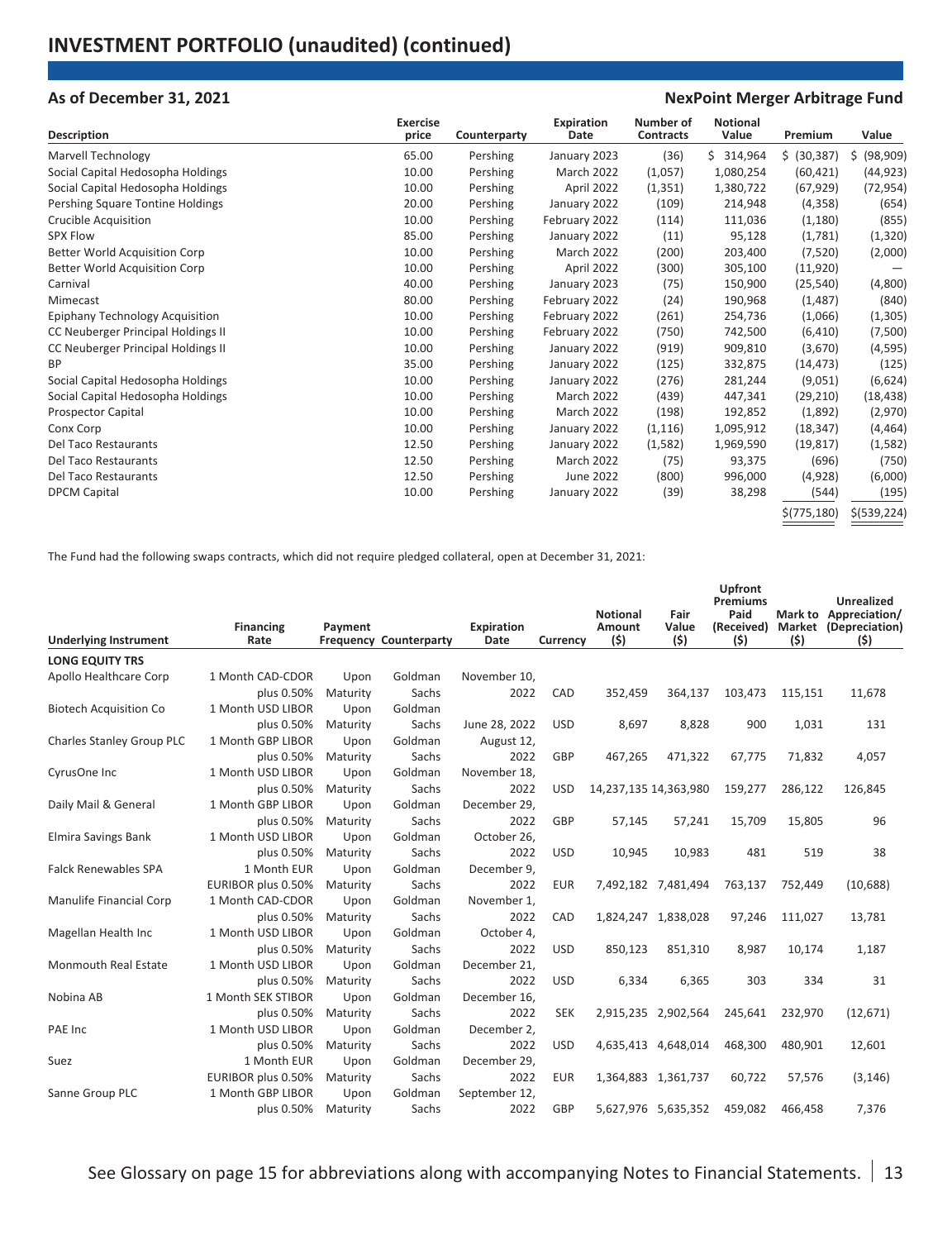## INVESTMENT PORTFOLIO (unaudited) (continued)

**As of December 31, 2021** — **NexPoint Merger Arbitrage Fund**

| Description | Exercise price | Counterparty | Expiration Date | Number of Contracts | Notional Value | Premium | Value |
|---|---|---|---|---|---|---|---|
| Marvell Technology | 65.00 | Pershing | January 2023 | (36) | $ 314,964 | $ (30,387) | $ (98,909) |
| Social Capital Hedosopha Holdings | 10.00 | Pershing | March 2022 | (1,057) | 1,080,254 | (60,421) | (44,923) |
| Social Capital Hedosopha Holdings | 10.00 | Pershing | April 2022 | (1,351) | 1,380,722 | (67,929) | (72,954) |
| Pershing Square Tontine Holdings | 20.00 | Pershing | January 2022 | (109) | 214,948 | (4,358) | (654) |
| Crucible Acquisition | 10.00 | Pershing | February 2022 | (114) | 111,036 | (1,180) | (855) |
| SPX Flow | 85.00 | Pershing | January 2022 | (11) | 95,128 | (1,781) | (1,320) |
| Better World Acquisition Corp | 10.00 | Pershing | March 2022 | (200) | 203,400 | (7,520) | (2,000) |
| Better World Acquisition Corp | 10.00 | Pershing | April 2022 | (300) | 305,100 | (11,920) | — |
| Carnival | 40.00 | Pershing | January 2023 | (75) | 150,900 | (25,540) | (4,800) |
| Mimecast | 80.00 | Pershing | February 2022 | (24) | 190,968 | (1,487) | (840) |
| Epiphany Technology Acquisition | 10.00 | Pershing | February 2022 | (261) | 254,736 | (1,066) | (1,305) |
| CC Neuberger Principal Holdings II | 10.00 | Pershing | February 2022 | (750) | 742,500 | (6,410) | (7,500) |
| CC Neuberger Principal Holdings II | 10.00 | Pershing | January 2022 | (919) | 909,810 | (3,670) | (4,595) |
| BP | 35.00 | Pershing | January 2022 | (125) | 332,875 | (14,473) | (125) |
| Social Capital Hedosopha Holdings | 10.00 | Pershing | January 2022 | (276) | 281,244 | (9,051) | (6,624) |
| Social Capital Hedosopha Holdings | 10.00 | Pershing | March 2022 | (439) | 447,341 | (29,210) | (18,438) |
| Prospector Capital | 10.00 | Pershing | March 2022 | (198) | 192,852 | (1,892) | (2,970) |
| Conx Corp | 10.00 | Pershing | January 2022 | (1,116) | 1,095,912 | (18,347) | (4,464) |
| Del Taco Restaurants | 12.50 | Pershing | January 2022 | (1,582) | 1,969,590 | (19,817) | (1,582) |
| Del Taco Restaurants | 12.50 | Pershing | March 2022 | (75) | 93,375 | (696) | (750) |
| Del Taco Restaurants | 12.50 | Pershing | June 2022 | (800) | 996,000 | (4,928) | (6,000) |
| DPCM Capital | 10.00 | Pershing | January 2022 | (39) | 38,298 | (544) | (195) |
| | | | | | | $(775,180) | $(539,224) |

The Fund had the following swaps contracts, which did not require pledged collateral, open at December 31, 2021:

| Underlying Instrument | Financing Rate | Payment Frequency | Counterparty | Expiration Date | Currency | Notional Amount ($) | Fair Value ($) | Upfront Premiums Paid (Received) ($) | Mark to Market ($) | Unrealized Appreciation/ (Depreciation) ($) |
|---|---|---|---|---|---|---|---|---|---|---|
| **LONG EQUITY TRS** | | | | | | | | | | |
| Apollo Healthcare Corp | 1 Month CAD-CDOR plus 0.50% | Upon Maturity | Goldman Sachs | November 10, 2022 | CAD | 352,459 | 364,137 | 103,473 | 115,151 | 11,678 |
| Biotech Acquisition Co | 1 Month USD LIBOR plus 0.50% | Upon Maturity | Goldman Sachs | June 28, 2022 | USD | 8,697 | 8,828 | 900 | 1,031 | 131 |
| Charles Stanley Group PLC | 1 Month GBP LIBOR plus 0.50% | Upon Maturity | Goldman Sachs | August 12, 2022 | GBP | 467,265 | 471,322 | 67,775 | 71,832 | 4,057 |
| CyrusOne Inc | 1 Month USD LIBOR plus 0.50% | Upon Maturity | Goldman Sachs | November 18, 2022 | USD | 14,237,135 | 14,363,980 | 159,277 | 286,122 | 126,845 |
| Daily Mail & General | 1 Month GBP LIBOR plus 0.50% | Upon Maturity | Goldman Sachs | December 29, 2022 | GBP | 57,145 | 57,241 | 15,709 | 15,805 | 96 |
| Elmira Savings Bank | 1 Month USD LIBOR plus 0.50% | Upon Maturity | Goldman Sachs | October 26, 2022 | USD | 10,945 | 10,983 | 481 | 519 | 38 |
| Falck Renewables SPA | 1 Month EUR EURIBOR plus 0.50% | Upon Maturity | Goldman Sachs | December 9, 2022 | EUR | 7,492,182 | 7,481,494 | 763,137 | 752,449 | (10,688) |
| Manulife Financial Corp | 1 Month CAD-CDOR plus 0.50% | Upon Maturity | Goldman Sachs | November 1, 2022 | CAD | 1,824,247 | 1,838,028 | 97,246 | 111,027 | 13,781 |
| Magellan Health Inc | 1 Month USD LIBOR plus 0.50% | Upon Maturity | Goldman Sachs | October 4, 2022 | USD | 850,123 | 851,310 | 8,987 | 10,174 | 1,187 |
| Monmouth Real Estate | 1 Month USD LIBOR plus 0.50% | Upon Maturity | Goldman Sachs | December 21, 2022 | USD | 6,334 | 6,365 | 303 | 334 | 31 |
| Nobina AB | 1 Month SEK STIBOR plus 0.50% | Upon Maturity | Goldman Sachs | December 16, 2022 | SEK | 2,915,235 | 2,902,564 | 245,641 | 232,970 | (12,671) |
| PAE Inc | 1 Month USD LIBOR plus 0.50% | Upon Maturity | Goldman Sachs | December 2, 2022 | USD | 4,635,413 | 4,648,014 | 468,300 | 480,901 | 12,601 |
| Suez | 1 Month EUR EURIBOR plus 0.50% | Upon Maturity | Goldman Sachs | December 29, 2022 | EUR | 1,364,883 | 1,361,737 | 60,722 | 57,576 | (3,146) |
| Sanne Group PLC | 1 Month GBP LIBOR plus 0.50% | Upon Maturity | Goldman Sachs | September 12, 2022 | GBP | 5,627,976 | 5,635,352 | 459,082 | 466,458 | 7,376 |

See Glossary on page 15 for abbreviations along with accompanying Notes to Financial Statements.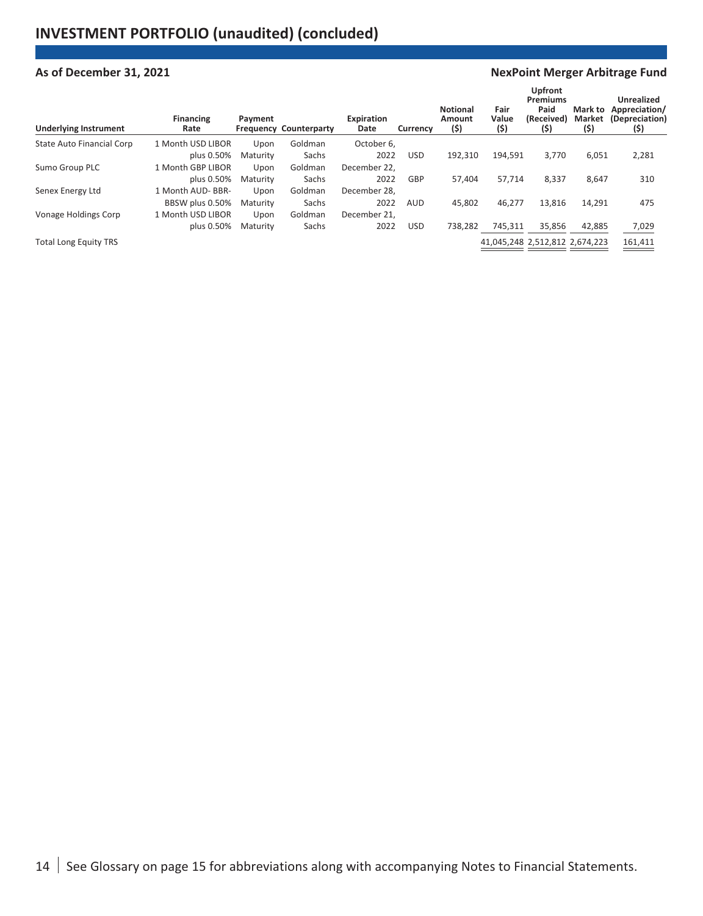# INVESTMENT PORTFOLIO (unaudited) (concluded)

**As of December 31, 2021** **NexPoint Merger Arbitrage Fund**

| Underlying Instrument | Financing Rate | Payment Frequency | Counterparty | Expiration Date | Currency | Notional Amount ($) | Fair Value ($) | Upfront Premiums Paid (Received) ($) | Mark to Market ($) | Unrealized Appreciation/ (Depreciation) ($) |
|---|---|---|---|---|---|---|---|---|---|---|
| State Auto Financial Corp | 1 Month USD LIBOR plus 0.50% | Upon Maturity | Goldman Sachs | October 6, 2022 | USD | 192,310 | 194,591 | 3,770 | 6,051 | 2,281 |
| Sumo Group PLC | 1 Month GBP LIBOR plus 0.50% | Upon Maturity | Goldman Sachs | December 22, 2022 | GBP | 57,404 | 57,714 | 8,337 | 8,647 | 310 |
| Senex Energy Ltd | 1 Month AUD- BBR-BBSW plus 0.50% | Upon Maturity | Goldman Sachs | December 28, 2022 | AUD | 45,802 | 46,277 | 13,816 | 14,291 | 475 |
| Vonage Holdings Corp | 1 Month USD LIBOR plus 0.50% | Upon Maturity | Goldman Sachs | December 21, 2022 | USD | 738,282 | 745,311 | 35,856 | 42,885 | 7,029 |
| Total Long Equity TRS | | | | | | | 41,045,248 | 2,512,812 | 2,674,223 | 161,411 |

See Glossary on page 15 for abbreviations along with accompanying Notes to Financial Statements.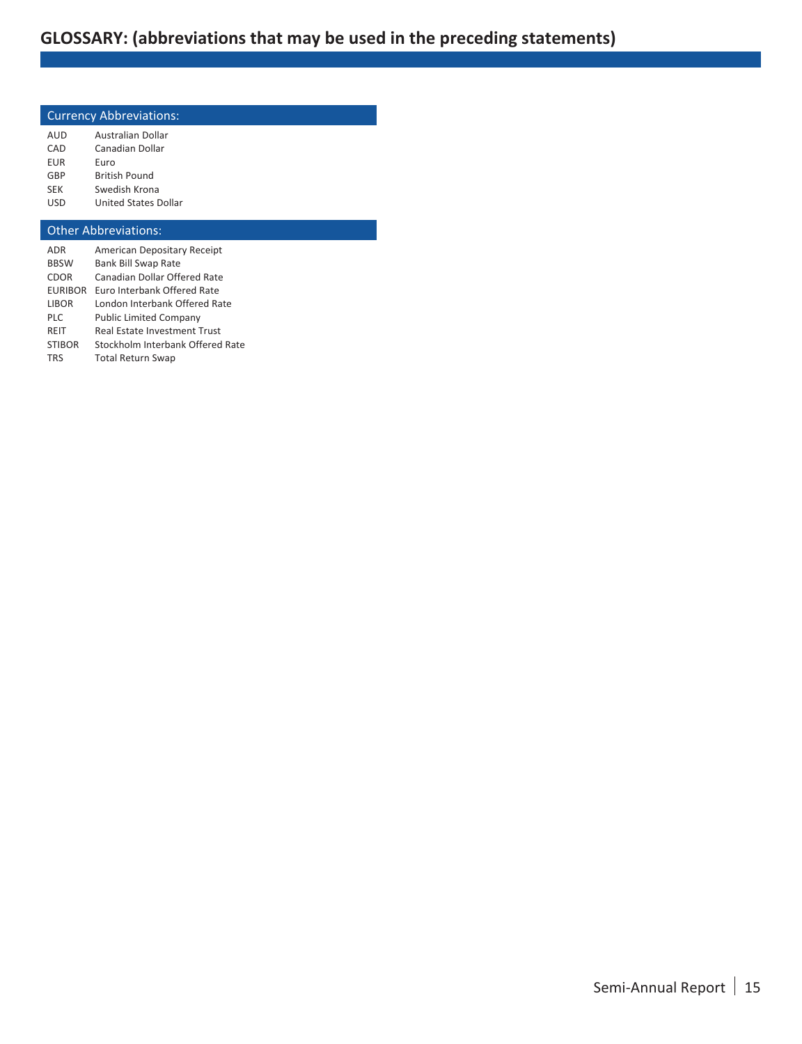# GLOSSARY: (abbreviations that may be used in the preceding statements)

## Currency Abbreviations:

| | |
|---|---|
| AUD | Australian Dollar |
| CAD | Canadian Dollar |
| EUR | Euro |
| GBP | British Pound |
| SEK | Swedish Krona |
| USD | United States Dollar |

## Other Abbreviations:

| | |
|---|---|
| ADR | American Depositary Receipt |
| BBSW | Bank Bill Swap Rate |
| CDOR | Canadian Dollar Offered Rate |
| EURIBOR | Euro Interbank Offered Rate |
| LIBOR | London Interbank Offered Rate |
| PLC | Public Limited Company |
| REIT | Real Estate Investment Trust |
| STIBOR | Stockholm Interbank Offered Rate |
| TRS | Total Return Swap |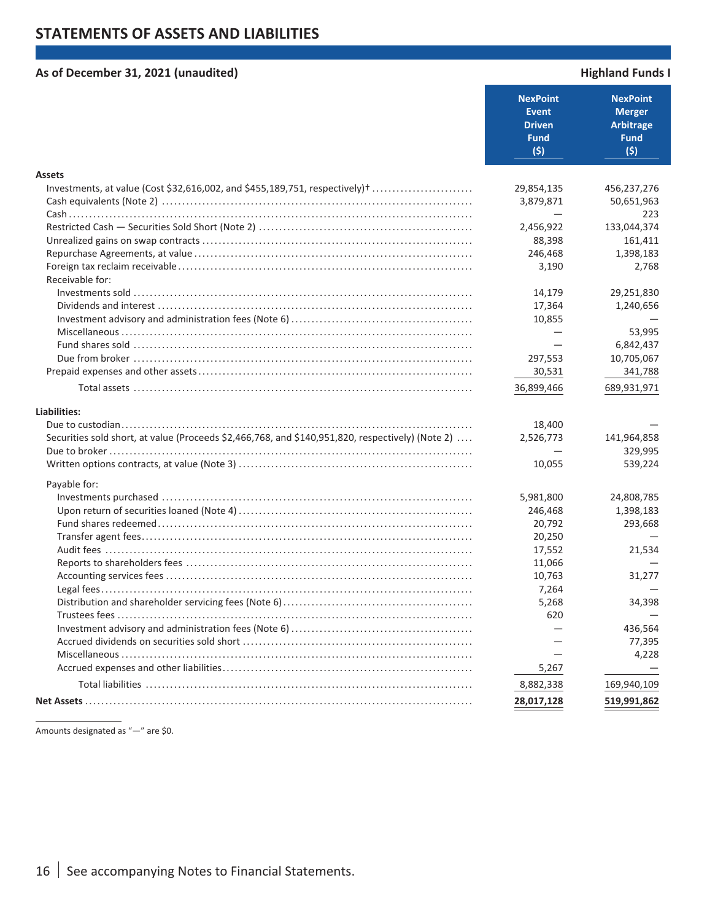## STATEMENTS OF ASSETS AND LIABILITIES

**As of December 31, 2021 (unaudited)** — **Highland Funds I**

| | NexPoint Event Driven Fund ($) | NexPoint Merger Arbitrage Fund ($) |
|---|---|---|
| **Assets** | | |
| Investments, at value (Cost $32,616,002, and $455,189,751, respectively)† | 29,854,135 | 456,237,276 |
| Cash equivalents (Note 2) | 3,879,871 | 50,651,963 |
| Cash | — | 223 |
| Restricted Cash — Securities Sold Short (Note 2) | 2,456,922 | 133,044,374 |
| Unrealized gains on swap contracts | 88,398 | 161,411 |
| Repurchase Agreements, at value | 246,468 | 1,398,183 |
| Foreign tax reclaim receivable | 3,190 | 2,768 |
| Receivable for: | | |
| Investments sold | 14,179 | 29,251,830 |
| Dividends and interest | 17,364 | 1,240,656 |
| Investment advisory and administration fees (Note 6) | 10,855 | — |
| Miscellaneous | — | 53,995 |
| Fund shares sold | — | 6,842,437 |
| Due from broker | 297,553 | 10,705,067 |
| Prepaid expenses and other assets | 30,531 | 341,788 |
| Total assets | 36,899,466 | 689,931,971 |
| **Liabilities:** | | |
| Due to custodian | 18,400 | — |
| Securities sold short, at value (Proceeds $2,466,768, and $140,951,820, respectively) (Note 2) | 2,526,773 | 141,964,858 |
| Due to broker | — | 329,995 |
| Written options contracts, at value (Note 3) | 10,055 | 539,224 |
| Payable for: | | |
| Investments purchased | 5,981,800 | 24,808,785 |
| Upon return of securities loaned (Note 4) | 246,468 | 1,398,183 |
| Fund shares redeemed | 20,792 | 293,668 |
| Transfer agent fees | 20,250 | — |
| Audit fees | 17,552 | 21,534 |
| Reports to shareholders fees | 11,066 | — |
| Accounting services fees | 10,763 | 31,277 |
| Legal fees | 7,264 | — |
| Distribution and shareholder servicing fees (Note 6) | 5,268 | 34,398 |
| Trustees fees | 620 | — |
| Investment advisory and administration fees (Note 6) | — | 436,564 |
| Accrued dividends on securities sold short | — | 77,395 |
| Miscellaneous | — | 4,228 |
| Accrued expenses and other liabilities | 5,267 | — |
| Total liabilities | 8,882,338 | 169,940,109 |
| **Net Assets** | **28,017,128** | **519,991,862** |

Amounts designated as "—" are $0.

See accompanying Notes to Financial Statements.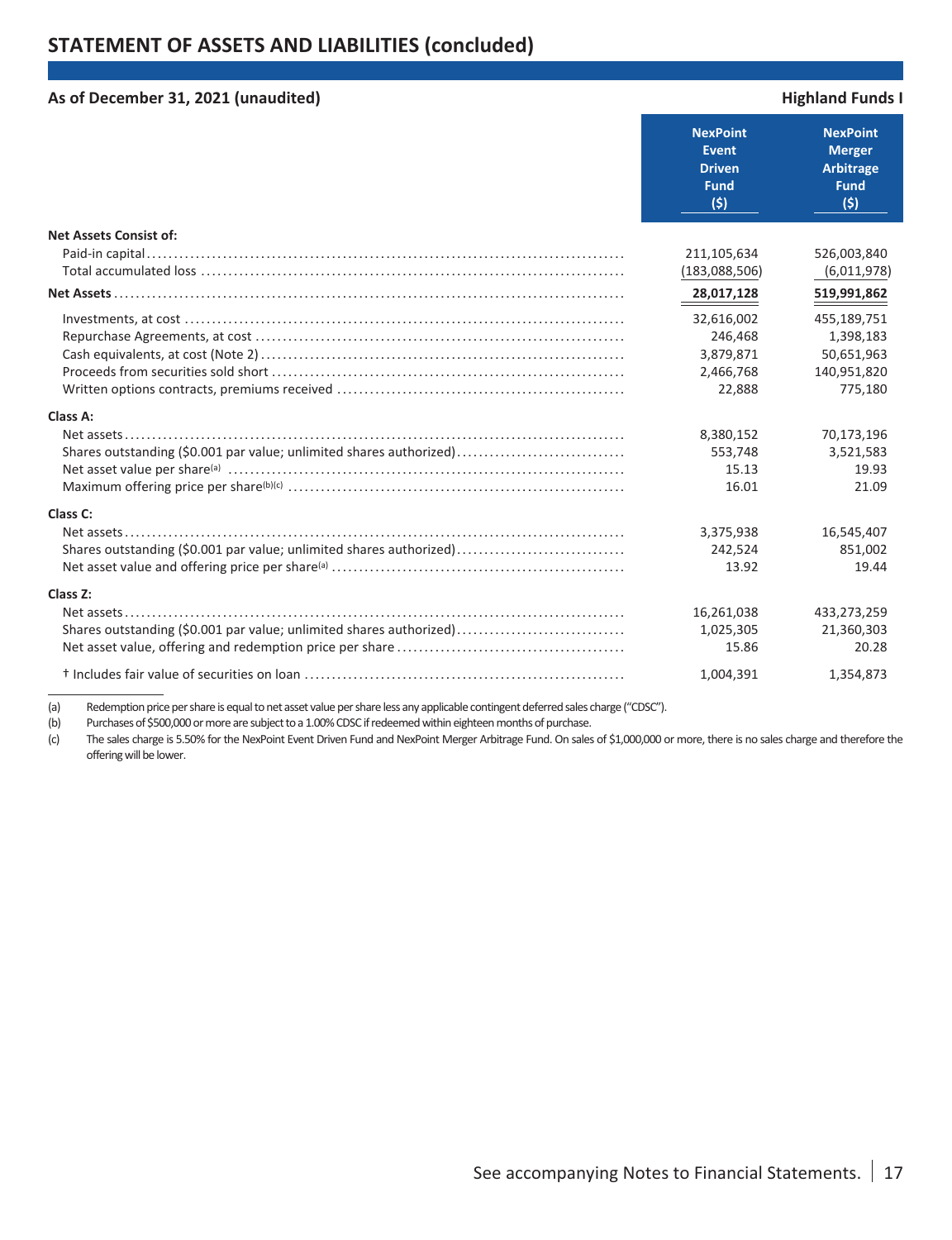## STATEMENT OF ASSETS AND LIABILITIES (concluded)

**As of December 31, 2021 (unaudited)**

**Highland Funds I**

| | NexPoint Event Driven Fund ($) | NexPoint Merger Arbitrage Fund ($) |
|---|---|---|
| **Net Assets Consist of:** | | |
| Paid-in capital | 211,105,634 | 526,003,840 |
| Total accumulated loss | (183,088,506) | (6,011,978) |
| **Net Assets** | **28,017,128** | **519,991,862** |
| Investments, at cost | 32,616,002 | 455,189,751 |
| Repurchase Agreements, at cost | 246,468 | 1,398,183 |
| Cash equivalents, at cost (Note 2) | 3,879,871 | 50,651,963 |
| Proceeds from securities sold short | 2,466,768 | 140,951,820 |
| Written options contracts, premiums received | 22,888 | 775,180 |
| **Class A:** | | |
| Net assets | 8,380,152 | 70,173,196 |
| Shares outstanding ($0.001 par value; unlimited shares authorized) | 553,748 | 3,521,583 |
| Net asset value per share[(a)] | 15.13 | 19.93 |
| Maximum offering price per share[(b)(c)] | 16.01 | 21.09 |
| **Class C:** | | |
| Net assets | 3,375,938 | 16,545,407 |
| Shares outstanding ($0.001 par value; unlimited shares authorized) | 242,524 | 851,002 |
| Net asset value and offering price per share[(a)] | 13.92 | 19.44 |
| **Class Z:** | | |
| Net assets | 16,261,038 | 433,273,259 |
| Shares outstanding ($0.001 par value; unlimited shares authorized) | 1,025,305 | 21,360,303 |
| Net asset value, offering and redemption price per share | 15.86 | 20.28 |
| † Includes fair value of securities on loan | 1,004,391 | 1,354,873 |

(a) Redemption price per share is equal to net asset value per share less any applicable contingent deferred sales charge ("CDSC").

(b) Purchases of $500,000 or more are subject to a 1.00% CDSC if redeemed within eighteen months of purchase.

(c) The sales charge is 5.50% for the NexPoint Event Driven Fund and NexPoint Merger Arbitrage Fund. On sales of $1,000,000 or more, there is no sales charge and therefore the offering will be lower.

See accompanying Notes to Financial Statements.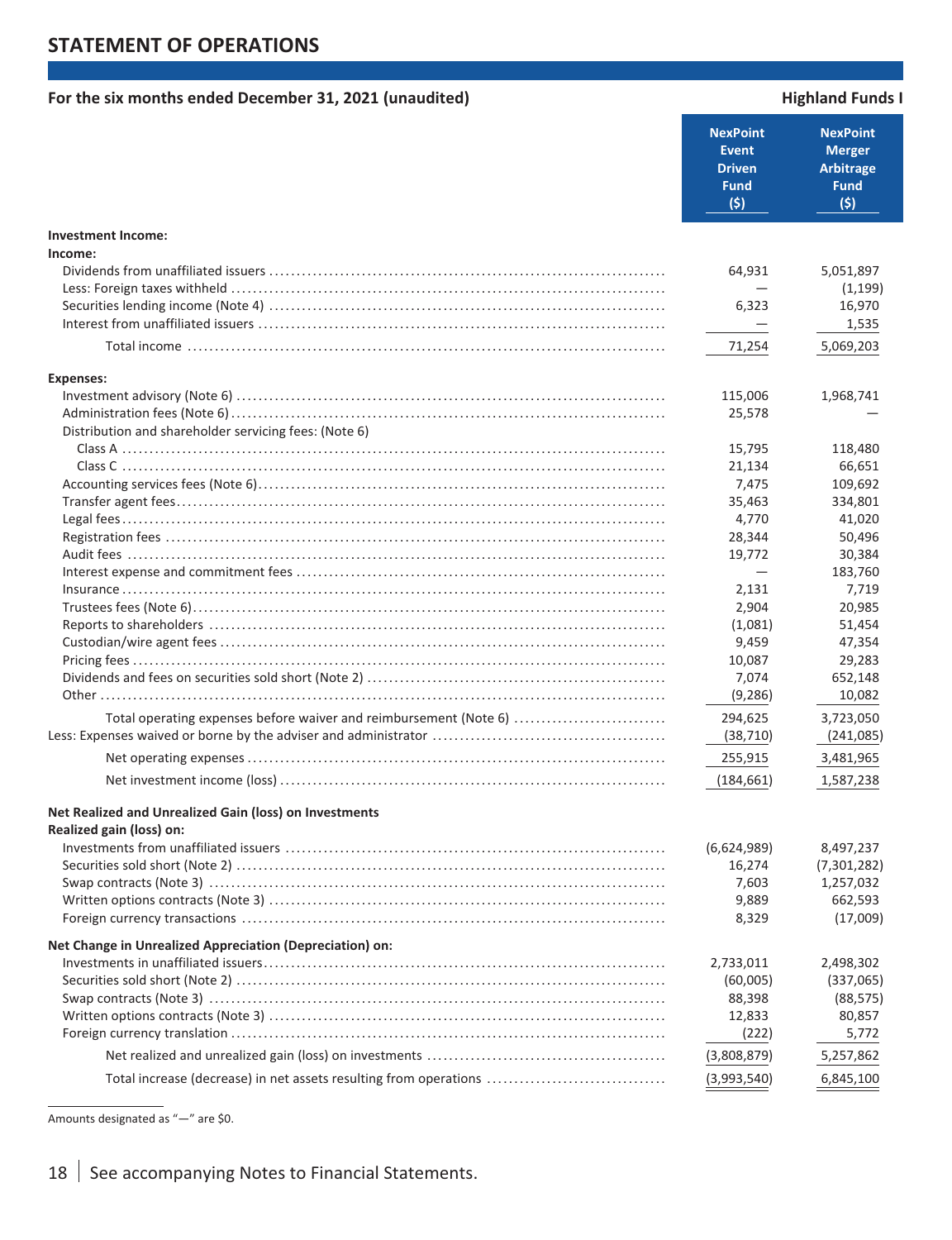## STATEMENT OF OPERATIONS

**For the six months ended December 31, 2021 (unaudited)** — **Highland Funds I**

| | NexPoint Event Driven Fund ($) | NexPoint Merger Arbitrage Fund ($) |
|---|---|---|
| **Investment Income:** | | |
| **Income:** | | |
| Dividends from unaffiliated issuers | 64,931 | 5,051,897 |
| Less: Foreign taxes withheld | — | (1,199) |
| Securities lending income (Note 4) | 6,323 | 16,970 |
| Interest from unaffiliated issuers | — | 1,535 |
| Total income | 71,254 | 5,069,203 |
| **Expenses:** | | |
| Investment advisory (Note 6) | 115,006 | 1,968,741 |
| Administration fees (Note 6) | 25,578 | — |
| Distribution and shareholder servicing fees: (Note 6) | | |
| Class A | 15,795 | 118,480 |
| Class C | 21,134 | 66,651 |
| Accounting services fees (Note 6) | 7,475 | 109,692 |
| Transfer agent fees | 35,463 | 334,801 |
| Legal fees | 4,770 | 41,020 |
| Registration fees | 28,344 | 50,496 |
| Audit fees | 19,772 | 30,384 |
| Interest expense and commitment fees | — | 183,760 |
| Insurance | 2,131 | 7,719 |
| Trustees fees (Note 6) | 2,904 | 20,985 |
| Reports to shareholders | (1,081) | 51,454 |
| Custodian/wire agent fees | 9,459 | 47,354 |
| Pricing fees | 10,087 | 29,283 |
| Dividends and fees on securities sold short (Note 2) | 7,074 | 652,148 |
| Other | (9,286) | 10,082 |
| Total operating expenses before waiver and reimbursement (Note 6) | 294,625 | 3,723,050 |
| Less: Expenses waived or borne by the adviser and administrator | (38,710) | (241,085) |
| Net operating expenses | 255,915 | 3,481,965 |
| Net investment income (loss) | (184,661) | 1,587,238 |
| **Net Realized and Unrealized Gain (loss) on Investments** | | |
| **Realized gain (loss) on:** | | |
| Investments from unaffiliated issuers | (6,624,989) | 8,497,237 |
| Securities sold short (Note 2) | 16,274 | (7,301,282) |
| Swap contracts (Note 3) | 7,603 | 1,257,032 |
| Written options contracts (Note 3) | 9,889 | 662,593 |
| Foreign currency transactions | 8,329 | (17,009) |
| **Net Change in Unrealized Appreciation (Depreciation) on:** | | |
| Investments in unaffiliated issuers | 2,733,011 | 2,498,302 |
| Securities sold short (Note 2) | (60,005) | (337,065) |
| Swap contracts (Note 3) | 88,398 | (88,575) |
| Written options contracts (Note 3) | 12,833 | 80,857 |
| Foreign currency translation | (222) | 5,772 |
| Net realized and unrealized gain (loss) on investments | (3,808,879) | 5,257,862 |
| Total increase (decrease) in net assets resulting from operations | (3,993,540) | 6,845,100 |

Amounts designated as "—" are $0.

See accompanying Notes to Financial Statements.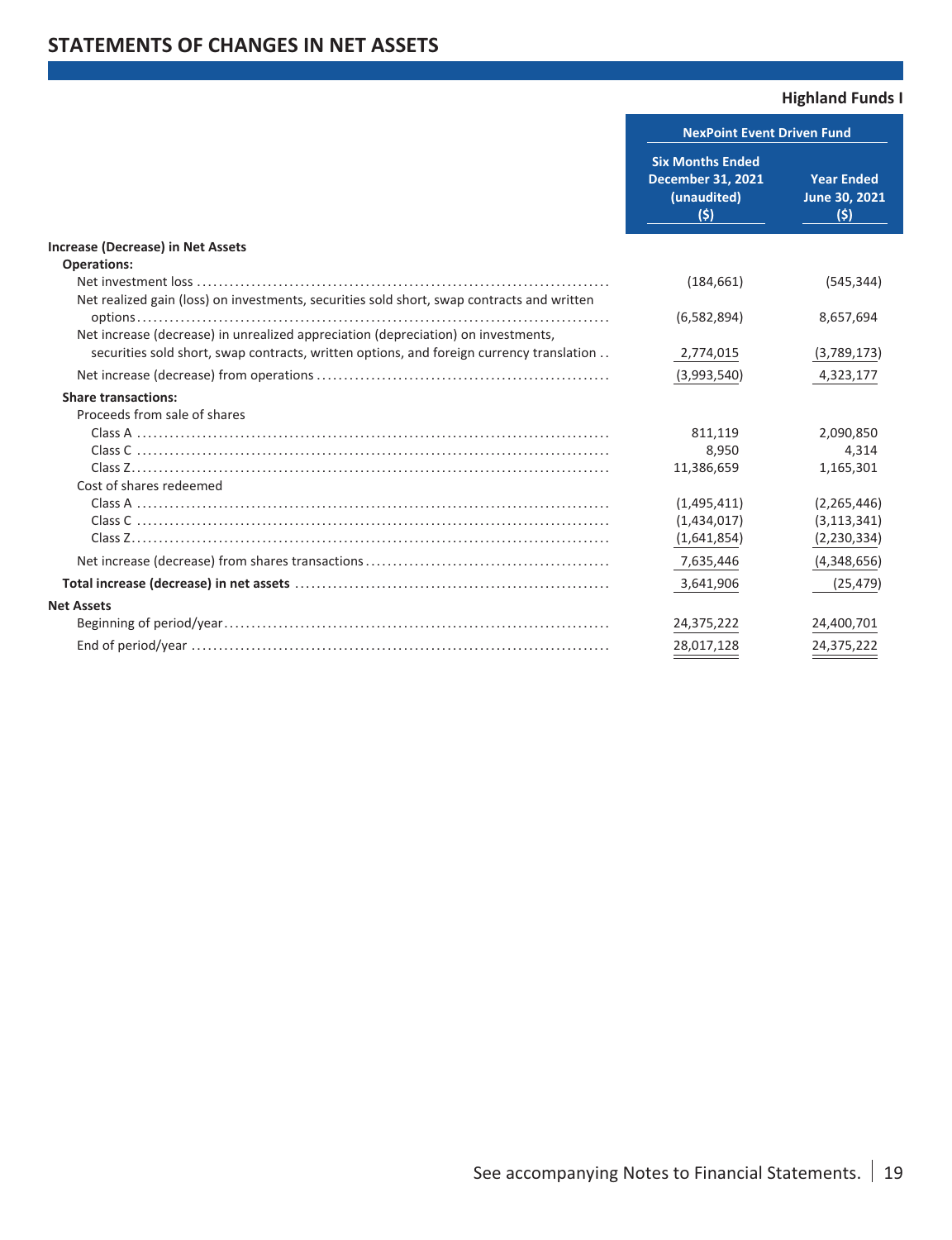## STATEMENTS OF CHANGES IN NET ASSETS

**Highland Funds I**

| | NexPoint Event Driven Fund | |
|---|---|---|
| | **Six Months Ended December 31, 2021 (unaudited) ($)** | **Year Ended June 30, 2021 ($)** |
| **Increase (Decrease) in Net Assets** | | |
| **Operations:** | | |
| Net investment loss | (184,661) | (545,344) |
| Net realized gain (loss) on investments, securities sold short, swap contracts and written options | (6,582,894) | 8,657,694 |
| Net increase (decrease) in unrealized appreciation (depreciation) on investments, securities sold short, swap contracts, written options, and foreign currency translation | 2,774,015 | (3,789,173) |
| Net increase (decrease) from operations | (3,993,540) | 4,323,177 |
| **Share transactions:** | | |
| Proceeds from sale of shares | | |
| Class A | 811,119 | 2,090,850 |
| Class C | 8,950 | 4,314 |
| Class Z | 11,386,659 | 1,165,301 |
| Cost of shares redeemed | | |
| Class A | (1,495,411) | (2,265,446) |
| Class C | (1,434,017) | (3,113,341) |
| Class Z | (1,641,854) | (2,230,334) |
| Net increase (decrease) from shares transactions | 7,635,446 | (4,348,656) |
| **Total increase (decrease) in net assets** | 3,641,906 | (25,479) |
| **Net Assets** | | |
| Beginning of period/year | 24,375,222 | 24,400,701 |
| End of period/year | 28,017,128 | 24,375,222 |

See accompanying Notes to Financial Statements.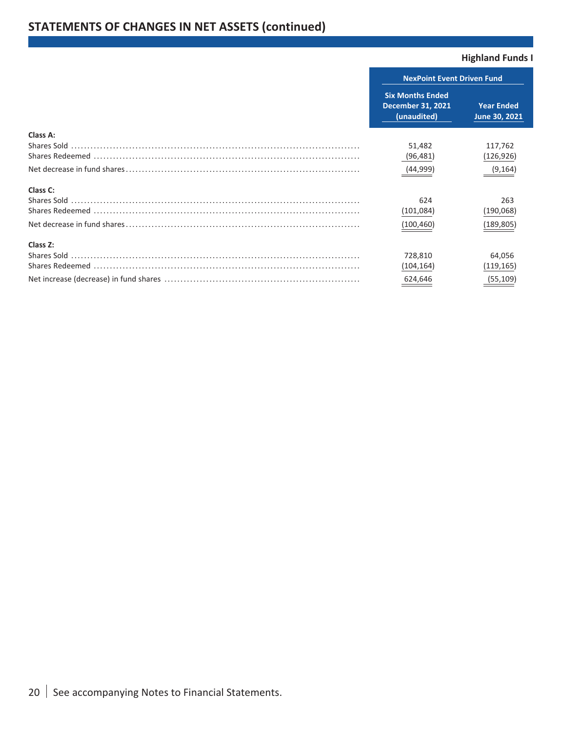## STATEMENTS OF CHANGES IN NET ASSETS (continued)

**Highland Funds I**

| | NexPoint Event Driven Fund | |
|---|---|---|
| | Six Months Ended December 31, 2021 (unaudited) | Year Ended June 30, 2021 |
| **Class A:** | | |
| Shares Sold | 51,482 | 117,762 |
| Shares Redeemed | (96,481) | (126,926) |
| Net decrease in fund shares | (44,999) | (9,164) |
| **Class C:** | | |
| Shares Sold | 624 | 263 |
| Shares Redeemed | (101,084) | (190,068) |
| Net decrease in fund shares | (100,460) | (189,805) |
| **Class Z:** | | |
| Shares Sold | 728,810 | 64,056 |
| Shares Redeemed | (104,164) | (119,165) |
| Net increase (decrease) in fund shares | 624,646 | (55,109) |

See accompanying Notes to Financial Statements.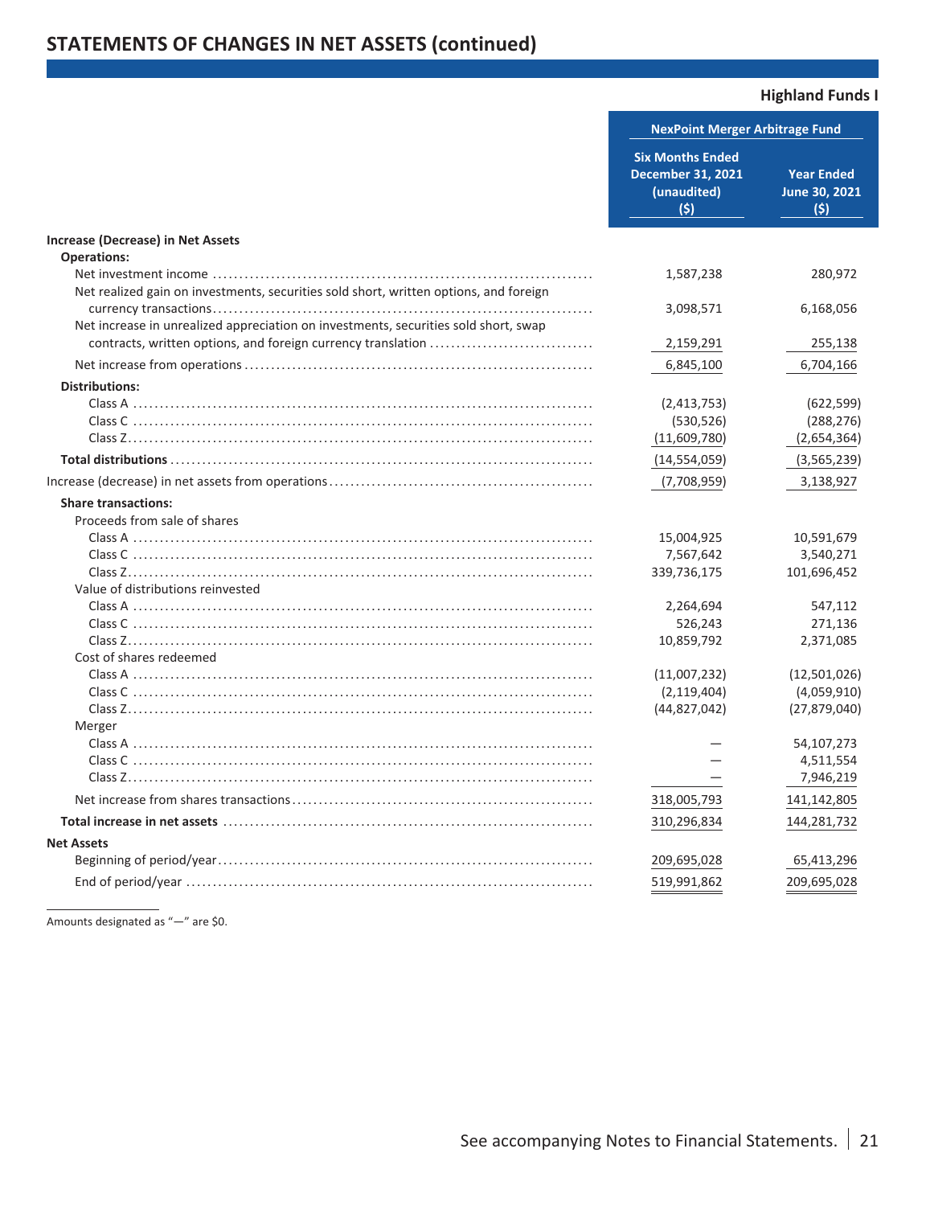## STATEMENTS OF CHANGES IN NET ASSETS (continued)

**Highland Funds I**

| | NexPoint Merger Arbitrage Fund | |
|---|---|---|
| | Six Months Ended December 31, 2021 (unaudited) ($) | Year Ended June 30, 2021 ($) |
| **Increase (Decrease) in Net Assets** | | |
| **Operations:** | | |
| Net investment income | 1,587,238 | 280,972 |
| Net realized gain on investments, securities sold short, written options, and foreign currency transactions | 3,098,571 | 6,168,056 |
| Net increase in unrealized appreciation on investments, securities sold short, swap contracts, written options, and foreign currency translation | 2,159,291 | 255,138 |
| Net increase from operations | 6,845,100 | 6,704,166 |
| **Distributions:** | | |
| Class A | (2,413,753) | (622,599) |
| Class C | (530,526) | (288,276) |
| Class Z | (11,609,780) | (2,654,364) |
| **Total distributions** | (14,554,059) | (3,565,239) |
| Increase (decrease) in net assets from operations | (7,708,959) | 3,138,927 |
| **Share transactions:** | | |
| Proceeds from sale of shares | | |
| Class A | 15,004,925 | 10,591,679 |
| Class C | 7,567,642 | 3,540,271 |
| Class Z | 339,736,175 | 101,696,452 |
| Value of distributions reinvested | | |
| Class A | 2,264,694 | 547,112 |
| Class C | 526,243 | 271,136 |
| Class Z | 10,859,792 | 2,371,085 |
| Cost of shares redeemed | | |
| Class A | (11,007,232) | (12,501,026) |
| Class C | (2,119,404) | (4,059,910) |
| Class Z | (44,827,042) | (27,879,040) |
| Merger | | |
| Class A | — | 54,107,273 |
| Class C | — | 4,511,554 |
| Class Z | — | 7,946,219 |
| Net increase from shares transactions | 318,005,793 | 141,142,805 |
| **Total increase in net assets** | 310,296,834 | 144,281,732 |
| **Net Assets** | | |
| Beginning of period/year | 209,695,028 | 65,413,296 |
| End of period/year | 519,991,862 | 209,695,028 |

Amounts designated as "—" are $0.

See accompanying Notes to Financial Statements.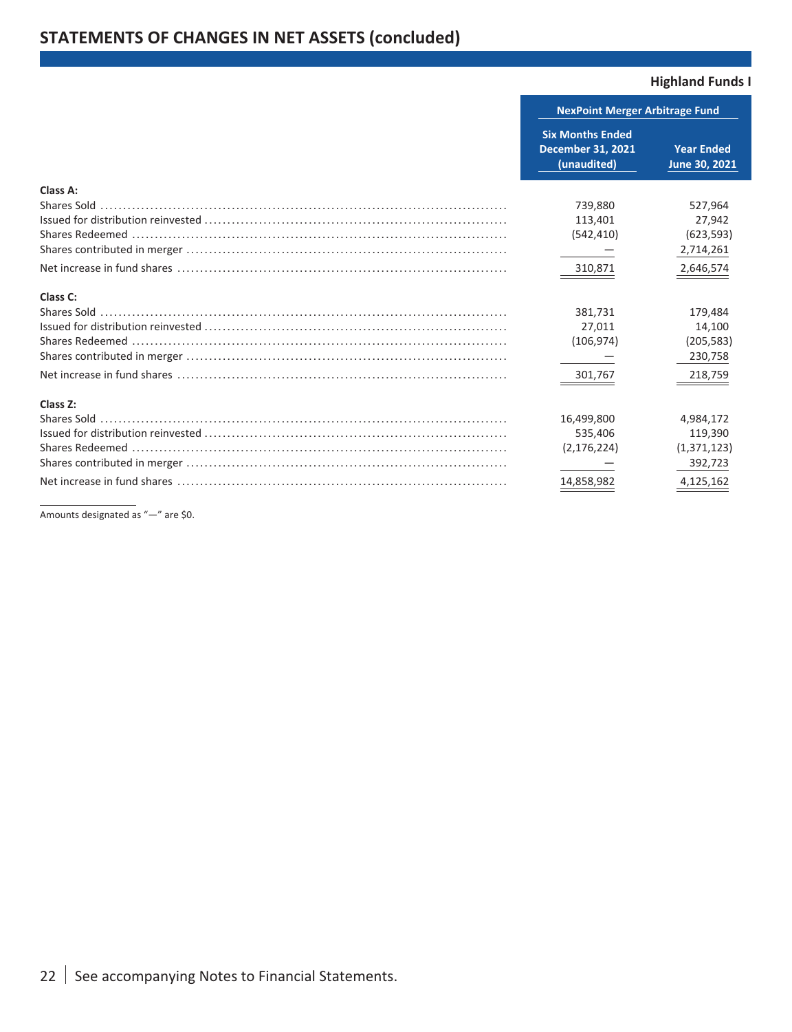## STATEMENTS OF CHANGES IN NET ASSETS (concluded)

**Highland Funds I**

| | NexPoint Merger Arbitrage Fund | |
|---|---|---|
| | Six Months Ended December 31, 2021 (unaudited) | Year Ended June 30, 2021 |
| **Class A:** | | |
| Shares Sold | 739,880 | 527,964 |
| Issued for distribution reinvested | 113,401 | 27,942 |
| Shares Redeemed | (542,410) | (623,593) |
| Shares contributed in merger | — | 2,714,261 |
| Net increase in fund shares | 310,871 | 2,646,574 |
| **Class C:** | | |
| Shares Sold | 381,731 | 179,484 |
| Issued for distribution reinvested | 27,011 | 14,100 |
| Shares Redeemed | (106,974) | (205,583) |
| Shares contributed in merger | — | 230,758 |
| Net increase in fund shares | 301,767 | 218,759 |
| **Class Z:** | | |
| Shares Sold | 16,499,800 | 4,984,172 |
| Issued for distribution reinvested | 535,406 | 119,390 |
| Shares Redeemed | (2,176,224) | (1,371,123) |
| Shares contributed in merger | — | 392,723 |
| Net increase in fund shares | 14,858,982 | 4,125,162 |

Amounts designated as "—" are $0.

See accompanying Notes to Financial Statements.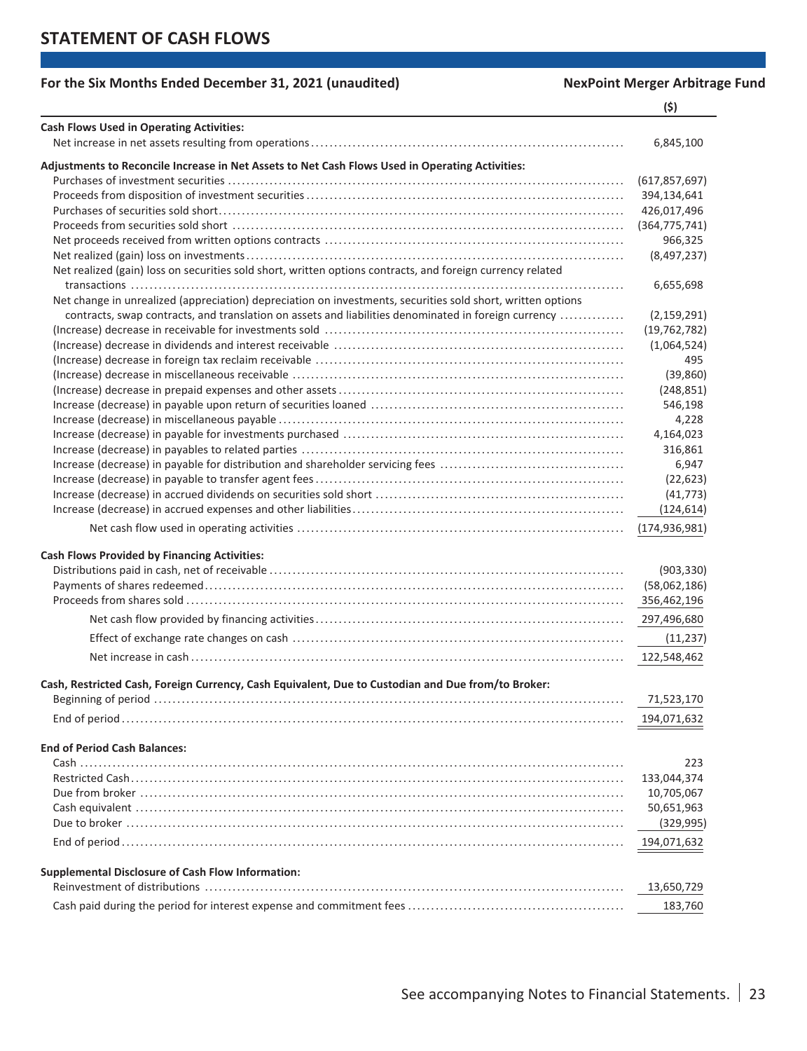# STATEMENT OF CASH FLOWS

**For the Six Months Ended December 31, 2021 (unaudited)** | **NexPoint Merger Arbitrage Fund**

| | ($) |
|---|---|
| **Cash Flows Used in Operating Activities:** | |
| Net increase in net assets resulting from operations | 6,845,100 |
| **Adjustments to Reconcile Increase in Net Assets to Net Cash Flows Used in Operating Activities:** | |
| Purchases of investment securities | (617,857,697) |
| Proceeds from disposition of investment securities | 394,134,641 |
| Purchases of securities sold short | 426,017,496 |
| Proceeds from securities sold short | (364,775,741) |
| Net proceeds received from written options contracts | 966,325 |
| Net realized (gain) loss on investments | (8,497,237) |
| Net realized (gain) loss on securities sold short, written options contracts, and foreign currency related transactions | 6,655,698 |
| Net change in unrealized (appreciation) depreciation on investments, securities sold short, written options contracts, swap contracts, and translation on assets and liabilities denominated in foreign currency | (2,159,291) |
| (Increase) decrease in receivable for investments sold | (19,762,782) |
| (Increase) decrease in dividends and interest receivable | (1,064,524) |
| (Increase) decrease in foreign tax reclaim receivable | 495 |
| (Increase) decrease in miscellaneous receivable | (39,860) |
| (Increase) decrease in prepaid expenses and other assets | (248,851) |
| Increase (decrease) in payable upon return of securities loaned | 546,198 |
| Increase (decrease) in miscellaneous payable | 4,228 |
| Increase (decrease) in payable for investments purchased | 4,164,023 |
| Increase (decrease) in payables to related parties | 316,861 |
| Increase (decrease) in payable for distribution and shareholder servicing fees | 6,947 |
| Increase (decrease) in payable to transfer agent fees | (22,623) |
| Increase (decrease) in accrued dividends on securities sold short | (41,773) |
| Increase (decrease) in accrued expenses and other liabilities | (124,614) |
| Net cash flow used in operating activities | (174,936,981) |
| **Cash Flows Provided by Financing Activities:** | |
| Distributions paid in cash, net of receivable | (903,330) |
| Payments of shares redeemed | (58,062,186) |
| Proceeds from shares sold | 356,462,196 |
| Net cash flow provided by financing activities | 297,496,680 |
| Effect of exchange rate changes on cash | (11,237) |
| Net increase in cash | 122,548,462 |
| **Cash, Restricted Cash, Foreign Currency, Cash Equivalent, Due to Custodian and Due from/to Broker:** | |
| Beginning of period | 71,523,170 |
| End of period | 194,071,632 |
| **End of Period Cash Balances:** | |
| Cash | 223 |
| Restricted Cash | 133,044,374 |
| Due from broker | 10,705,067 |
| Cash equivalent | 50,651,963 |
| Due to broker | (329,995) |
| End of period | 194,071,632 |
| **Supplemental Disclosure of Cash Flow Information:** | |
| Reinvestment of distributions | 13,650,729 |
| Cash paid during the period for interest expense and commitment fees | 183,760 |

See accompanying Notes to Financial Statements.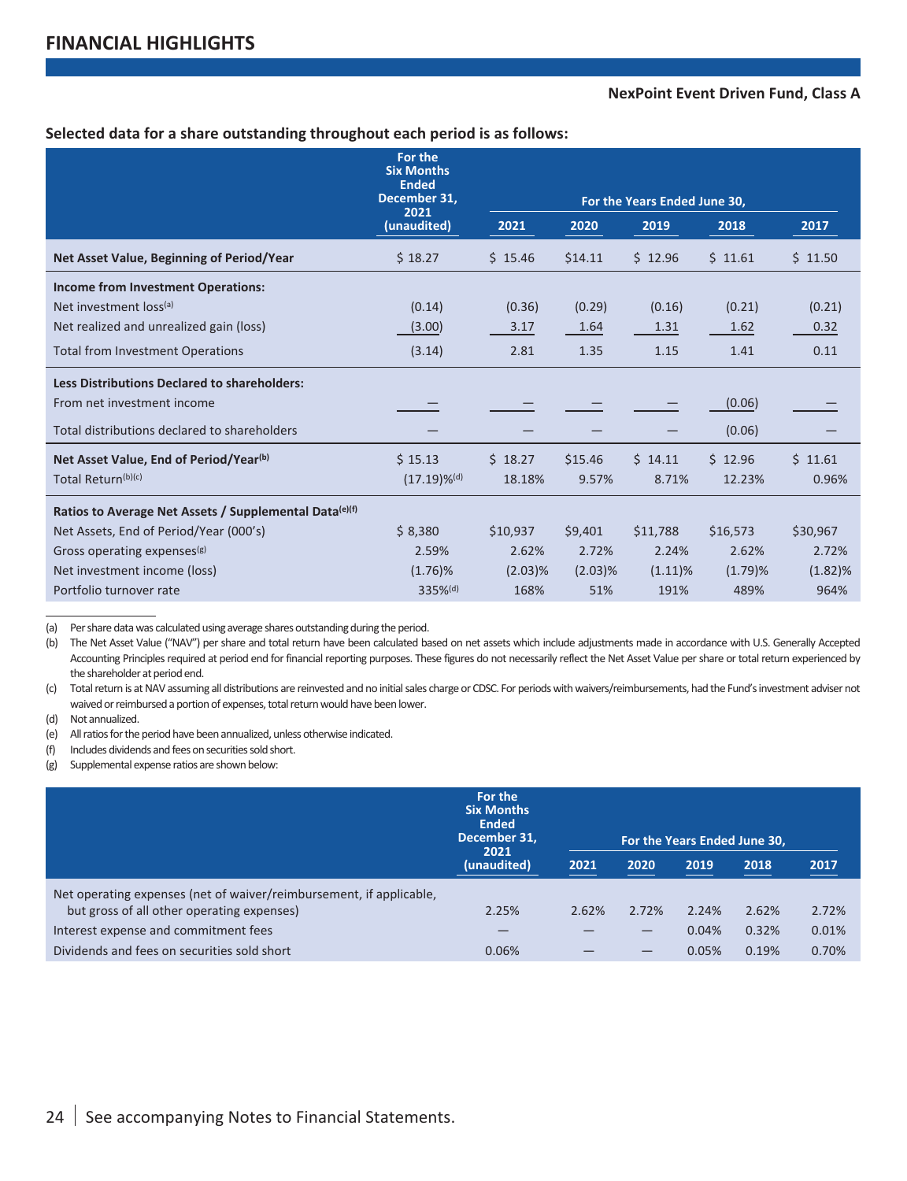## FINANCIAL HIGHLIGHTS

**NexPoint Event Driven Fund, Class A**

**Selected data for a share outstanding throughout each period is as follows:**

| | For the Six Months Ended December 31, 2021 (unaudited) | For the Years Ended June 30, | | | | |
|---|---|---|---|---|---|---|
| | | 2021 | 2020 | 2019 | 2018 | 2017 |
| **Net Asset Value, Beginning of Period/Year** | $ 18.27 | $ 15.46 | $14.11 | $ 12.96 | $ 11.61 | $ 11.50 |
| **Income from Investment Operations:** | | | | | | |
| Net investment loss[(a)] | (0.14) | (0.36) | (0.29) | (0.16) | (0.21) | (0.21) |
| Net realized and unrealized gain (loss) | (3.00) | 3.17 | 1.64 | 1.31 | 1.62 | 0.32 |
| Total from Investment Operations | (3.14) | 2.81 | 1.35 | 1.15 | 1.41 | 0.11 |
| **Less Distributions Declared to shareholders:** | | | | | | |
| From net investment income | — | — | — | — | (0.06) | — |
| Total distributions declared to shareholders | — | — | — | — | (0.06) | — |
| **Net Asset Value, End of Period/Year[(b)]** | $ 15.13 | $ 18.27 | $15.46 | $ 14.11 | $ 12.96 | $ 11.61 |
| Total Return[(b)(c)] | (17.19)%[(d)] | 18.18% | 9.57% | 8.71% | 12.23% | 0.96% |
| **Ratios to Average Net Assets / Supplemental Data[(e)(f)]** | | | | | | |
| Net Assets, End of Period/Year (000's) | $ 8,380 | $10,937 | $9,401 | $11,788 | $16,573 | $30,967 |
| Gross operating expenses[(g)] | 2.59% | 2.62% | 2.72% | 2.24% | 2.62% | 2.72% |
| Net investment income (loss) | (1.76)% | (2.03)% | (2.03)% | (1.11)% | (1.79)% | (1.82)% |
| Portfolio turnover rate | 335%[(d)] | 168% | 51% | 191% | 489% | 964% |

(a) Per share data was calculated using average shares outstanding during the period.

(b) The Net Asset Value ("NAV") per share and total return have been calculated based on net assets which include adjustments made in accordance with U.S. Generally Accepted Accounting Principles required at period end for financial reporting purposes. These figures do not necessarily reflect the Net Asset Value per share or total return experienced by the shareholder at period end.

(c) Total return is at NAV assuming all distributions are reinvested and no initial sales charge or CDSC. For periods with waivers/reimbursements, had the Fund's investment adviser not waived or reimbursed a portion of expenses, total return would have been lower.

(d) Not annualized.

(e) All ratios for the period have been annualized, unless otherwise indicated.

(f) Includes dividends and fees on securities sold short.

(g) Supplemental expense ratios are shown below:

| | For the Six Months Ended December 31, 2021 (unaudited) | For the Years Ended June 30, | | | | |
|---|---|---|---|---|---|---|
| | | 2021 | 2020 | 2019 | 2018 | 2017 |
| Net operating expenses (net of waiver/reimbursement, if applicable, but gross of all other operating expenses) | 2.25% | 2.62% | 2.72% | 2.24% | 2.62% | 2.72% |
| Interest expense and commitment fees | — | — | — | 0.04% | 0.32% | 0.01% |
| Dividends and fees on securities sold short | 0.06% | — | — | 0.05% | 0.19% | 0.70% |

See accompanying Notes to Financial Statements.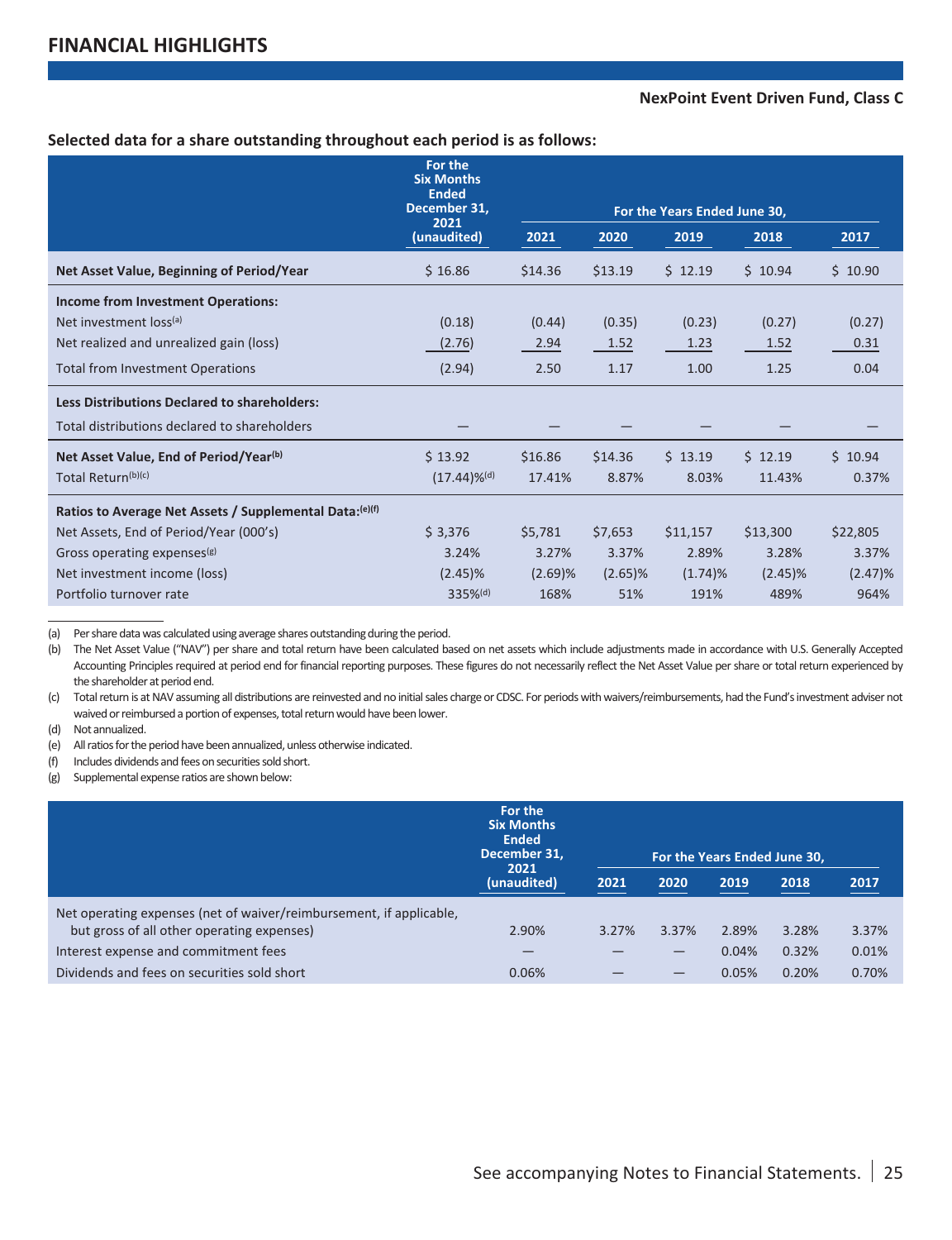## FINANCIAL HIGHLIGHTS

**NexPoint Event Driven Fund, Class C**

**Selected data for a share outstanding throughout each period is as follows:**

| | For the Six Months Ended December 31, 2021 (unaudited) | For the Years Ended June 30, 2021 | 2020 | 2019 | 2018 | 2017 |
|---|---|---|---|---|---|---|
| **Net Asset Value, Beginning of Period/Year** | $ 16.86 | $14.36 | $13.19 | $ 12.19 | $ 10.94 | $ 10.90 |
| **Income from Investment Operations:** | | | | | | |
| Net investment loss[(a)] | (0.18) | (0.44) | (0.35) | (0.23) | (0.27) | (0.27) |
| Net realized and unrealized gain (loss) | (2.76) | 2.94 | 1.52 | 1.23 | 1.52 | 0.31 |
| Total from Investment Operations | (2.94) | 2.50 | 1.17 | 1.00 | 1.25 | 0.04 |
| **Less Distributions Declared to shareholders:** | | | | | | |
| Total distributions declared to shareholders | — | — | — | — | — | — |
| **Net Asset Value, End of Period/Year[(b)]** | $ 13.92 | $16.86 | $14.36 | $ 13.19 | $ 12.19 | $ 10.94 |
| Total Return[(b)(c)] | (17.44)%[(d)] | 17.41% | 8.87% | 8.03% | 11.43% | 0.37% |
| **Ratios to Average Net Assets / Supplemental Data:[(e)(f)]** | | | | | | |
| Net Assets, End of Period/Year (000's) | $ 3,376 | $5,781 | $7,653 | $11,157 | $13,300 | $22,805 |
| Gross operating expenses[(g)] | 3.24% | 3.27% | 3.37% | 2.89% | 3.28% | 3.37% |
| Net investment income (loss) | (2.45)% | (2.69)% | (2.65)% | (1.74)% | (2.45)% | (2.47)% |
| Portfolio turnover rate | 335%[(d)] | 168% | 51% | 191% | 489% | 964% |

(a) Per share data was calculated using average shares outstanding during the period.

(b) The Net Asset Value ("NAV") per share and total return have been calculated based on net assets which include adjustments made in accordance with U.S. Generally Accepted Accounting Principles required at period end for financial reporting purposes. These figures do not necessarily reflect the Net Asset Value per share or total return experienced by the shareholder at period end.

(c) Total return is at NAV assuming all distributions are reinvested and no initial sales charge or CDSC. For periods with waivers/reimbursements, had the Fund's investment adviser not waived or reimbursed a portion of expenses, total return would have been lower.

(d) Not annualized.

(e) All ratios for the period have been annualized, unless otherwise indicated.

(f) Includes dividends and fees on securities sold short.

(g) Supplemental expense ratios are shown below:

| | For the Six Months Ended December 31, 2021 (unaudited) | For the Years Ended June 30, 2021 | 2020 | 2019 | 2018 | 2017 |
|---|---|---|---|---|---|---|
| Net operating expenses (net of waiver/reimbursement, if applicable, but gross of all other operating expenses) | 2.90% | 3.27% | 3.37% | 2.89% | 3.28% | 3.37% |
| Interest expense and commitment fees | — | — | — | 0.04% | 0.32% | 0.01% |
| Dividends and fees on securities sold short | 0.06% | — | — | 0.05% | 0.20% | 0.70% |

See accompanying Notes to Financial Statements.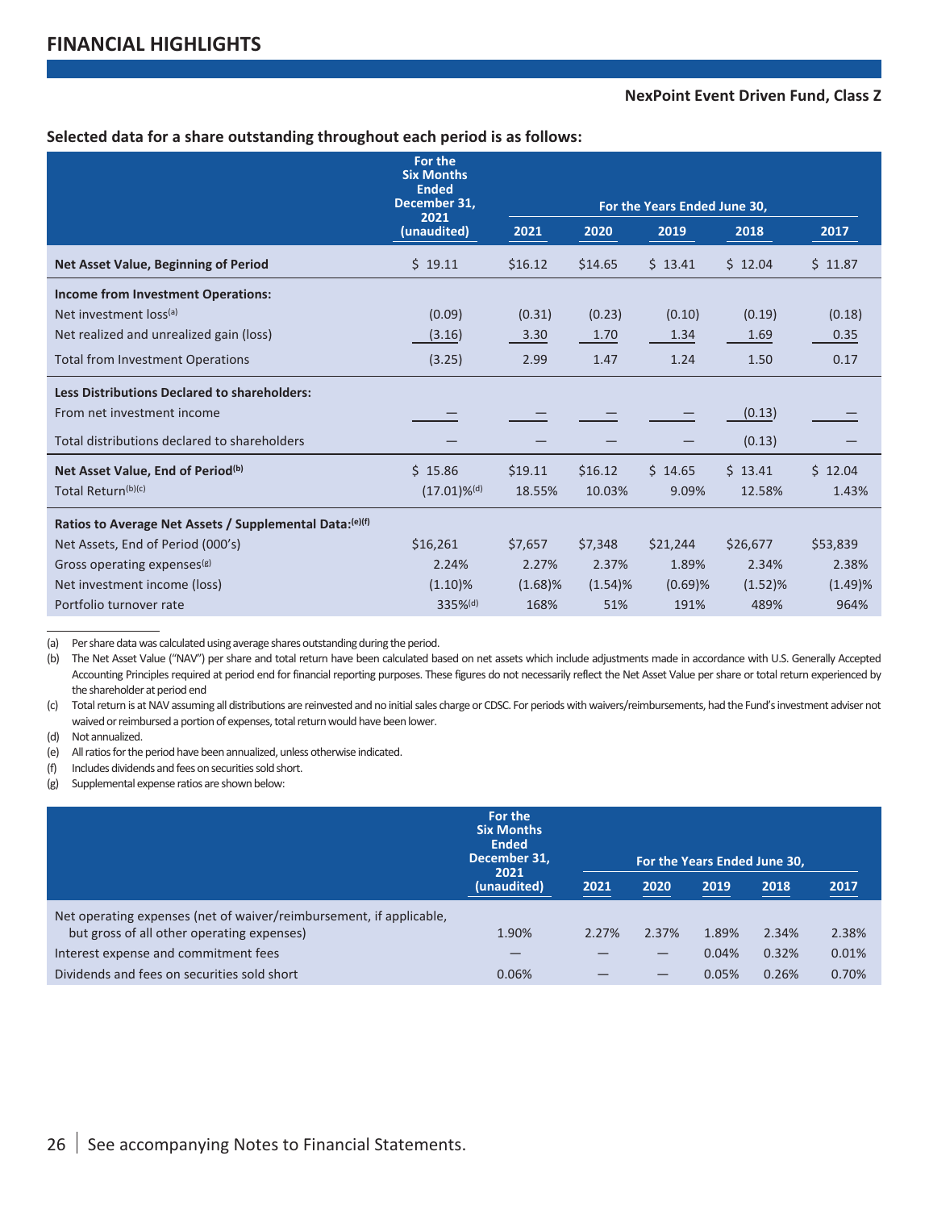## FINANCIAL HIGHLIGHTS

**NexPoint Event Driven Fund, Class Z**

**Selected data for a share outstanding throughout each period is as follows:**

| | For the Six Months Ended December 31, 2021 (unaudited) | For the Years Ended June 30, 2021 | 2020 | 2019 | 2018 | 2017 |
|---|---|---|---|---|---|---|
| **Net Asset Value, Beginning of Period** | $ 19.11 | $16.12 | $14.65 | $ 13.41 | $ 12.04 | $ 11.87 |
| **Income from Investment Operations:** | | | | | | |
| Net investment loss[(a)] | (0.09) | (0.31) | (0.23) | (0.10) | (0.19) | (0.18) |
| Net realized and unrealized gain (loss) | (3.16) | 3.30 | 1.70 | 1.34 | 1.69 | 0.35 |
| Total from Investment Operations | (3.25) | 2.99 | 1.47 | 1.24 | 1.50 | 0.17 |
| **Less Distributions Declared to shareholders:** | | | | | | |
| From net investment income | — | — | — | — | (0.13) | — |
| Total distributions declared to shareholders | — | — | — | — | (0.13) | — |
| **Net Asset Value, End of Period[(b)]** | $ 15.86 | $19.11 | $16.12 | $ 14.65 | $ 13.41 | $ 12.04 |
| Total Return[(b)(c)] | (17.01)%[(d)] | 18.55% | 10.03% | 9.09% | 12.58% | 1.43% |
| **Ratios to Average Net Assets / Supplemental Data:[(e)(f)]** | | | | | | |
| Net Assets, End of Period (000's) | $16,261 | $7,657 | $7,348 | $21,244 | $26,677 | $53,839 |
| Gross operating expenses[(g)] | 2.24% | 2.27% | 2.37% | 1.89% | 2.34% | 2.38% |
| Net investment income (loss) | (1.10)% | (1.68)% | (1.54)% | (0.69)% | (1.52)% | (1.49)% |
| Portfolio turnover rate | 335%[(d)] | 168% | 51% | 191% | 489% | 964% |

(a) Per share data was calculated using average shares outstanding during the period.

(b) The Net Asset Value ("NAV") per share and total return have been calculated based on net assets which include adjustments made in accordance with U.S. Generally Accepted Accounting Principles required at period end for financial reporting purposes. These figures do not necessarily reflect the Net Asset Value per share or total return experienced by the shareholder at period end

(c) Total return is at NAV assuming all distributions are reinvested and no initial sales charge or CDSC. For periods with waivers/reimbursements, had the Fund's investment adviser not waived or reimbursed a portion of expenses, total return would have been lower.

(d) Not annualized.

(e) All ratios for the period have been annualized, unless otherwise indicated.

(f) Includes dividends and fees on securities sold short.

(g) Supplemental expense ratios are shown below:

| | For the Six Months Ended December 31, 2021 (unaudited) | For the Years Ended June 30, 2021 | 2020 | 2019 | 2018 | 2017 |
|---|---|---|---|---|---|---|
| Net operating expenses (net of waiver/reimbursement, if applicable, but gross of all other operating expenses) | 1.90% | 2.27% | 2.37% | 1.89% | 2.34% | 2.38% |
| Interest expense and commitment fees | — | — | — | 0.04% | 0.32% | 0.01% |
| Dividends and fees on securities sold short | 0.06% | — | — | 0.05% | 0.26% | 0.70% |

See accompanying Notes to Financial Statements.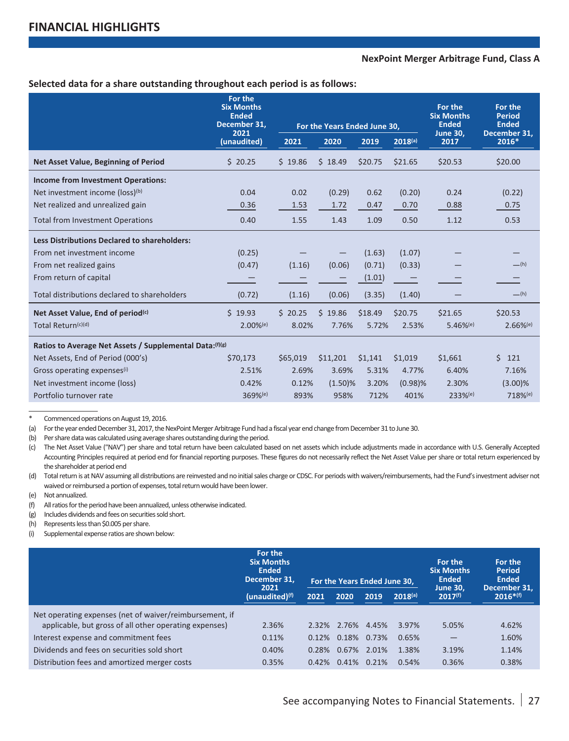# FINANCIAL HIGHLIGHTS

**NexPoint Merger Arbitrage Fund, Class A**

**Selected data for a share outstanding throughout each period is as follows:**

| | For the Six Months Ended December 31, 2021 (unaudited) | For the Years Ended June 30, | | | | For the Six Months Ended June 30, 2017 | For the Period Ended December 31, 2016* |
|---|---|---|---|---|---|---|---|
| | | 2021 | 2020 | 2019 | 2018[(a)] | | |
| **Net Asset Value, Beginning of Period** | $ 20.25 | $ 19.86 | $ 18.49 | $20.75 | $21.65 | $20.53 | $20.00 |
| **Income from Investment Operations:** | | | | | | | |
| Net investment income (loss)[(b)] | 0.04 | 0.02 | (0.29) | 0.62 | (0.20) | 0.24 | (0.22) |
| Net realized and unrealized gain | 0.36 | 1.53 | 1.72 | 0.47 | 0.70 | 0.88 | 0.75 |
| Total from Investment Operations | 0.40 | 1.55 | 1.43 | 1.09 | 0.50 | 1.12 | 0.53 |
| **Less Distributions Declared to shareholders:** | | | | | | | |
| From net investment income | (0.25) | — | — | (1.63) | (1.07) | — | — |
| From net realized gains | (0.47) | (1.16) | (0.06) | (0.71) | (0.33) | — | —[(h)] |
| From return of capital | — | — | — | (1.01) | — | — | — |
| Total distributions declared to shareholders | (0.72) | (1.16) | (0.06) | (3.35) | (1.40) | — | —[(h)] |
| **Net Asset Value, End of period[(c)]** | $ 19.93 | $ 20.25 | $ 19.86 | $18.49 | $20.75 | $21.65 | $20.53 |
| Total Return[(c)(d)] | 2.00%[(e)] | 8.02% | 7.76% | 5.72% | 2.53% | 5.46%[(e)] | 2.66%[(e)] |
| **Ratios to Average Net Assets / Supplemental Data:[(f)(g)]** | | | | | | | |
| Net Assets, End of Period (000's) | $70,173 | $65,019 | $11,201 | $1,141 | $1,019 | $1,661 | $ 121 |
| Gross operating expenses[(i)] | 2.51% | 2.69% | 3.69% | 5.31% | 4.77% | 6.40% | 7.16% |
| Net investment income (loss) | 0.42% | 0.12% | (1.50)% | 3.20% | (0.98)% | 2.30% | (3.00)% |
| Portfolio turnover rate | 369%[(e)] | 893% | 958% | 712% | 401% | 233%[(e)] | 718%[(e)] |

\* Commenced operations on August 19, 2016.

(a) For the year ended December 31, 2017, the NexPoint Merger Arbitrage Fund had a fiscal year end change from December 31 to June 30.

(b) Per share data was calculated using average shares outstanding during the period.

(c) The Net Asset Value ("NAV") per share and total return have been calculated based on net assets which include adjustments made in accordance with U.S. Generally Accepted Accounting Principles required at period end for financial reporting purposes. These figures do not necessarily reflect the Net Asset Value per share or total return experienced by the shareholder at period end

(d) Total return is at NAV assuming all distributions are reinvested and no initial sales charge or CDSC. For periods with waivers/reimbursements, had the Fund's investment adviser not waived or reimbursed a portion of expenses, total return would have been lower.

(e) Not annualized.

(f) All ratios for the period have been annualized, unless otherwise indicated.

(g) Includes dividends and fees on securities sold short.

(h) Represents less than $0.005 per share.

(i) Supplemental expense ratios are shown below:

| | For the Six Months Ended December 31, 2021 (unaudited)[(f)] | For the Years Ended June 30, | | | | For the Six Months Ended June 30, 2017[(f)] | For the Period Ended December 31, 2016*[(f)] |
|---|---|---|---|---|---|---|---|
| | | 2021 | 2020 | 2019 | 2018[(a)] | | |
| Net operating expenses (net of waiver/reimbursement, if applicable, but gross of all other operating expenses) | 2.36% | 2.32% | 2.76% | 4.45% | 3.97% | 5.05% | 4.62% |
| Interest expense and commitment fees | 0.11% | 0.12% | 0.18% | 0.73% | 0.65% | — | 1.60% |
| Dividends and fees on securities sold short | 0.40% | 0.28% | 0.67% | 2.01% | 1.38% | 3.19% | 1.14% |
| Distribution fees and amortized merger costs | 0.35% | 0.42% | 0.41% | 0.21% | 0.54% | 0.36% | 0.38% |

See accompanying Notes to Financial Statements.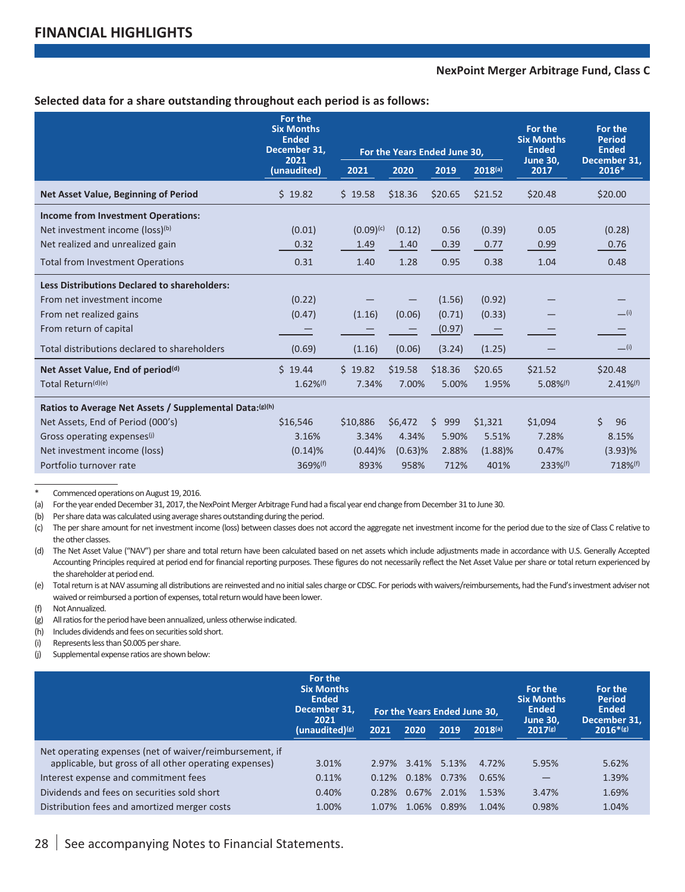## FINANCIAL HIGHLIGHTS

**NexPoint Merger Arbitrage Fund, Class C**

**Selected data for a share outstanding throughout each period is as follows:**

| | For the Six Months Ended December 31, 2021 (unaudited) | For the Years Ended June 30, 2021 | 2020 | 2019 | 2018[a] | For the Six Months Ended June 30, 2017 | For the Period Ended December 31, 2016* |
|---|---|---|---|---|---|---|---|
| **Net Asset Value, Beginning of Period** | $ 19.82 | $ 19.58 | $18.36 | $20.65 | $21.52 | $20.48 | $20.00 |
| **Income from Investment Operations:** | | | | | | | |
| Net investment income (loss)[b] | (0.01) | (0.09)[c] | (0.12) | 0.56 | (0.39) | 0.05 | (0.28) |
| Net realized and unrealized gain | 0.32 | 1.49 | 1.40 | 0.39 | 0.77 | 0.99 | 0.76 |
| Total from Investment Operations | 0.31 | 1.40 | 1.28 | 0.95 | 0.38 | 1.04 | 0.48 |
| **Less Distributions Declared to shareholders:** | | | | | | | |
| From net investment income | (0.22) | — | — | (1.56) | (0.92) | — | — |
| From net realized gains | (0.47) | (1.16) | (0.06) | (0.71) | (0.33) | — | —[i] |
| From return of capital | — | — | — | (0.97) | — | — | — |
| Total distributions declared to shareholders | (0.69) | (1.16) | (0.06) | (3.24) | (1.25) | — | —[i] |
| **Net Asset Value, End of period[d]** | $ 19.44 | $ 19.82 | $19.58 | $18.36 | $20.65 | $21.52 | $20.48 |
| Total Return[d][e] | 1.62%[f] | 7.34% | 7.00% | 5.00% | 1.95% | 5.08%[f] | 2.41%[f] |
| **Ratios to Average Net Assets / Supplemental Data:[g][h]** | | | | | | | |
| Net Assets, End of Period (000's) | $16,546 | $10,886 | $6,472 | $ 999 | $1,321 | $1,094 | $ 96 |
| Gross operating expenses[j] | 3.16% | 3.34% | 4.34% | 5.90% | 5.51% | 7.28% | 8.15% |
| Net investment income (loss) | (0.14)% | (0.44)% | (0.63)% | 2.88% | (1.88)% | 0.47% | (3.93)% |
| Portfolio turnover rate | 369%[f] | 893% | 958% | 712% | 401% | 233%[f] | 718%[f] |

\* Commenced operations on August 19, 2016.

(a) For the year ended December 31, 2017, the NexPoint Merger Arbitrage Fund had a fiscal year end change from December 31 to June 30.

(b) Per share data was calculated using average shares outstanding during the period.

(c) The per share amount for net investment income (loss) between classes does not accord the aggregate net investment income for the period due to the size of Class C relative to the other classes.

(d) The Net Asset Value ("NAV") per share and total return have been calculated based on net assets which include adjustments made in accordance with U.S. Generally Accepted Accounting Principles required at period end for financial reporting purposes. These figures do not necessarily reflect the Net Asset Value per share or total return experienced by the shareholder at period end.

(e) Total return is at NAV assuming all distributions are reinvested and no initial sales charge or CDSC. For periods with waivers/reimbursements, had the Fund's investment adviser not waived or reimbursed a portion of expenses, total return would have been lower.

(f) Not Annualized.

(g) All ratios for the period have been annualized, unless otherwise indicated.

(h) Includes dividends and fees on securities sold short.

(i) Represents less than $0.005 per share.

(j) Supplemental expense ratios are shown below:

| | For the Six Months Ended December 31, 2021 (unaudited)[g] | For the Years Ended June 30, 2021 | 2020 | 2019 | 2018[a] | For the Six Months Ended June 30, 2017[g] | For the Period Ended December 31, 2016*[g] |
|---|---|---|---|---|---|---|---|
| Net operating expenses (net of waiver/reimbursement, if applicable, but gross of all other operating expenses) | 3.01% | 2.97% | 3.41% | 5.13% | 4.72% | 5.95% | 5.62% |
| Interest expense and commitment fees | 0.11% | 0.12% | 0.18% | 0.73% | 0.65% | — | 1.39% |
| Dividends and fees on securities sold short | 0.40% | 0.28% | 0.67% | 2.01% | 1.53% | 3.47% | 1.69% |
| Distribution fees and amortized merger costs | 1.00% | 1.07% | 1.06% | 0.89% | 1.04% | 0.98% | 1.04% |

See accompanying Notes to Financial Statements.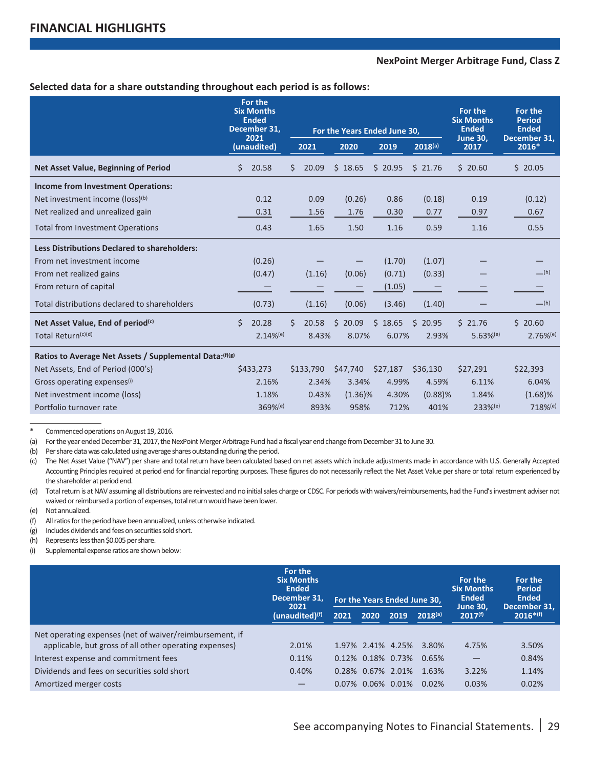## FINANCIAL HIGHLIGHTS

**NexPoint Merger Arbitrage Fund, Class Z**

**Selected data for a share outstanding throughout each period is as follows:**

| | For the Six Months Ended December 31, 2021 (unaudited) | For the Years Ended June 30, 2021 | 2020 | 2019 | 2018[(a)] | For the Six Months Ended June 30, 2017 | For the Period Ended December 31, 2016* |
|---|---|---|---|---|---|---|---|
| **Net Asset Value, Beginning of Period** | $ 20.58 | $ 20.09 | $ 18.65 | $ 20.95 | $ 21.76 | $ 20.60 | $ 20.05 |
| **Income from Investment Operations:** | | | | | | | |
| Net investment income (loss)[(b)] | 0.12 | 0.09 | (0.26) | 0.86 | (0.18) | 0.19 | (0.12) |
| Net realized and unrealized gain | 0.31 | 1.56 | 1.76 | 0.30 | 0.77 | 0.97 | 0.67 |
| Total from Investment Operations | 0.43 | 1.65 | 1.50 | 1.16 | 0.59 | 1.16 | 0.55 |
| **Less Distributions Declared to shareholders:** | | | | | | | |
| From net investment income | (0.26) | — | — | (1.70) | (1.07) | — | — |
| From net realized gains | (0.47) | (1.16) | (0.06) | (0.71) | (0.33) | — | —[(h)] |
| From return of capital | — | — | — | (1.05) | — | — | — |
| Total distributions declared to shareholders | (0.73) | (1.16) | (0.06) | (3.46) | (1.40) | — | —[(h)] |
| **Net Asset Value, End of period[(c)]** | $ 20.28 | $ 20.58 | $ 20.09 | $ 18.65 | $ 20.95 | $ 21.76 | $ 20.60 |
| Total Return[(c)(d)] | 2.14%[(e)] | 8.43% | 8.07% | 6.07% | 2.93% | 5.63%[(e)] | 2.76%[(e)] |
| **Ratios to Average Net Assets / Supplemental Data:[(f)(g)]** | | | | | | | |
| Net Assets, End of Period (000's) | $433,273 | $133,790 | $47,740 | $27,187 | $36,130 | $27,291 | $22,393 |
| Gross operating expenses[(i)] | 2.16% | 2.34% | 3.34% | 4.99% | 4.59% | 6.11% | 6.04% |
| Net investment income (loss) | 1.18% | 0.43% | (1.36)% | 4.30% | (0.88)% | 1.84% | (1.68)% |
| Portfolio turnover rate | 369%[(e)] | 893% | 958% | 712% | 401% | 233%[(e)] | 718%[(e)] |

\* Commenced operations on August 19, 2016.

(a) For the year ended December 31, 2017, the NexPoint Merger Arbitrage Fund had a fiscal year end change from December 31 to June 30.

(b) Per share data was calculated using average shares outstanding during the period.

(c) The Net Asset Value ("NAV") per share and total return have been calculated based on net assets which include adjustments made in accordance with U.S. Generally Accepted Accounting Principles required at period end for financial reporting purposes. These figures do not necessarily reflect the Net Asset Value per share or total return experienced by the shareholder at period end.

(d) Total return is at NAV assuming all distributions are reinvested and no initial sales charge or CDSC. For periods with waivers/reimbursements, had the Fund's investment adviser not waived or reimbursed a portion of expenses, total return would have been lower.

(e) Not annualized.

(f) All ratios for the period have been annualized, unless otherwise indicated.

(g) Includes dividends and fees on securities sold short.

(h) Represents less than $0.005 per share.

(i) Supplemental expense ratios are shown below:

| | For the Six Months Ended December 31, 2021 (unaudited)[(f)] | For the Years Ended June 30, 2021 | 2020 | 2019 | 2018[(a)] | For the Six Months Ended June 30, 2017[(f)] | For the Period Ended December 31, 2016*[(f)] |
|---|---|---|---|---|---|---|---|
| Net operating expenses (net of waiver/reimbursement, if applicable, but gross of all other operating expenses) | 2.01% | 1.97% | 2.41% | 4.25% | 3.80% | 4.75% | 3.50% |
| Interest expense and commitment fees | 0.11% | 0.12% | 0.18% | 0.73% | 0.65% | — | 0.84% |
| Dividends and fees on securities sold short | 0.40% | 0.28% | 0.67% | 2.01% | 1.63% | 3.22% | 1.14% |
| Amortized merger costs | — | 0.07% | 0.06% | 0.01% | 0.02% | 0.03% | 0.02% |

See accompanying Notes to Financial Statements.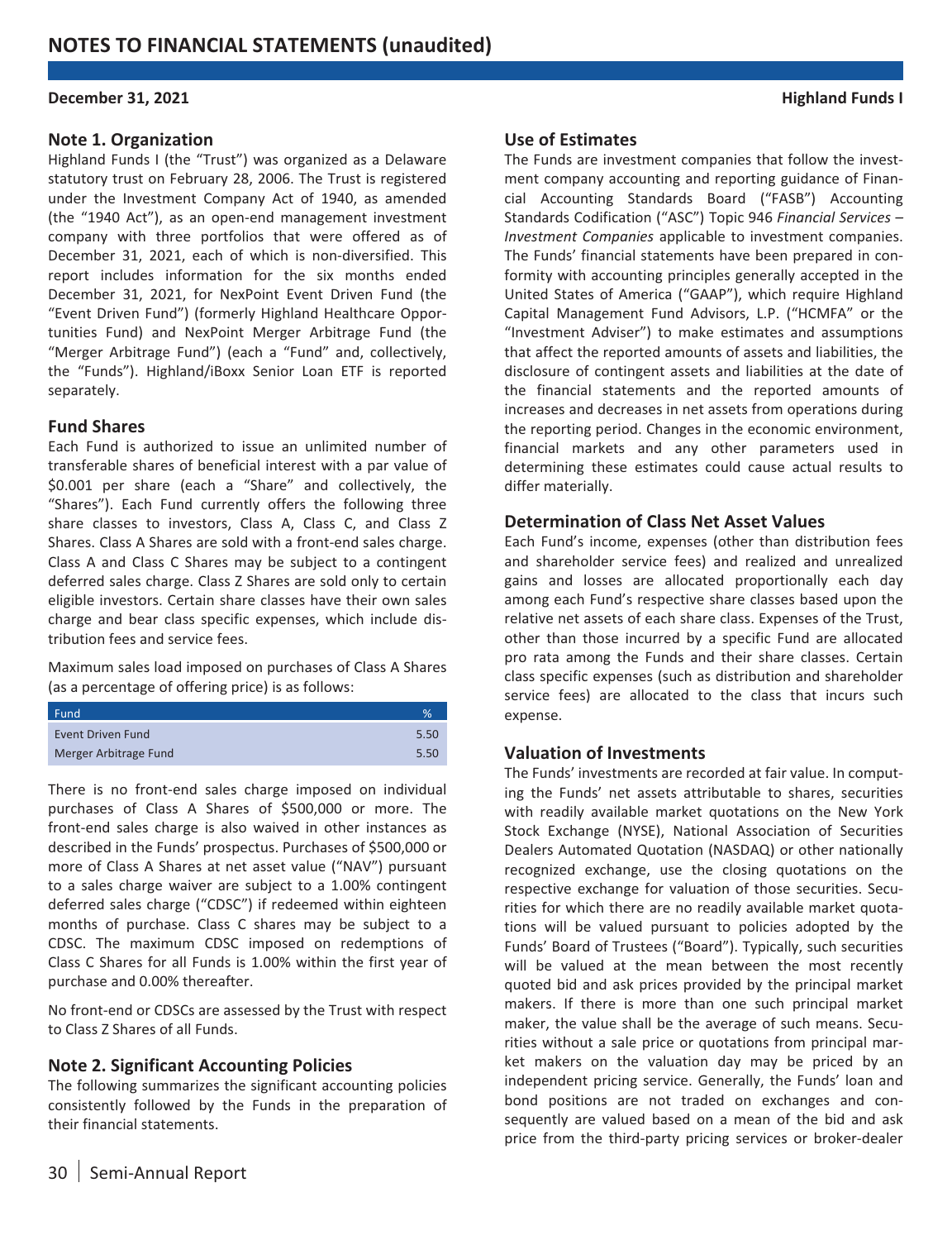# NOTES TO FINANCIAL STATEMENTS (unaudited)

**December 31, 2021** **Highland Funds I**

## Note 1. Organization

Highland Funds I (the "Trust") was organized as a Delaware statutory trust on February 28, 2006. The Trust is registered under the Investment Company Act of 1940, as amended (the "1940 Act"), as an open-end management investment company with three portfolios that were offered as of December 31, 2021, each of which is non-diversified. This report includes information for the six months ended December 31, 2021, for NexPoint Event Driven Fund (the "Event Driven Fund") (formerly Highland Healthcare Opportunities Fund) and NexPoint Merger Arbitrage Fund (the "Merger Arbitrage Fund") (each a "Fund" and, collectively, the "Funds"). Highland/iBoxx Senior Loan ETF is reported separately.

### Fund Shares

Each Fund is authorized to issue an unlimited number of transferable shares of beneficial interest with a par value of $0.001 per share (each a "Share" and collectively, the "Shares"). Each Fund currently offers the following three share classes to investors, Class A, Class C, and Class Z Shares. Class A Shares are sold with a front-end sales charge. Class A and Class C Shares may be subject to a contingent deferred sales charge. Class Z Shares are sold only to certain eligible investors. Certain share classes have their own sales charge and bear class specific expenses, which include distribution fees and service fees.

Maximum sales load imposed on purchases of Class A Shares (as a percentage of offering price) is as follows:

| Fund | % |
|---|---|
| Event Driven Fund | 5.50 |
| Merger Arbitrage Fund | 5.50 |

There is no front-end sales charge imposed on individual purchases of Class A Shares of $500,000 or more. The front-end sales charge is also waived in other instances as described in the Funds' prospectus. Purchases of $500,000 or more of Class A Shares at net asset value ("NAV") pursuant to a sales charge waiver are subject to a 1.00% contingent deferred sales charge ("CDSC") if redeemed within eighteen months of purchase. Class C shares may be subject to a CDSC. The maximum CDSC imposed on redemptions of Class C Shares for all Funds is 1.00% within the first year of purchase and 0.00% thereafter.

No front-end or CDSCs are assessed by the Trust with respect to Class Z Shares of all Funds.

## Note 2. Significant Accounting Policies

The following summarizes the significant accounting policies consistently followed by the Funds in the preparation of their financial statements.

### Use of Estimates

The Funds are investment companies that follow the investment company accounting and reporting guidance of Financial Accounting Standards Board ("FASB") Accounting Standards Codification ("ASC") Topic 946 *Financial Services – Investment Companies* applicable to investment companies. The Funds' financial statements have been prepared in conformity with accounting principles generally accepted in the United States of America ("GAAP"), which require Highland Capital Management Fund Advisors, L.P. ("HCMFA" or the "Investment Adviser") to make estimates and assumptions that affect the reported amounts of assets and liabilities, the disclosure of contingent assets and liabilities at the date of the financial statements and the reported amounts of increases and decreases in net assets from operations during the reporting period. Changes in the economic environment, financial markets and any other parameters used in determining these estimates could cause actual results to differ materially.

### Determination of Class Net Asset Values

Each Fund's income, expenses (other than distribution fees and shareholder service fees) and realized and unrealized gains and losses are allocated proportionally each day among each Fund's respective share classes based upon the relative net assets of each share class. Expenses of the Trust, other than those incurred by a specific Fund are allocated pro rata among the Funds and their share classes. Certain class specific expenses (such as distribution and shareholder service fees) are allocated to the class that incurs such expense.

### Valuation of Investments

The Funds' investments are recorded at fair value. In computing the Funds' net assets attributable to shares, securities with readily available market quotations on the New York Stock Exchange (NYSE), National Association of Securities Dealers Automated Quotation (NASDAQ) or other nationally recognized exchange, use the closing quotations on the respective exchange for valuation of those securities. Securities for which there are no readily available market quotations will be valued pursuant to policies adopted by the Funds' Board of Trustees ("Board"). Typically, such securities will be valued at the mean between the most recently quoted bid and ask prices provided by the principal market makers. If there is more than one such principal market maker, the value shall be the average of such means. Securities without a sale price or quotations from principal market makers on the valuation day may be priced by an independent pricing service. Generally, the Funds' loan and bond positions are not traded on exchanges and consequently are valued based on a mean of the bid and ask price from the third-party pricing services or broker-dealer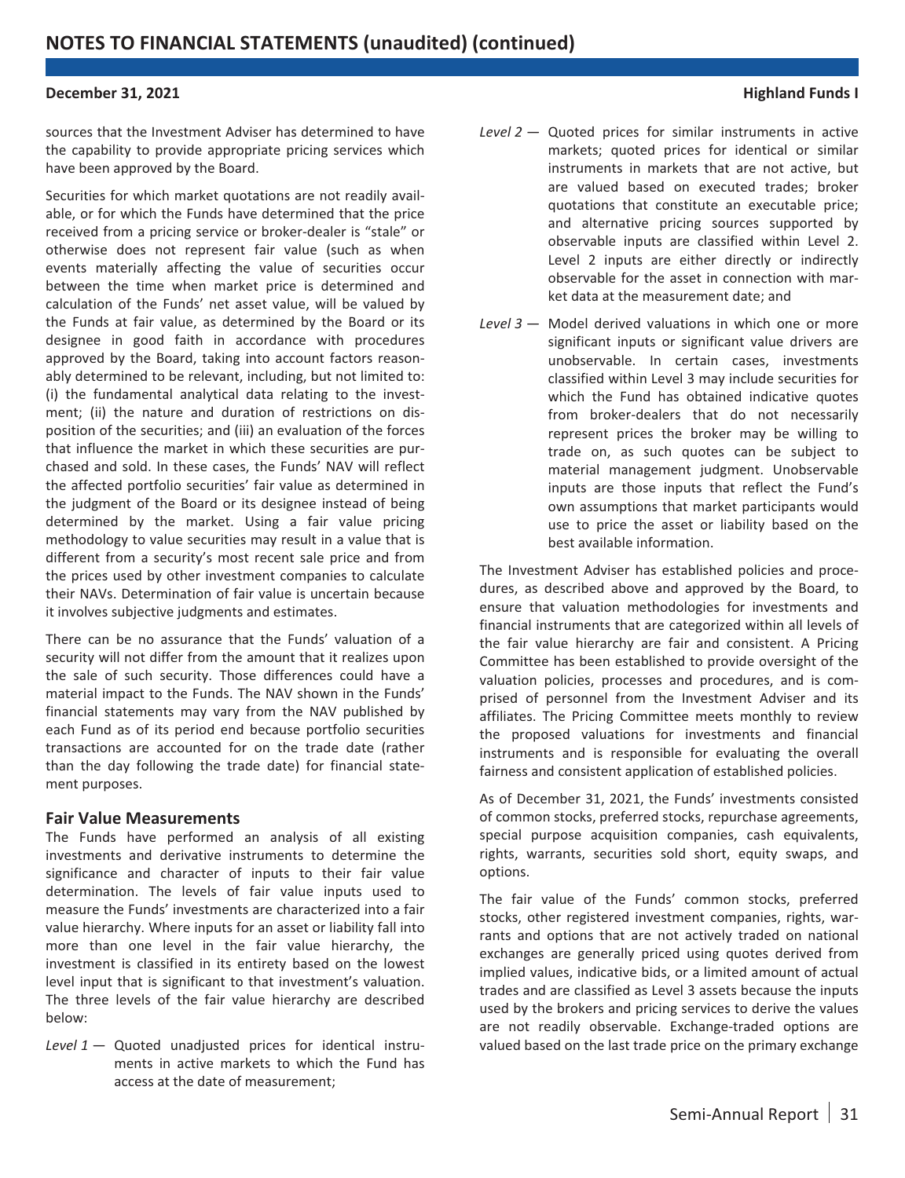sources that the Investment Adviser has determined to have the capability to provide appropriate pricing services which have been approved by the Board.

Securities for which market quotations are not readily available, or for which the Funds have determined that the price received from a pricing service or broker-dealer is "stale" or otherwise does not represent fair value (such as when events materially affecting the value of securities occur between the time when market price is determined and calculation of the Funds' net asset value, will be valued by the Funds at fair value, as determined by the Board or its designee in good faith in accordance with procedures approved by the Board, taking into account factors reasonably determined to be relevant, including, but not limited to: (i) the fundamental analytical data relating to the investment; (ii) the nature and duration of restrictions on disposition of the securities; and (iii) an evaluation of the forces that influence the market in which these securities are purchased and sold. In these cases, the Funds' NAV will reflect the affected portfolio securities' fair value as determined in the judgment of the Board or its designee instead of being determined by the market. Using a fair value pricing methodology to value securities may result in a value that is different from a security's most recent sale price and from the prices used by other investment companies to calculate their NAVs. Determination of fair value is uncertain because it involves subjective judgments and estimates.

There can be no assurance that the Funds' valuation of a security will not differ from the amount that it realizes upon the sale of such security. Those differences could have a material impact to the Funds. The NAV shown in the Funds' financial statements may vary from the NAV published by each Fund as of its period end because portfolio securities transactions are accounted for on the trade date (rather than the day following the trade date) for financial statement purposes.

### Fair Value Measurements

The Funds have performed an analysis of all existing investments and derivative instruments to determine the significance and character of inputs to their fair value determination. The levels of fair value inputs used to measure the Funds' investments are characterized into a fair value hierarchy. Where inputs for an asset or liability fall into more than one level in the fair value hierarchy, the investment is classified in its entirety based on the lowest level input that is significant to that investment's valuation. The three levels of the fair value hierarchy are described below:

*Level 1* — Quoted unadjusted prices for identical instruments in active markets to which the Fund has access at the date of measurement;

*Level 2* — Quoted prices for similar instruments in active markets; quoted prices for identical or similar instruments in markets that are not active, but are valued based on executed trades; broker quotations that constitute an executable price; and alternative pricing sources supported by observable inputs are classified within Level 2. Level 2 inputs are either directly or indirectly observable for the asset in connection with market data at the measurement date; and

*Level 3* — Model derived valuations in which one or more significant inputs or significant value drivers are unobservable. In certain cases, investments classified within Level 3 may include securities for which the Fund has obtained indicative quotes from broker-dealers that do not necessarily represent prices the broker may be willing to trade on, as such quotes can be subject to material management judgment. Unobservable inputs are those inputs that reflect the Fund's own assumptions that market participants would use to price the asset or liability based on the best available information.

The Investment Adviser has established policies and procedures, as described above and approved by the Board, to ensure that valuation methodologies for investments and financial instruments that are categorized within all levels of the fair value hierarchy are fair and consistent. A Pricing Committee has been established to provide oversight of the valuation policies, processes and procedures, and is comprised of personnel from the Investment Adviser and its affiliates. The Pricing Committee meets monthly to review the proposed valuations for investments and financial instruments and is responsible for evaluating the overall fairness and consistent application of established policies.

As of December 31, 2021, the Funds' investments consisted of common stocks, preferred stocks, repurchase agreements, special purpose acquisition companies, cash equivalents, rights, warrants, securities sold short, equity swaps, and options.

The fair value of the Funds' common stocks, preferred stocks, other registered investment companies, rights, warrants and options that are not actively traded on national exchanges are generally priced using quotes derived from implied values, indicative bids, or a limited amount of actual trades and are classified as Level 3 assets because the inputs used by the brokers and pricing services to derive the values are not readily observable. Exchange-traded options are valued based on the last trade price on the primary exchange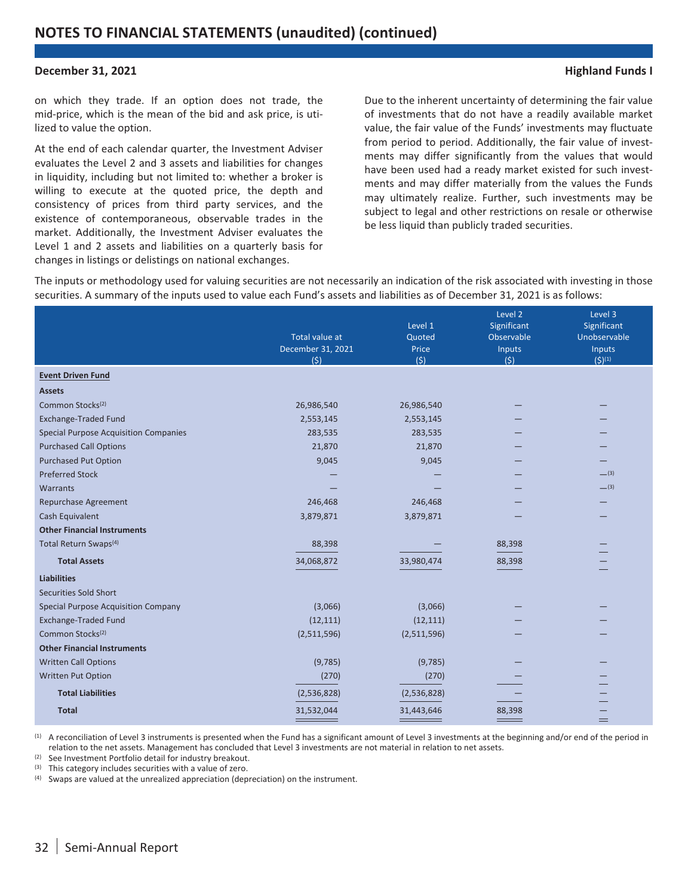on which they trade. If an option does not trade, the mid-price, which is the mean of the bid and ask price, is utilized to value the option.

At the end of each calendar quarter, the Investment Adviser evaluates the Level 2 and 3 assets and liabilities for changes in liquidity, including but not limited to: whether a broker is willing to execute at the quoted price, the depth and consistency of prices from third party services, and the existence of contemporaneous, observable trades in the market. Additionally, the Investment Adviser evaluates the Level 1 and 2 assets and liabilities on a quarterly basis for changes in listings or delistings on national exchanges.

Due to the inherent uncertainty of determining the fair value of investments that do not have a readily available market value, the fair value of the Funds' investments may fluctuate from period to period. Additionally, the fair value of investments may differ significantly from the values that would have been used had a ready market existed for such investments and may differ materially from the values the Funds may ultimately realize. Further, such investments may be subject to legal and other restrictions on resale or otherwise be less liquid than publicly traded securities.

The inputs or methodology used for valuing securities are not necessarily an indication of the risk associated with investing in those securities. A summary of the inputs used to value each Fund's assets and liabilities as of December 31, 2021 is as follows:

| | Total value at December 31, 2021 ($) | Level 1 Quoted Price ($) | Level 2 Significant Observable Inputs ($) | Level 3 Significant Unobservable Inputs ($)[1] |
|---|---|---|---|---|
| **Event Driven Fund** | | | | |
| **Assets** | | | | |
| Common Stocks[2] | 26,986,540 | 26,986,540 | — | — |
| Exchange-Traded Fund | 2,553,145 | 2,553,145 | — | — |
| Special Purpose Acquisition Companies | 283,535 | 283,535 | — | — |
| Purchased Call Options | 21,870 | 21,870 | — | — |
| Purchased Put Option | 9,045 | 9,045 | — | — |
| Preferred Stock | — | — | — | —[3] |
| Warrants | — | — | — | —[3] |
| Repurchase Agreement | 246,468 | 246,468 | — | — |
| Cash Equivalent | 3,879,871 | 3,879,871 | — | — |
| **Other Financial Instruments** | | | | |
| Total Return Swaps[4] | 88,398 | — | 88,398 | — |
| **Total Assets** | 34,068,872 | 33,980,474 | 88,398 | — |
| **Liabilities** | | | | |
| Securities Sold Short | | | | |
| Special Purpose Acquisition Company | (3,066) | (3,066) | — | — |
| Exchange-Traded Fund | (12,111) | (12,111) | — | — |
| Common Stocks[2] | (2,511,596) | (2,511,596) | — | — |
| **Other Financial Instruments** | | | | |
| Written Call Options | (9,785) | (9,785) | — | — |
| Written Put Option | (270) | (270) | — | — |
| **Total Liabilities** | (2,536,828) | (2,536,828) | — | — |
| **Total** | 31,532,044 | 31,443,646 | 88,398 | — |

[1] A reconciliation of Level 3 instruments is presented when the Fund has a significant amount of Level 3 investments at the beginning and/or end of the period in relation to the net assets. Management has concluded that Level 3 investments are not material in relation to net assets.

[2] See Investment Portfolio detail for industry breakout.

[3] This category includes securities with a value of zero.

[4] Swaps are valued at the unrealized appreciation (depreciation) on the instrument.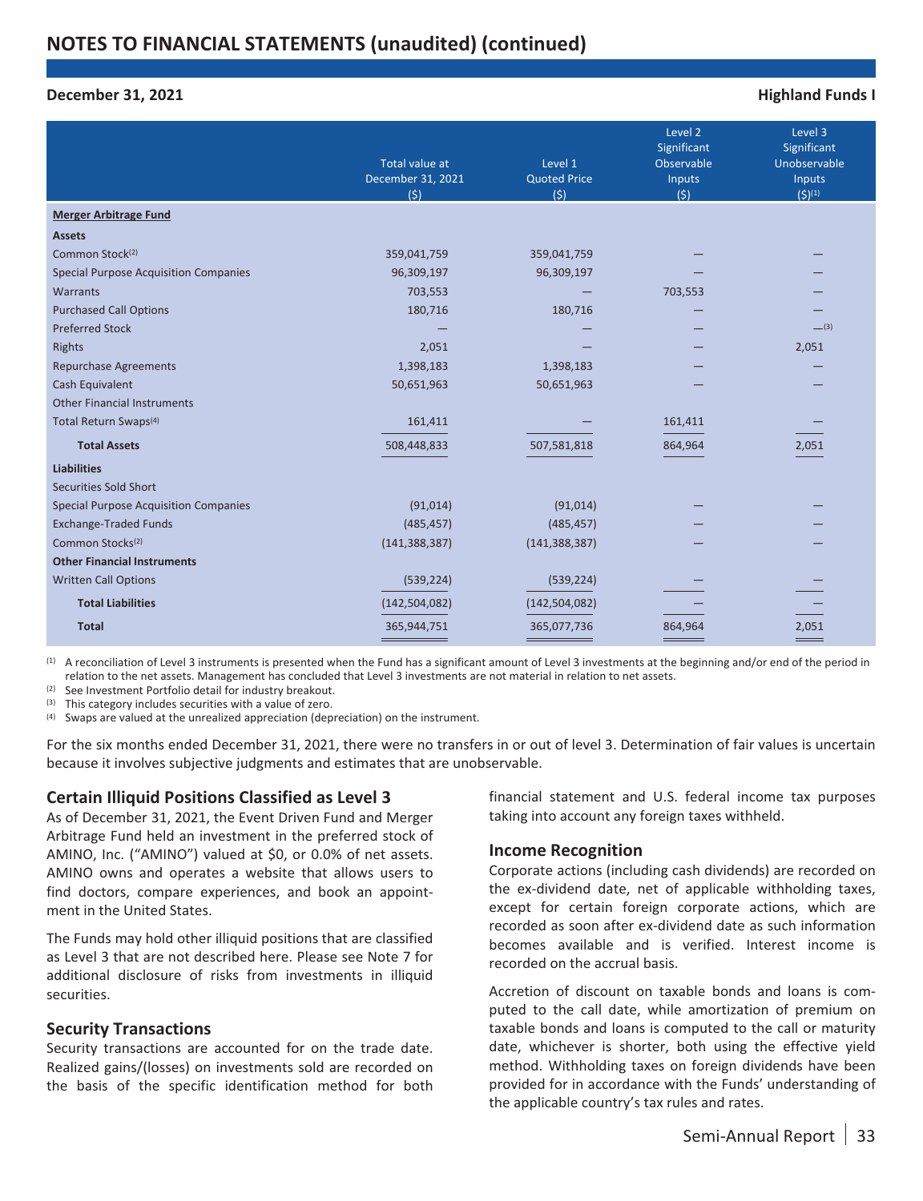## NOTES TO FINANCIAL STATEMENTS (unaudited) (continued)

**December 31, 2021** **Highland Funds I**

| | Total value at December 31, 2021 ($) | Level 1 Quoted Price ($) | Level 2 Significant Observable Inputs ($) | Level 3 Significant Unobservable Inputs ($)[1] |
|---|---|---|---|---|
| **Merger Arbitrage Fund** | | | | |
| **Assets** | | | | |
| Common Stock[2] | 359,041,759 | 359,041,759 | — | — |
| Special Purpose Acquisition Companies | 96,309,197 | 96,309,197 | — | — |
| Warrants | 703,553 | — | 703,553 | — |
| Purchased Call Options | 180,716 | 180,716 | — | — |
| Preferred Stock | — | — | — | —[3] |
| Rights | 2,051 | — | — | 2,051 |
| Repurchase Agreements | 1,398,183 | 1,398,183 | — | — |
| Cash Equivalent | 50,651,963 | 50,651,963 | — | — |
| Other Financial Instruments | | | | |
| Total Return Swaps[4] | 161,411 | — | 161,411 | — |
| **Total Assets** | 508,448,833 | 507,581,818 | 864,964 | 2,051 |
| **Liabilities** | | | | |
| Securities Sold Short | | | | |
| Special Purpose Acquisition Companies | (91,014) | (91,014) | — | — |
| Exchange-Traded Funds | (485,457) | (485,457) | — | — |
| Common Stocks[2] | (141,388,387) | (141,388,387) | — | — |
| **Other Financial Instruments** | | | | |
| Written Call Options | (539,224) | (539,224) | — | — |
| **Total Liabilities** | (142,504,082) | (142,504,082) | — | — |
| **Total** | 365,944,751 | 365,077,736 | 864,964 | 2,051 |

[1] A reconciliation of Level 3 instruments is presented when the Fund has a significant amount of Level 3 investments at the beginning and/or end of the period in relation to the net assets. Management has concluded that Level 3 investments are not material in relation to net assets.

[2] See Investment Portfolio detail for industry breakout.

[3] This category includes securities with a value of zero.

[4] Swaps are valued at the unrealized appreciation (depreciation) on the instrument.

For the six months ended December 31, 2021, there were no transfers in or out of level 3. Determination of fair values is uncertain because it involves subjective judgments and estimates that are unobservable.

### Certain Illiquid Positions Classified as Level 3

As of December 31, 2021, the Event Driven Fund and Merger Arbitrage Fund held an investment in the preferred stock of AMINO, Inc. ("AMINO") valued at $0, or 0.0% of net assets. AMINO owns and operates a website that allows users to find doctors, compare experiences, and book an appointment in the United States.

The Funds may hold other illiquid positions that are classified as Level 3 that are not described here. Please see Note 7 for additional disclosure of risks from investments in illiquid securities.

### Security Transactions

Security transactions are accounted for on the trade date. Realized gains/(losses) on investments sold are recorded on the basis of the specific identification method for both financial statement and U.S. federal income tax purposes taking into account any foreign taxes withheld.

### Income Recognition

Corporate actions (including cash dividends) are recorded on the ex-dividend date, net of applicable withholding taxes, except for certain foreign corporate actions, which are recorded as soon after ex-dividend date as such information becomes available and is verified. Interest income is recorded on the accrual basis.

Accretion of discount on taxable bonds and loans is computed to the call date, while amortization of premium on taxable bonds and loans is computed to the call or maturity date, whichever is shorter, both using the effective yield method. Withholding taxes on foreign dividends have been provided for in accordance with the Funds' understanding of the applicable country's tax rules and rates.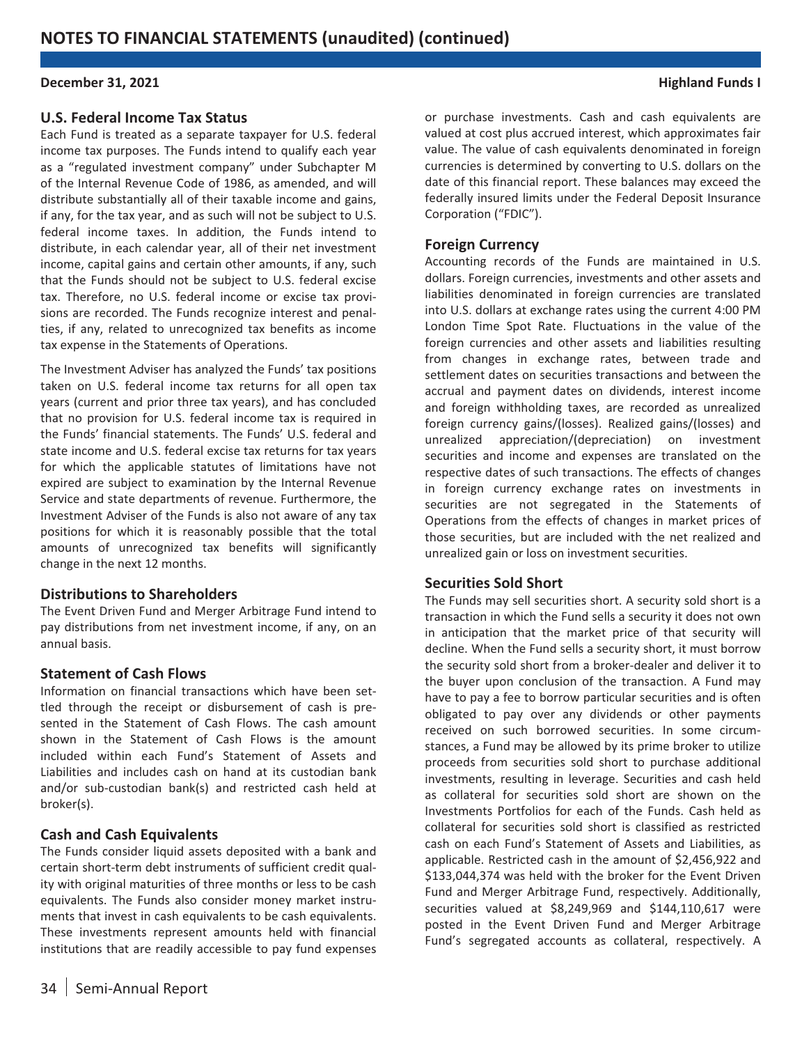## U.S. Federal Income Tax Status

Each Fund is treated as a separate taxpayer for U.S. federal income tax purposes. The Funds intend to qualify each year as a "regulated investment company" under Subchapter M of the Internal Revenue Code of 1986, as amended, and will distribute substantially all of their taxable income and gains, if any, for the tax year, and as such will not be subject to U.S. federal income taxes. In addition, the Funds intend to distribute, in each calendar year, all of their net investment income, capital gains and certain other amounts, if any, such that the Funds should not be subject to U.S. federal excise tax. Therefore, no U.S. federal income or excise tax provisions are recorded. The Funds recognize interest and penalties, if any, related to unrecognized tax benefits as income tax expense in the Statements of Operations.

The Investment Adviser has analyzed the Funds' tax positions taken on U.S. federal income tax returns for all open tax years (current and prior three tax years), and has concluded that no provision for U.S. federal income tax is required in the Funds' financial statements. The Funds' U.S. federal and state income and U.S. federal excise tax returns for tax years for which the applicable statutes of limitations have not expired are subject to examination by the Internal Revenue Service and state departments of revenue. Furthermore, the Investment Adviser of the Funds is also not aware of any tax positions for which it is reasonably possible that the total amounts of unrecognized tax benefits will significantly change in the next 12 months.

## Distributions to Shareholders

The Event Driven Fund and Merger Arbitrage Fund intend to pay distributions from net investment income, if any, on an annual basis.

## Statement of Cash Flows

Information on financial transactions which have been settled through the receipt or disbursement of cash is presented in the Statement of Cash Flows. The cash amount shown in the Statement of Cash Flows is the amount included within each Fund's Statement of Assets and Liabilities and includes cash on hand at its custodian bank and/or sub-custodian bank(s) and restricted cash held at broker(s).

## Cash and Cash Equivalents

The Funds consider liquid assets deposited with a bank and certain short-term debt instruments of sufficient credit quality with original maturities of three months or less to be cash equivalents. The Funds also consider money market instruments that invest in cash equivalents to be cash equivalents. These investments represent amounts held with financial institutions that are readily accessible to pay fund expenses or purchase investments. Cash and cash equivalents are valued at cost plus accrued interest, which approximates fair value. The value of cash equivalents denominated in foreign currencies is determined by converting to U.S. dollars on the date of this financial report. These balances may exceed the federally insured limits under the Federal Deposit Insurance Corporation ("FDIC").

## Foreign Currency

Accounting records of the Funds are maintained in U.S. dollars. Foreign currencies, investments and other assets and liabilities denominated in foreign currencies are translated into U.S. dollars at exchange rates using the current 4:00 PM London Time Spot Rate. Fluctuations in the value of the foreign currencies and other assets and liabilities resulting from changes in exchange rates, between trade and settlement dates on securities transactions and between the accrual and payment dates on dividends, interest income and foreign withholding taxes, are recorded as unrealized foreign currency gains/(losses). Realized gains/(losses) and unrealized appreciation/(depreciation) on investment securities and income and expenses are translated on the respective dates of such transactions. The effects of changes in foreign currency exchange rates on investments in securities are not segregated in the Statements of Operations from the effects of changes in market prices of those securities, but are included with the net realized and unrealized gain or loss on investment securities.

## Securities Sold Short

The Funds may sell securities short. A security sold short is a transaction in which the Fund sells a security it does not own in anticipation that the market price of that security will decline. When the Fund sells a security short, it must borrow the security sold short from a broker-dealer and deliver it to the buyer upon conclusion of the transaction. A Fund may have to pay a fee to borrow particular securities and is often obligated to pay over any dividends or other payments received on such borrowed securities. In some circumstances, a Fund may be allowed by its prime broker to utilize proceeds from securities sold short to purchase additional investments, resulting in leverage. Securities and cash held as collateral for securities sold short are shown on the Investments Portfolios for each of the Funds. Cash held as collateral for securities sold short is classified as restricted cash on each Fund's Statement of Assets and Liabilities, as applicable. Restricted cash in the amount of $2,456,922 and $133,044,374 was held with the broker for the Event Driven Fund and Merger Arbitrage Fund, respectively. Additionally, securities valued at $8,249,969 and $144,110,617 were posted in the Event Driven Fund and Merger Arbitrage Fund's segregated accounts as collateral, respectively. A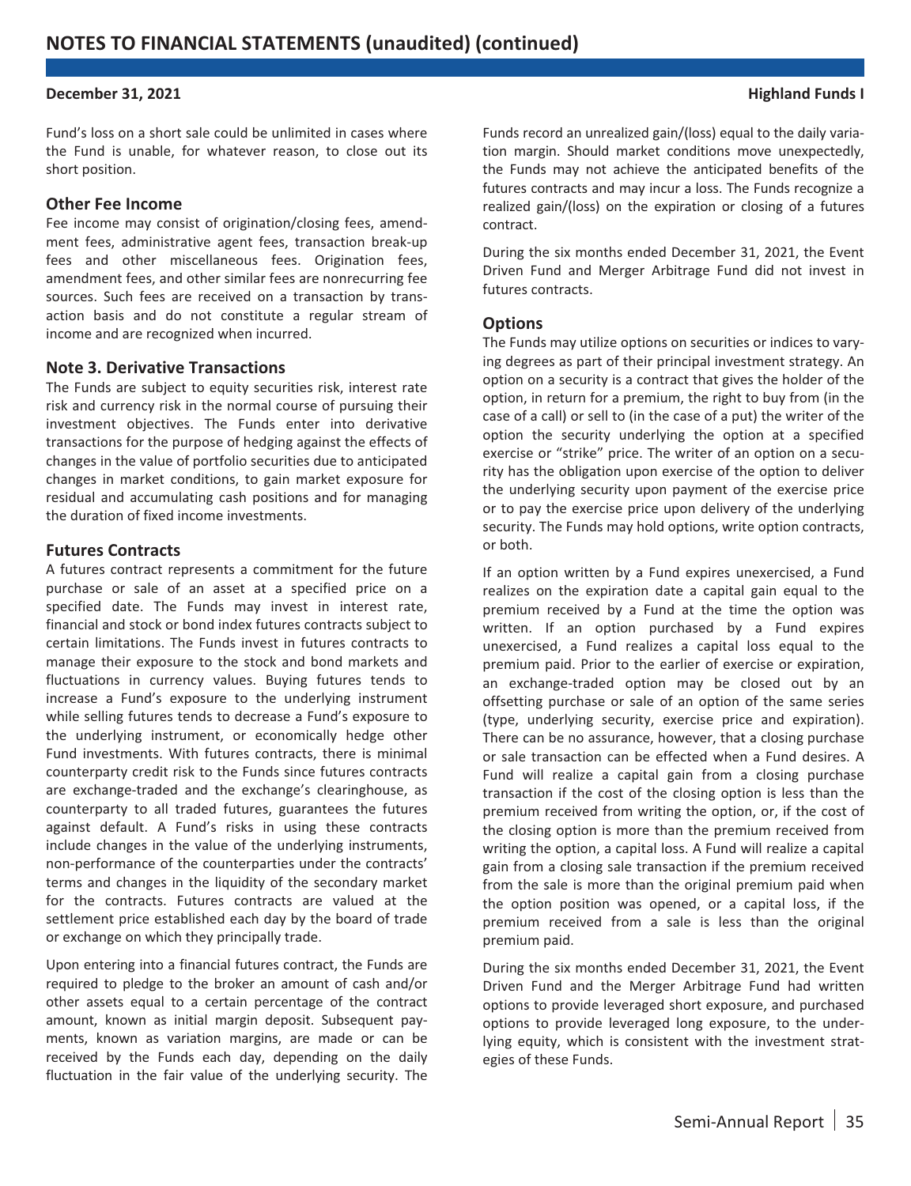Fund's loss on a short sale could be unlimited in cases where the Fund is unable, for whatever reason, to close out its short position.

### Other Fee Income

Fee income may consist of origination/closing fees, amendment fees, administrative agent fees, transaction break-up fees and other miscellaneous fees. Origination fees, amendment fees, and other similar fees are nonrecurring fee sources. Such fees are received on a transaction by transaction basis and do not constitute a regular stream of income and are recognized when incurred.

## Note 3. Derivative Transactions

The Funds are subject to equity securities risk, interest rate risk and currency risk in the normal course of pursuing their investment objectives. The Funds enter into derivative transactions for the purpose of hedging against the effects of changes in the value of portfolio securities due to anticipated changes in market conditions, to gain market exposure for residual and accumulating cash positions and for managing the duration of fixed income investments.

### Futures Contracts

A futures contract represents a commitment for the future purchase or sale of an asset at a specified price on a specified date. The Funds may invest in interest rate, financial and stock or bond index futures contracts subject to certain limitations. The Funds invest in futures contracts to manage their exposure to the stock and bond markets and fluctuations in currency values. Buying futures tends to increase a Fund's exposure to the underlying instrument while selling futures tends to decrease a Fund's exposure to the underlying instrument, or economically hedge other Fund investments. With futures contracts, there is minimal counterparty credit risk to the Funds since futures contracts are exchange-traded and the exchange's clearinghouse, as counterparty to all traded futures, guarantees the futures against default. A Fund's risks in using these contracts include changes in the value of the underlying instruments, non-performance of the counterparties under the contracts' terms and changes in the liquidity of the secondary market for the contracts. Futures contracts are valued at the settlement price established each day by the board of trade or exchange on which they principally trade.

Upon entering into a financial futures contract, the Funds are required to pledge to the broker an amount of cash and/or other assets equal to a certain percentage of the contract amount, known as initial margin deposit. Subsequent payments, known as variation margins, are made or can be received by the Funds each day, depending on the daily fluctuation in the fair value of the underlying security. The Funds record an unrealized gain/(loss) equal to the daily variation margin. Should market conditions move unexpectedly, the Funds may not achieve the anticipated benefits of the futures contracts and may incur a loss. The Funds recognize a realized gain/(loss) on the expiration or closing of a futures contract.

During the six months ended December 31, 2021, the Event Driven Fund and Merger Arbitrage Fund did not invest in futures contracts.

### Options

The Funds may utilize options on securities or indices to varying degrees as part of their principal investment strategy. An option on a security is a contract that gives the holder of the option, in return for a premium, the right to buy from (in the case of a call) or sell to (in the case of a put) the writer of the option the security underlying the option at a specified exercise or "strike" price. The writer of an option on a security has the obligation upon exercise of the option to deliver the underlying security upon payment of the exercise price or to pay the exercise price upon delivery of the underlying security. The Funds may hold options, write option contracts, or both.

If an option written by a Fund expires unexercised, a Fund realizes on the expiration date a capital gain equal to the premium received by a Fund at the time the option was written. If an option purchased by a Fund expires unexercised, a Fund realizes a capital loss equal to the premium paid. Prior to the earlier of exercise or expiration, an exchange-traded option may be closed out by an offsetting purchase or sale of an option of the same series (type, underlying security, exercise price and expiration). There can be no assurance, however, that a closing purchase or sale transaction can be effected when a Fund desires. A Fund will realize a capital gain from a closing purchase transaction if the cost of the closing option is less than the premium received from writing the option, or, if the cost of the closing option is more than the premium received from writing the option, a capital loss. A Fund will realize a capital gain from a closing sale transaction if the premium received from the sale is more than the original premium paid when the option position was opened, or a capital loss, if the premium received from a sale is less than the original premium paid.

During the six months ended December 31, 2021, the Event Driven Fund and the Merger Arbitrage Fund had written options to provide leveraged short exposure, and purchased options to provide leveraged long exposure, to the underlying equity, which is consistent with the investment strategies of these Funds.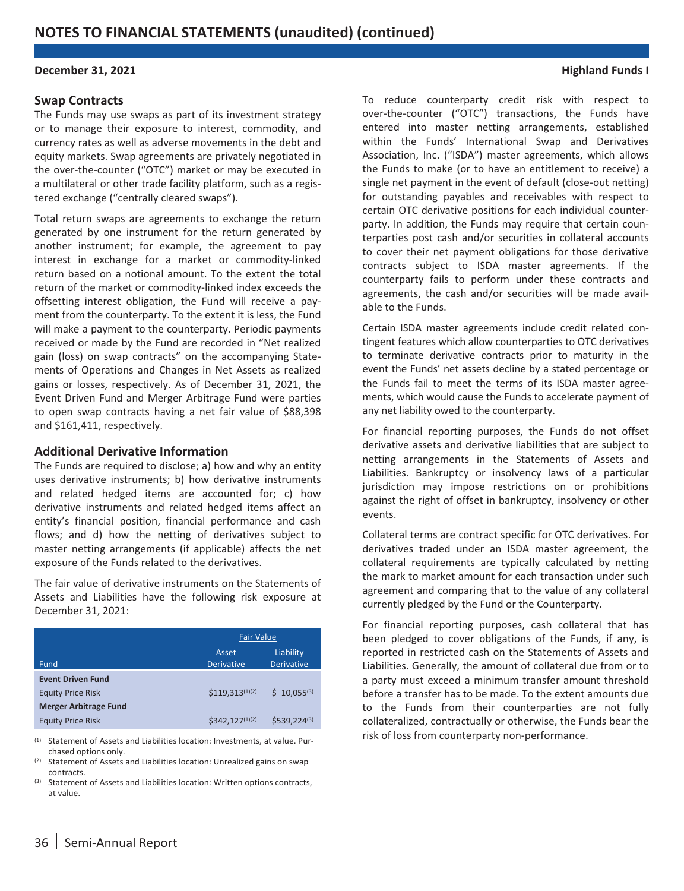## Swap Contracts

The Funds may use swaps as part of its investment strategy or to manage their exposure to interest, commodity, and currency rates as well as adverse movements in the debt and equity markets. Swap agreements are privately negotiated in the over-the-counter ("OTC") market or may be executed in a multilateral or other trade facility platform, such as a registered exchange ("centrally cleared swaps").

Total return swaps are agreements to exchange the return generated by one instrument for the return generated by another instrument; for example, the agreement to pay interest in exchange for a market or commodity-linked return based on a notional amount. To the extent the total return of the market or commodity-linked index exceeds the offsetting interest obligation, the Fund will receive a payment from the counterparty. To the extent it is less, the Fund will make a payment to the counterparty. Periodic payments received or made by the Fund are recorded in "Net realized gain (loss) on swap contracts" on the accompanying Statements of Operations and Changes in Net Assets as realized gains or losses, respectively. As of December 31, 2021, the Event Driven Fund and Merger Arbitrage Fund were parties to open swap contracts having a net fair value of $88,398 and $161,411, respectively.

## Additional Derivative Information

The Funds are required to disclose; a) how and why an entity uses derivative instruments; b) how derivative instruments and related hedged items are accounted for; c) how derivative instruments and related hedged items affect an entity's financial position, financial performance and cash flows; and d) how the netting of derivatives subject to master netting arrangements (if applicable) affects the net exposure of the Funds related to the derivatives.

The fair value of derivative instruments on the Statements of Assets and Liabilities have the following risk exposure at December 31, 2021:

| | Fair Value | |
|---|---|---|
| Fund | Asset Derivative | Liability Derivative |
| **Event Driven Fund** | | |
| Equity Price Risk | $119,313[(1)(2)] | $ 10,055[(3)] |
| **Merger Arbitrage Fund** | | |
| Equity Price Risk | $342,127[(1)(2)] | $539,224[(3)] |

(1) Statement of Assets and Liabilities location: Investments, at value. Purchased options only.

(2) Statement of Assets and Liabilities location: Unrealized gains on swap contracts.

(3) Statement of Assets and Liabilities location: Written options contracts, at value.

To reduce counterparty credit risk with respect to over-the-counter ("OTC") transactions, the Funds have entered into master netting arrangements, established within the Funds' International Swap and Derivatives Association, Inc. ("ISDA") master agreements, which allows the Funds to make (or to have an entitlement to receive) a single net payment in the event of default (close-out netting) for outstanding payables and receivables with respect to certain OTC derivative positions for each individual counterparty. In addition, the Funds may require that certain counterparties post cash and/or securities in collateral accounts to cover their net payment obligations for those derivative contracts subject to ISDA master agreements. If the counterparty fails to perform under these contracts and agreements, the cash and/or securities will be made available to the Funds.

Certain ISDA master agreements include credit related contingent features which allow counterparties to OTC derivatives to terminate derivative contracts prior to maturity in the event the Funds' net assets decline by a stated percentage or the Funds fail to meet the terms of its ISDA master agreements, which would cause the Funds to accelerate payment of any net liability owed to the counterparty.

For financial reporting purposes, the Funds do not offset derivative assets and derivative liabilities that are subject to netting arrangements in the Statements of Assets and Liabilities. Bankruptcy or insolvency laws of a particular jurisdiction may impose restrictions on or prohibitions against the right of offset in bankruptcy, insolvency or other events.

Collateral terms are contract specific for OTC derivatives. For derivatives traded under an ISDA master agreement, the collateral requirements are typically calculated by netting the mark to market amount for each transaction under such agreement and comparing that to the value of any collateral currently pledged by the Fund or the Counterparty.

For financial reporting purposes, cash collateral that has been pledged to cover obligations of the Funds, if any, is reported in restricted cash on the Statements of Assets and Liabilities. Generally, the amount of collateral due from or to a party must exceed a minimum transfer amount threshold before a transfer has to be made. To the extent amounts due to the Funds from their counterparties are not fully collateralized, contractually or otherwise, the Funds bear the risk of loss from counterparty non-performance.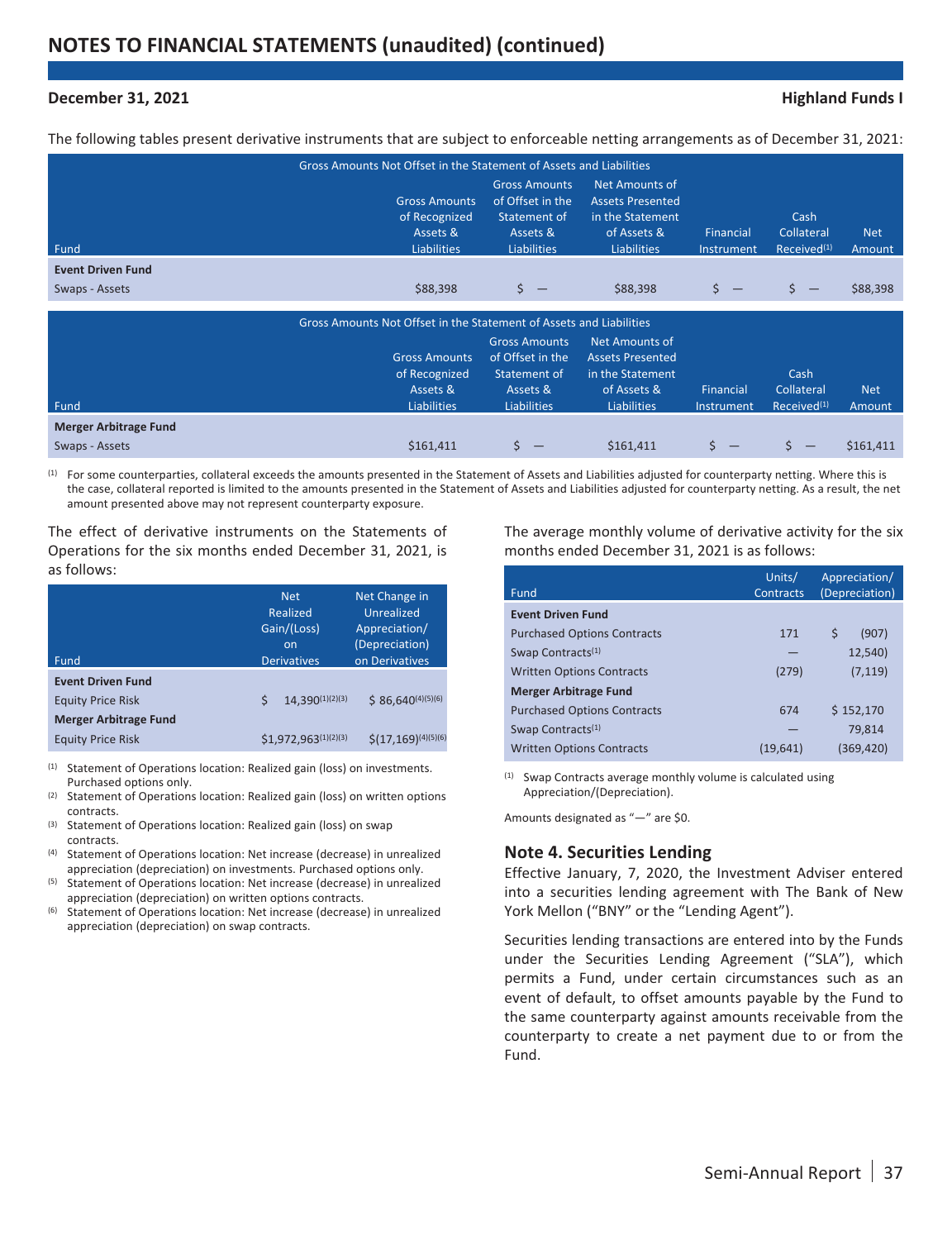## NOTES TO FINANCIAL STATEMENTS (unaudited) (continued)

**December 31, 2021** **Highland Funds I**

The following tables present derivative instruments that are subject to enforceable netting arrangements as of December 31, 2021:

| Fund | Gross Amounts of Recognized Assets & Liabilities | Gross Amounts of Offset in the Statement of Assets & Liabilities | Net Amounts of Assets Presented in the Statement of Assets & Liabilities | Gross Amounts Not Offset in the Statement of Assets and Liabilities: Financial Instrument | Cash Collateral Received[1] | Net Amount |
|---|---|---|---|---|---|---|
| **Event Driven Fund** | | | | | | |
| Swaps - Assets | $88,398 | $ — | $88,398 | $ — | $ — | $88,398 |

| Fund | Gross Amounts of Recognized Assets & Liabilities | Gross Amounts of Offset in the Statement of Assets & Liabilities | Net Amounts of Assets Presented in the Statement of Assets & Liabilities | Gross Amounts Not Offset in the Statement of Assets and Liabilities: Financial Instrument | Cash Collateral Received[1] | Net Amount |
|---|---|---|---|---|---|---|
| **Merger Arbitrage Fund** | | | | | | |
| Swaps - Assets | $161,411 | $ — | $161,411 | $ — | $ — | $161,411 |

[1] For some counterparties, collateral exceeds the amounts presented in the Statement of Assets and Liabilities adjusted for counterparty netting. Where this is the case, collateral reported is limited to the amounts presented in the Statement of Assets and Liabilities adjusted for counterparty netting. As a result, the net amount presented above may not represent counterparty exposure.

The effect of derivative instruments on the Statements of Operations for the six months ended December 31, 2021, is as follows:

| Fund | Net Realized Gain/(Loss) on Derivatives | Net Change in Unrealized Appreciation/ (Depreciation) on Derivatives |
|---|---|---|
| **Event Driven Fund** | | |
| Equity Price Risk | $ 14,390[1][2][3] | $ 86,640[4][5][6] |
| **Merger Arbitrage Fund** | | |
| Equity Price Risk | $1,972,963[1][2][3] | $(17,169)[4][5][6] |

[1] Statement of Operations location: Realized gain (loss) on investments. Purchased options only.
[2] Statement of Operations location: Realized gain (loss) on written options contracts.
[3] Statement of Operations location: Realized gain (loss) on swap contracts.
[4] Statement of Operations location: Net increase (decrease) in unrealized appreciation (depreciation) on investments. Purchased options only.
[5] Statement of Operations location: Net increase (decrease) in unrealized appreciation (depreciation) on written options contracts.
[6] Statement of Operations location: Net increase (decrease) in unrealized appreciation (depreciation) on swap contracts.

The average monthly volume of derivative activity for the six months ended December 31, 2021 is as follows:

| Fund | Units/ Contracts | Appreciation/ (Depreciation) |
|---|---|---|
| **Event Driven Fund** | | |
| Purchased Options Contracts | 171 | $ (907) |
| Swap Contracts[1] | — | 12,540) |
| Written Options Contracts | (279) | (7,119) |
| **Merger Arbitrage Fund** | | |
| Purchased Options Contracts | 674 | $ 152,170 |
| Swap Contracts[1] | — | 79,814 |
| Written Options Contracts | (19,641) | (369,420) |

[1] Swap Contracts average monthly volume is calculated using Appreciation/(Depreciation).

Amounts designated as "—" are $0.

### Note 4. Securities Lending

Effective January, 7, 2020, the Investment Adviser entered into a securities lending agreement with The Bank of New York Mellon ("BNY" or the "Lending Agent").

Securities lending transactions are entered into by the Funds under the Securities Lending Agreement ("SLA"), which permits a Fund, under certain circumstances such as an event of default, to offset amounts payable by the Fund to the same counterparty against amounts receivable from the counterparty to create a net payment due to or from the Fund.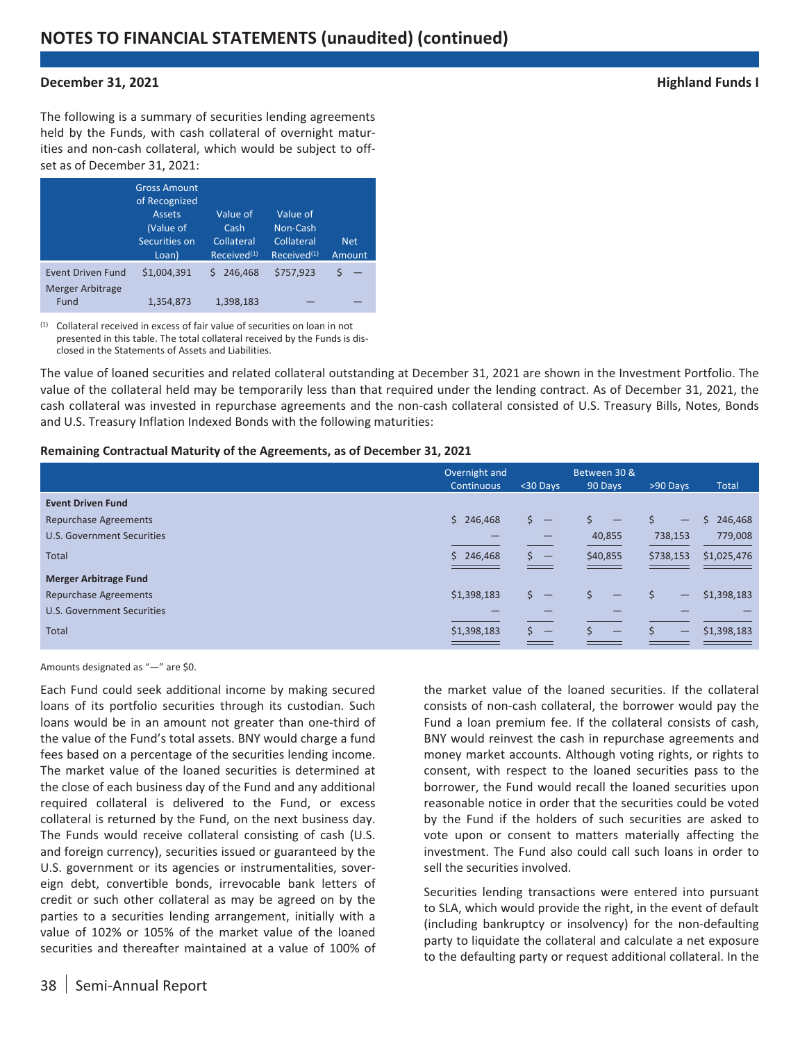The following is a summary of securities lending agreements held by the Funds, with cash collateral of overnight maturities and non-cash collateral, which would be subject to offset as of December 31, 2021:

| | Gross Amount of Recognized Assets (Value of Securities on Loan) | Value of Cash Collateral Received[(1)] | Value of Non-Cash Collateral Received[(1)] | Net Amount |
|---|---|---|---|---|
| Event Driven Fund | $1,004,391 | $ 246,468 | $757,923 | $ — |
| Merger Arbitrage Fund | 1,354,873 | 1,398,183 | — | — |

(1) Collateral received in excess of fair value of securities on loan in not presented in this table. The total collateral received by the Funds is disclosed in the Statements of Assets and Liabilities.

The value of loaned securities and related collateral outstanding at December 31, 2021 are shown in the Investment Portfolio. The value of the collateral held may be temporarily less than that required under the lending contract. As of December 31, 2021, the cash collateral was invested in repurchase agreements and the non-cash collateral consisted of U.S. Treasury Bills, Notes, Bonds and U.S. Treasury Inflation Indexed Bonds with the following maturities:

**Remaining Contractual Maturity of the Agreements, as of December 31, 2021**

| | Overnight and Continuous | <30 Days | Between 30 & 90 Days | >90 Days | Total |
|---|---|---|---|---|---|
| **Event Driven Fund** | | | | | |
| Repurchase Agreements | $ 246,468 | $ — | $ — | $ — | $ 246,468 |
| U.S. Government Securities | — | — | 40,855 | 738,153 | 779,008 |
| Total | $ 246,468 | $ — | $40,855 | $738,153 | $1,025,476 |
| **Merger Arbitrage Fund** | | | | | |
| Repurchase Agreements | $1,398,183 | $ — | $ — | $ — | $1,398,183 |
| U.S. Government Securities | — | — | — | — | — |
| Total | $1,398,183 | $ — | $ — | $ — | $1,398,183 |

Amounts designated as "—" are $0.

Each Fund could seek additional income by making secured loans of its portfolio securities through its custodian. Such loans would be in an amount not greater than one-third of the value of the Fund's total assets. BNY would charge a fund fees based on a percentage of the securities lending income. The market value of the loaned securities is determined at the close of each business day of the Fund and any additional required collateral is delivered to the Fund, or excess collateral is returned by the Fund, on the next business day. The Funds would receive collateral consisting of cash (U.S. and foreign currency), securities issued or guaranteed by the U.S. government or its agencies or instrumentalities, sovereign debt, convertible bonds, irrevocable bank letters of credit or such other collateral as may be agreed on by the parties to a securities lending arrangement, initially with a value of 102% or 105% of the market value of the loaned securities and thereafter maintained at a value of 100% of the market value of the loaned securities. If the collateral consists of non-cash collateral, the borrower would pay the Fund a loan premium fee. If the collateral consists of cash, BNY would reinvest the cash in repurchase agreements and money market accounts. Although voting rights, or rights to consent, with respect to the loaned securities pass to the borrower, the Fund would recall the loaned securities upon reasonable notice in order that the securities could be voted by the Fund if the holders of such securities are asked to vote upon or consent to matters materially affecting the investment. The Fund also could call such loans in order to sell the securities involved.

Securities lending transactions were entered into pursuant to SLA, which would provide the right, in the event of default (including bankruptcy or insolvency) for the non-defaulting party to liquidate the collateral and calculate a net exposure to the defaulting party or request additional collateral. In the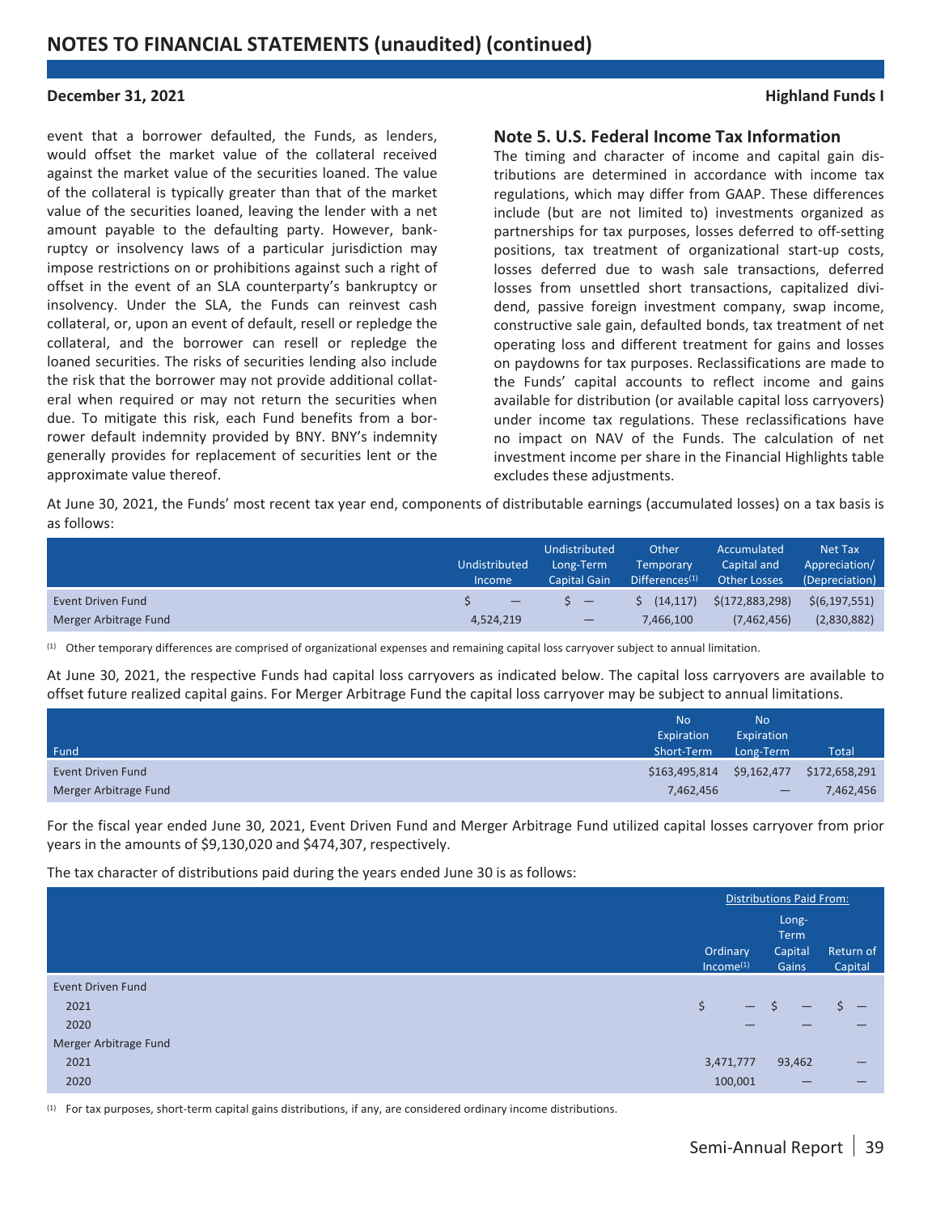# NOTES TO FINANCIAL STATEMENTS (unaudited) (continued)

**December 31, 2021** **Highland Funds I**

event that a borrower defaulted, the Funds, as lenders, would offset the market value of the collateral received against the market value of the securities loaned. The value of the collateral is typically greater than that of the market value of the securities loaned, leaving the lender with a net amount payable to the defaulting party. However, bankruptcy or insolvency laws of a particular jurisdiction may impose restrictions on or prohibitions against such a right of offset in the event of an SLA counterparty's bankruptcy or insolvency. Under the SLA, the Funds can reinvest cash collateral, or, upon an event of default, resell or repledge the collateral, and the borrower can resell or repledge the loaned securities. The risks of securities lending also include the risk that the borrower may not provide additional collateral when required or may not return the securities when due. To mitigate this risk, each Fund benefits from a borrower default indemnity provided by BNY. BNY's indemnity generally provides for replacement of securities lent or the approximate value thereof.

## Note 5. U.S. Federal Income Tax Information

The timing and character of income and capital gain distributions are determined in accordance with income tax regulations, which may differ from GAAP. These differences include (but are not limited to) investments organized as partnerships for tax purposes, losses deferred to off-setting positions, tax treatment of organizational start-up costs, losses deferred due to wash sale transactions, deferred losses from unsettled short transactions, capitalized dividend, passive foreign investment company, swap income, constructive sale gain, defaulted bonds, tax treatment of net operating loss and different treatment for gains and losses on paydowns for tax purposes. Reclassifications are made to the Funds' capital accounts to reflect income and gains available for distribution (or available capital loss carryovers) under income tax regulations. These reclassifications have no impact on NAV of the Funds. The calculation of net investment income per share in the Financial Highlights table excludes these adjustments.

At June 30, 2021, the Funds' most recent tax year end, components of distributable earnings (accumulated losses) on a tax basis is as follows:

| | Undistributed Income | Undistributed Long-Term Capital Gain | Other Temporary Differences[(1)] | Accumulated Capital and Other Losses | Net Tax Appreciation/ (Depreciation) |
|---|---|---|---|---|---|
| Event Driven Fund | $ — | $ — | $ (14,117) | $(172,883,298) | $(6,197,551) |
| Merger Arbitrage Fund | 4,524,219 | — | 7,466,100 | (7,462,456) | (2,830,882) |

[(1)] Other temporary differences are comprised of organizational expenses and remaining capital loss carryover subject to annual limitation.

At June 30, 2021, the respective Funds had capital loss carryovers as indicated below. The capital loss carryovers are available to offset future realized capital gains. For Merger Arbitrage Fund the capital loss carryover may be subject to annual limitations.

| Fund | No Expiration Short-Term | No Expiration Long-Term | Total |
|---|---|---|---|
| Event Driven Fund | $163,495,814 | $9,162,477 | $172,658,291 |
| Merger Arbitrage Fund | 7,462,456 | — | 7,462,456 |

For the fiscal year ended June 30, 2021, Event Driven Fund and Merger Arbitrage Fund utilized capital losses carryover from prior years in the amounts of $9,130,020 and $474,307, respectively.

The tax character of distributions paid during the years ended June 30 is as follows:

| | Distributions Paid From: | | |
|---|---|---|---|
| | Ordinary Income[(1)] | Long-Term Capital Gains | Return of Capital |
| Event Driven Fund | | | |
| 2021 | $ — | $ — | $ — |
| 2020 | — | — | — |
| Merger Arbitrage Fund | | | |
| 2021 | 3,471,777 | 93,462 | — |
| 2020 | 100,001 | — | — |

[(1)] For tax purposes, short-term capital gains distributions, if any, are considered ordinary income distributions.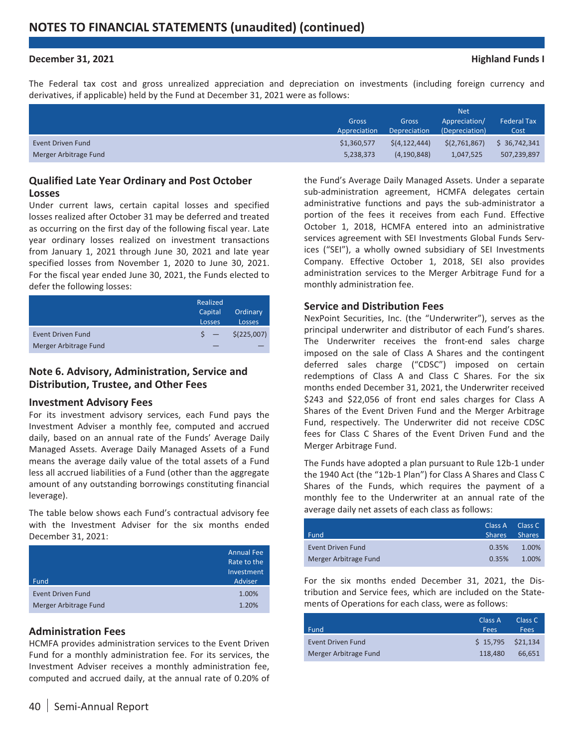# NOTES TO FINANCIAL STATEMENTS (unaudited) (continued)

**December 31, 2021** **Highland Funds I**

The Federal tax cost and gross unrealized appreciation and depreciation on investments (including foreign currency and derivatives, if applicable) held by the Fund at December 31, 2021 were as follows:

| | Gross Appreciation | Gross Depreciation | Net Appreciation/ (Depreciation) | Federal Tax Cost |
|---|---|---|---|---|
| Event Driven Fund | $1,360,577 | $(4,122,444) | $(2,761,867) | $ 36,742,341 |
| Merger Arbitrage Fund | 5,238,373 | (4,190,848) | 1,047,525 | 507,239,897 |

### Qualified Late Year Ordinary and Post October Losses

Under current laws, certain capital losses and specified losses realized after October 31 may be deferred and treated as occurring on the first day of the following fiscal year. Late year ordinary losses realized on investment transactions from January 1, 2021 through June 30, 2021 and late year specified losses from November 1, 2020 to June 30, 2021. For the fiscal year ended June 30, 2021, the Funds elected to defer the following losses:

| | Realized Capital Losses | Ordinary Losses |
|---|---|---|
| Event Driven Fund | $ — | $(225,007) |
| Merger Arbitrage Fund | — | — |

## Note 6. Advisory, Administration, Service and Distribution, Trustee, and Other Fees

### Investment Advisory Fees

For its investment advisory services, each Fund pays the Investment Adviser a monthly fee, computed and accrued daily, based on an annual rate of the Funds' Average Daily Managed Assets. Average Daily Managed Assets of a Fund means the average daily value of the total assets of a Fund less all accrued liabilities of a Fund (other than the aggregate amount of any outstanding borrowings constituting financial leverage).

The table below shows each Fund's contractual advisory fee with the Investment Adviser for the six months ended December 31, 2021:

| Fund | Annual Fee Rate to the Investment Adviser |
|---|---|
| Event Driven Fund | 1.00% |
| Merger Arbitrage Fund | 1.20% |

### Administration Fees

HCMFA provides administration services to the Event Driven Fund for a monthly administration fee. For its services, the Investment Adviser receives a monthly administration fee, computed and accrued daily, at the annual rate of 0.20% of the Fund's Average Daily Managed Assets. Under a separate sub-administration agreement, HCMFA delegates certain administrative functions and pays the sub-administrator a portion of the fees it receives from each Fund. Effective October 1, 2018, HCMFA entered into an administrative services agreement with SEI Investments Global Funds Services ("SEI"), a wholly owned subsidiary of SEI Investments Company. Effective October 1, 2018, SEI also provides administration services to the Merger Arbitrage Fund for a monthly administration fee.

### Service and Distribution Fees

NexPoint Securities, Inc. (the "Underwriter"), serves as the principal underwriter and distributor of each Fund's shares. The Underwriter receives the front-end sales charge imposed on the sale of Class A Shares and the contingent deferred sales charge ("CDSC") imposed on certain redemptions of Class A and Class C Shares. For the six months ended December 31, 2021, the Underwriter received $243 and $22,056 of front end sales charges for Class A Shares of the Event Driven Fund and the Merger Arbitrage Fund, respectively. The Underwriter did not receive CDSC fees for Class C Shares of the Event Driven Fund and the Merger Arbitrage Fund.

The Funds have adopted a plan pursuant to Rule 12b-1 under the 1940 Act (the "12b-1 Plan") for Class A Shares and Class C Shares of the Funds, which requires the payment of a monthly fee to the Underwriter at an annual rate of the average daily net assets of each class as follows:

| Fund | Class A Shares | Class C Shares |
|---|---|---|
| Event Driven Fund | 0.35% | 1.00% |
| Merger Arbitrage Fund | 0.35% | 1.00% |

For the six months ended December 31, 2021, the Distribution and Service fees, which are included on the Statements of Operations for each class, were as follows:

| Fund | Class A Fees | Class C Fees |
|---|---|---|
| Event Driven Fund | $ 15,795 | $21,134 |
| Merger Arbitrage Fund | 118,480 | 66,651 |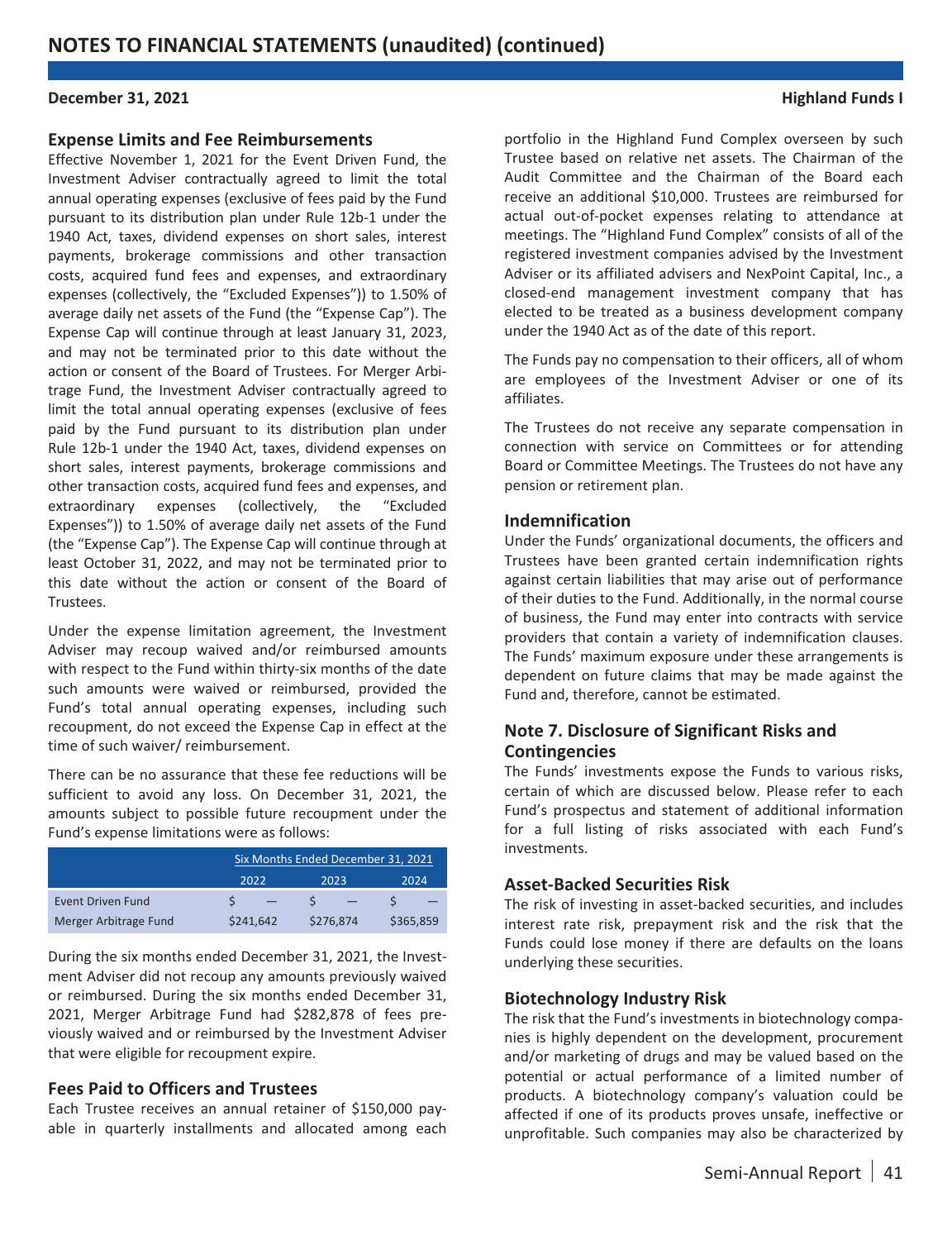## Expense Limits and Fee Reimbursements

Effective November 1, 2021 for the Event Driven Fund, the Investment Adviser contractually agreed to limit the total annual operating expenses (exclusive of fees paid by the Fund pursuant to its distribution plan under Rule 12b-1 under the 1940 Act, taxes, dividend expenses on short sales, interest payments, brokerage commissions and other transaction costs, acquired fund fees and expenses, and extraordinary expenses (collectively, the "Excluded Expenses")) to 1.50% of average daily net assets of the Fund (the "Expense Cap"). The Expense Cap will continue through at least January 31, 2023, and may not be terminated prior to this date without the action or consent of the Board of Trustees. For Merger Arbitrage Fund, the Investment Adviser contractually agreed to limit the total annual operating expenses (exclusive of fees paid by the Fund pursuant to its distribution plan under Rule 12b-1 under the 1940 Act, taxes, dividend expenses on short sales, interest payments, brokerage commissions and other transaction costs, acquired fund fees and expenses, and extraordinary expenses (collectively, the "Excluded Expenses")) to 1.50% of average daily net assets of the Fund (the "Expense Cap"). The Expense Cap will continue through at least October 31, 2022, and may not be terminated prior to this date without the action or consent of the Board of Trustees.

Under the expense limitation agreement, the Investment Adviser may recoup waived and/or reimbursed amounts with respect to the Fund within thirty-six months of the date such amounts were waived or reimbursed, provided the Fund's total annual operating expenses, including such recoupment, do not exceed the Expense Cap in effect at the time of such waiver/ reimbursement.

There can be no assurance that these fee reductions will be sufficient to avoid any loss. On December 31, 2021, the amounts subject to possible future recoupment under the Fund's expense limitations were as follows:

| | Six Months Ended December 31, 2021 | | |
|---|---|---|---|
| | 2022 | 2023 | 2024 |
| Event Driven Fund | $ — | $ — | $ — |
| Merger Arbitrage Fund | $241,642 | $276,874 | $365,859 |

During the six months ended December 31, 2021, the Investment Adviser did not recoup any amounts previously waived or reimbursed. During the six months ended December 31, 2021, Merger Arbitrage Fund had $282,878 of fees previously waived and or reimbursed by the Investment Adviser that were eligible for recoupment expire.

## Fees Paid to Officers and Trustees

Each Trustee receives an annual retainer of $150,000 payable in quarterly installments and allocated among each portfolio in the Highland Fund Complex overseen by such Trustee based on relative net assets. The Chairman of the Audit Committee and the Chairman of the Board each receive an additional $10,000. Trustees are reimbursed for actual out-of-pocket expenses relating to attendance at meetings. The "Highland Fund Complex" consists of all of the registered investment companies advised by the Investment Adviser or its affiliated advisers and NexPoint Capital, Inc., a closed-end management investment company that has elected to be treated as a business development company under the 1940 Act as of the date of this report.

The Funds pay no compensation to their officers, all of whom are employees of the Investment Adviser or one of its affiliates.

The Trustees do not receive any separate compensation in connection with service on Committees or for attending Board or Committee Meetings. The Trustees do not have any pension or retirement plan.

## Indemnification

Under the Funds' organizational documents, the officers and Trustees have been granted certain indemnification rights against certain liabilities that may arise out of performance of their duties to the Fund. Additionally, in the normal course of business, the Fund may enter into contracts with service providers that contain a variety of indemnification clauses. The Funds' maximum exposure under these arrangements is dependent on future claims that may be made against the Fund and, therefore, cannot be estimated.

## Note 7. Disclosure of Significant Risks and Contingencies

The Funds' investments expose the Funds to various risks, certain of which are discussed below. Please refer to each Fund's prospectus and statement of additional information for a full listing of risks associated with each Fund's investments.

### Asset-Backed Securities Risk

The risk of investing in asset-backed securities, and includes interest rate risk, prepayment risk and the risk that the Funds could lose money if there are defaults on the loans underlying these securities.

### Biotechnology Industry Risk

The risk that the Fund's investments in biotechnology companies is highly dependent on the development, procurement and/or marketing of drugs and may be valued based on the potential or actual performance of a limited number of products. A biotechnology company's valuation could be affected if one of its products proves unsafe, ineffective or unprofitable. Such companies may also be characterized by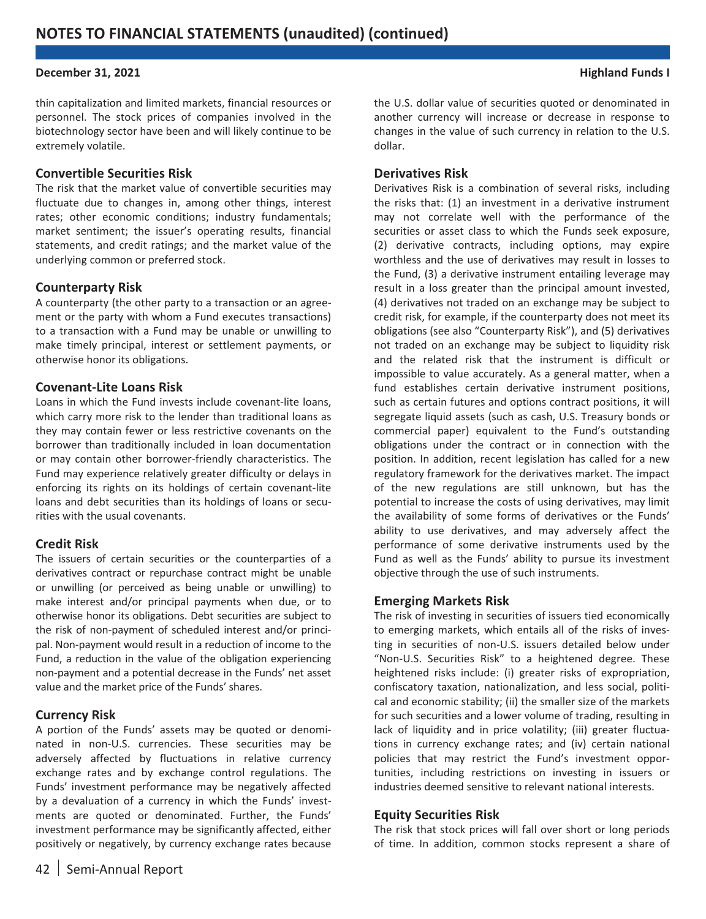thin capitalization and limited markets, financial resources or personnel. The stock prices of companies involved in the biotechnology sector have been and will likely continue to be extremely volatile.

### Convertible Securities Risk

The risk that the market value of convertible securities may fluctuate due to changes in, among other things, interest rates; other economic conditions; industry fundamentals; market sentiment; the issuer's operating results, financial statements, and credit ratings; and the market value of the underlying common or preferred stock.

### Counterparty Risk

A counterparty (the other party to a transaction or an agreement or the party with whom a Fund executes transactions) to a transaction with a Fund may be unable or unwilling to make timely principal, interest or settlement payments, or otherwise honor its obligations.

### Covenant-Lite Loans Risk

Loans in which the Fund invests include covenant-lite loans, which carry more risk to the lender than traditional loans as they may contain fewer or less restrictive covenants on the borrower than traditionally included in loan documentation or may contain other borrower-friendly characteristics. The Fund may experience relatively greater difficulty or delays in enforcing its rights on its holdings of certain covenant-lite loans and debt securities than its holdings of loans or securities with the usual covenants.

### Credit Risk

The issuers of certain securities or the counterparties of a derivatives contract or repurchase contract might be unable or unwilling (or perceived as being unable or unwilling) to make interest and/or principal payments when due, or to otherwise honor its obligations. Debt securities are subject to the risk of non-payment of scheduled interest and/or principal. Non-payment would result in a reduction of income to the Fund, a reduction in the value of the obligation experiencing non-payment and a potential decrease in the Funds' net asset value and the market price of the Funds' shares.

### Currency Risk

A portion of the Funds' assets may be quoted or denominated in non-U.S. currencies. These securities may be adversely affected by fluctuations in relative currency exchange rates and by exchange control regulations. The Funds' investment performance may be negatively affected by a devaluation of a currency in which the Funds' investments are quoted or denominated. Further, the Funds' investment performance may be significantly affected, either positively or negatively, by currency exchange rates because the U.S. dollar value of securities quoted or denominated in another currency will increase or decrease in response to changes in the value of such currency in relation to the U.S. dollar.

### Derivatives Risk

Derivatives Risk is a combination of several risks, including the risks that: (1) an investment in a derivative instrument may not correlate well with the performance of the securities or asset class to which the Funds seek exposure, (2) derivative contracts, including options, may expire worthless and the use of derivatives may result in losses to the Fund, (3) a derivative instrument entailing leverage may result in a loss greater than the principal amount invested, (4) derivatives not traded on an exchange may be subject to credit risk, for example, if the counterparty does not meet its obligations (see also "Counterparty Risk"), and (5) derivatives not traded on an exchange may be subject to liquidity risk and the related risk that the instrument is difficult or impossible to value accurately. As a general matter, when a fund establishes certain derivative instrument positions, such as certain futures and options contract positions, it will segregate liquid assets (such as cash, U.S. Treasury bonds or commercial paper) equivalent to the Fund's outstanding obligations under the contract or in connection with the position. In addition, recent legislation has called for a new regulatory framework for the derivatives market. The impact of the new regulations are still unknown, but has the potential to increase the costs of using derivatives, may limit the availability of some forms of derivatives or the Funds' ability to use derivatives, and may adversely affect the performance of some derivative instruments used by the Fund as well as the Funds' ability to pursue its investment objective through the use of such instruments.

### Emerging Markets Risk

The risk of investing in securities of issuers tied economically to emerging markets, which entails all of the risks of investing in securities of non-U.S. issuers detailed below under "Non-U.S. Securities Risk" to a heightened degree. These heightened risks include: (i) greater risks of expropriation, confiscatory taxation, nationalization, and less social, political and economic stability; (ii) the smaller size of the markets for such securities and a lower volume of trading, resulting in lack of liquidity and in price volatility; (iii) greater fluctuations in currency exchange rates; and (iv) certain national policies that may restrict the Fund's investment opportunities, including restrictions on investing in issuers or industries deemed sensitive to relevant national interests.

### Equity Securities Risk

The risk that stock prices will fall over short or long periods of time. In addition, common stocks represent a share of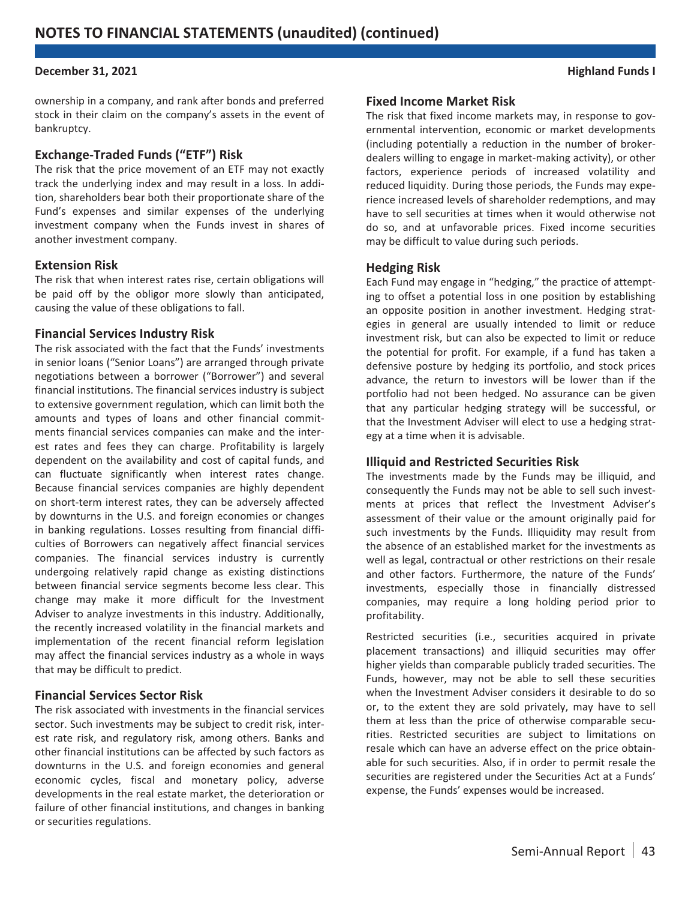ownership in a company, and rank after bonds and preferred stock in their claim on the company's assets in the event of bankruptcy.

### Exchange-Traded Funds ("ETF") Risk

The risk that the price movement of an ETF may not exactly track the underlying index and may result in a loss. In addition, shareholders bear both their proportionate share of the Fund's expenses and similar expenses of the underlying investment company when the Funds invest in shares of another investment company.

### Extension Risk

The risk that when interest rates rise, certain obligations will be paid off by the obligor more slowly than anticipated, causing the value of these obligations to fall.

### Financial Services Industry Risk

The risk associated with the fact that the Funds' investments in senior loans ("Senior Loans") are arranged through private negotiations between a borrower ("Borrower") and several financial institutions. The financial services industry is subject to extensive government regulation, which can limit both the amounts and types of loans and other financial commitments financial services companies can make and the interest rates and fees they can charge. Profitability is largely dependent on the availability and cost of capital funds, and can fluctuate significantly when interest rates change. Because financial services companies are highly dependent on short-term interest rates, they can be adversely affected by downturns in the U.S. and foreign economies or changes in banking regulations. Losses resulting from financial difficulties of Borrowers can negatively affect financial services companies. The financial services industry is currently undergoing relatively rapid change as existing distinctions between financial service segments become less clear. This change may make it more difficult for the Investment Adviser to analyze investments in this industry. Additionally, the recently increased volatility in the financial markets and implementation of the recent financial reform legislation may affect the financial services industry as a whole in ways that may be difficult to predict.

### Financial Services Sector Risk

The risk associated with investments in the financial services sector. Such investments may be subject to credit risk, interest rate risk, and regulatory risk, among others. Banks and other financial institutions can be affected by such factors as downturns in the U.S. and foreign economies and general economic cycles, fiscal and monetary policy, adverse developments in the real estate market, the deterioration or failure of other financial institutions, and changes in banking or securities regulations.

### Fixed Income Market Risk

The risk that fixed income markets may, in response to governmental intervention, economic or market developments (including potentially a reduction in the number of broker-dealers willing to engage in market-making activity), or other factors, experience periods of increased volatility and reduced liquidity. During those periods, the Funds may experience increased levels of shareholder redemptions, and may have to sell securities at times when it would otherwise not do so, and at unfavorable prices. Fixed income securities may be difficult to value during such periods.

### Hedging Risk

Each Fund may engage in "hedging," the practice of attempting to offset a potential loss in one position by establishing an opposite position in another investment. Hedging strategies in general are usually intended to limit or reduce investment risk, but can also be expected to limit or reduce the potential for profit. For example, if a fund has taken a defensive posture by hedging its portfolio, and stock prices advance, the return to investors will be lower than if the portfolio had not been hedged. No assurance can be given that any particular hedging strategy will be successful, or that the Investment Adviser will elect to use a hedging strategy at a time when it is advisable.

### Illiquid and Restricted Securities Risk

The investments made by the Funds may be illiquid, and consequently the Funds may not be able to sell such investments at prices that reflect the Investment Adviser's assessment of their value or the amount originally paid for such investments by the Funds. Illiquidity may result from the absence of an established market for the investments as well as legal, contractual or other restrictions on their resale and other factors. Furthermore, the nature of the Funds' investments, especially those in financially distressed companies, may require a long holding period prior to profitability.

Restricted securities (i.e., securities acquired in private placement transactions) and illiquid securities may offer higher yields than comparable publicly traded securities. The Funds, however, may not be able to sell these securities when the Investment Adviser considers it desirable to do so or, to the extent they are sold privately, may have to sell them at less than the price of otherwise comparable securities. Restricted securities are subject to limitations on resale which can have an adverse effect on the price obtainable for such securities. Also, if in order to permit resale the securities are registered under the Securities Act at a Funds' expense, the Funds' expenses would be increased.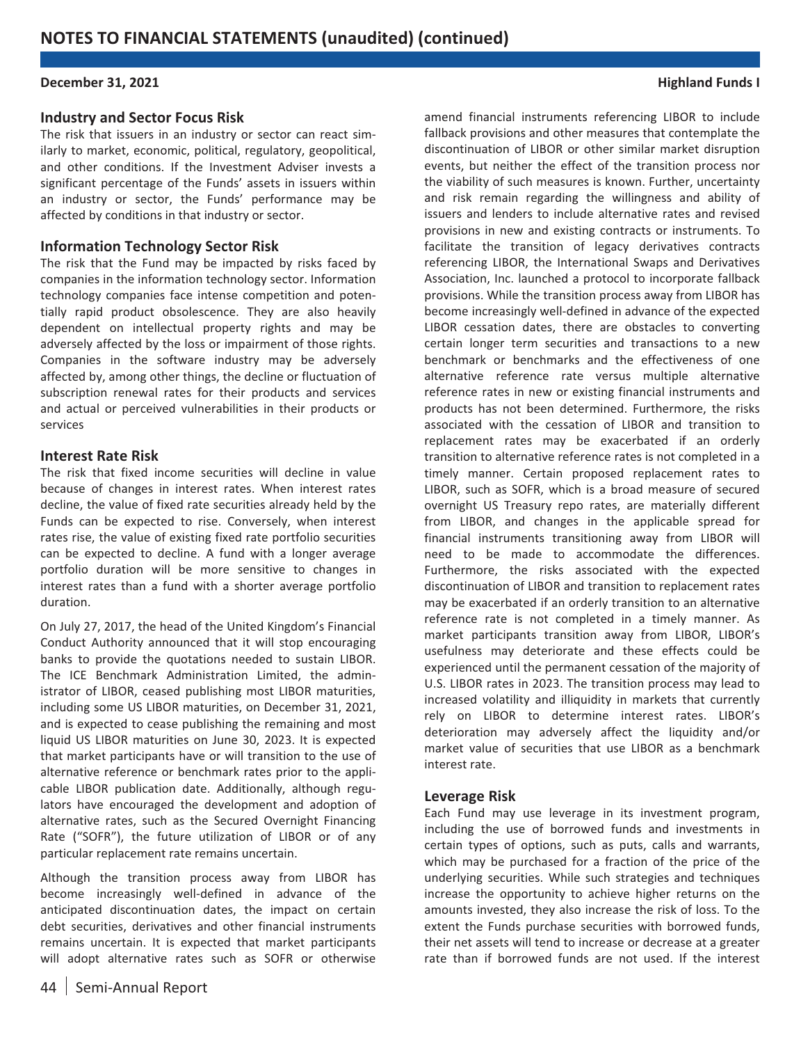### Industry and Sector Focus Risk

The risk that issuers in an industry or sector can react similarly to market, economic, political, regulatory, geopolitical, and other conditions. If the Investment Adviser invests a significant percentage of the Funds' assets in issuers within an industry or sector, the Funds' performance may be affected by conditions in that industry or sector.

### Information Technology Sector Risk

The risk that the Fund may be impacted by risks faced by companies in the information technology sector. Information technology companies face intense competition and potentially rapid product obsolescence. They are also heavily dependent on intellectual property rights and may be adversely affected by the loss or impairment of those rights. Companies in the software industry may be adversely affected by, among other things, the decline or fluctuation of subscription renewal rates for their products and services and actual or perceived vulnerabilities in their products or services

### Interest Rate Risk

The risk that fixed income securities will decline in value because of changes in interest rates. When interest rates decline, the value of fixed rate securities already held by the Funds can be expected to rise. Conversely, when interest rates rise, the value of existing fixed rate portfolio securities can be expected to decline. A fund with a longer average portfolio duration will be more sensitive to changes in interest rates than a fund with a shorter average portfolio duration.

On July 27, 2017, the head of the United Kingdom's Financial Conduct Authority announced that it will stop encouraging banks to provide the quotations needed to sustain LIBOR. The ICE Benchmark Administration Limited, the administrator of LIBOR, ceased publishing most LIBOR maturities, including some US LIBOR maturities, on December 31, 2021, and is expected to cease publishing the remaining and most liquid US LIBOR maturities on June 30, 2023. It is expected that market participants have or will transition to the use of alternative reference or benchmark rates prior to the applicable LIBOR publication date. Additionally, although regulators have encouraged the development and adoption of alternative rates, such as the Secured Overnight Financing Rate ("SOFR"), the future utilization of LIBOR or of any particular replacement rate remains uncertain.

Although the transition process away from LIBOR has become increasingly well-defined in advance of the anticipated discontinuation dates, the impact on certain debt securities, derivatives and other financial instruments remains uncertain. It is expected that market participants will adopt alternative rates such as SOFR or otherwise amend financial instruments referencing LIBOR to include fallback provisions and other measures that contemplate the discontinuation of LIBOR or other similar market disruption events, but neither the effect of the transition process nor the viability of such measures is known. Further, uncertainty and risk remain regarding the willingness and ability of issuers and lenders to include alternative rates and revised provisions in new and existing contracts or instruments. To facilitate the transition of legacy derivatives contracts referencing LIBOR, the International Swaps and Derivatives Association, Inc. launched a protocol to incorporate fallback provisions. While the transition process away from LIBOR has become increasingly well-defined in advance of the expected LIBOR cessation dates, there are obstacles to converting certain longer term securities and transactions to a new benchmark or benchmarks and the effectiveness of one alternative reference rate versus multiple alternative reference rates in new or existing financial instruments and products has not been determined. Furthermore, the risks associated with the cessation of LIBOR and transition to replacement rates may be exacerbated if an orderly transition to alternative reference rates is not completed in a timely manner. Certain proposed replacement rates to LIBOR, such as SOFR, which is a broad measure of secured overnight US Treasury repo rates, are materially different from LIBOR, and changes in the applicable spread for financial instruments transitioning away from LIBOR will need to be made to accommodate the differences. Furthermore, the risks associated with the expected discontinuation of LIBOR and transition to replacement rates may be exacerbated if an orderly transition to an alternative reference rate is not completed in a timely manner. As market participants transition away from LIBOR, LIBOR's usefulness may deteriorate and these effects could be experienced until the permanent cessation of the majority of U.S. LIBOR rates in 2023. The transition process may lead to increased volatility and illiquidity in markets that currently rely on LIBOR to determine interest rates. LIBOR's deterioration may adversely affect the liquidity and/or market value of securities that use LIBOR as a benchmark interest rate.

### Leverage Risk

Each Fund may use leverage in its investment program, including the use of borrowed funds and investments in certain types of options, such as puts, calls and warrants, which may be purchased for a fraction of the price of the underlying securities. While such strategies and techniques increase the opportunity to achieve higher returns on the amounts invested, they also increase the risk of loss. To the extent the Funds purchase securities with borrowed funds, their net assets will tend to increase or decrease at a greater rate than if borrowed funds are not used. If the interest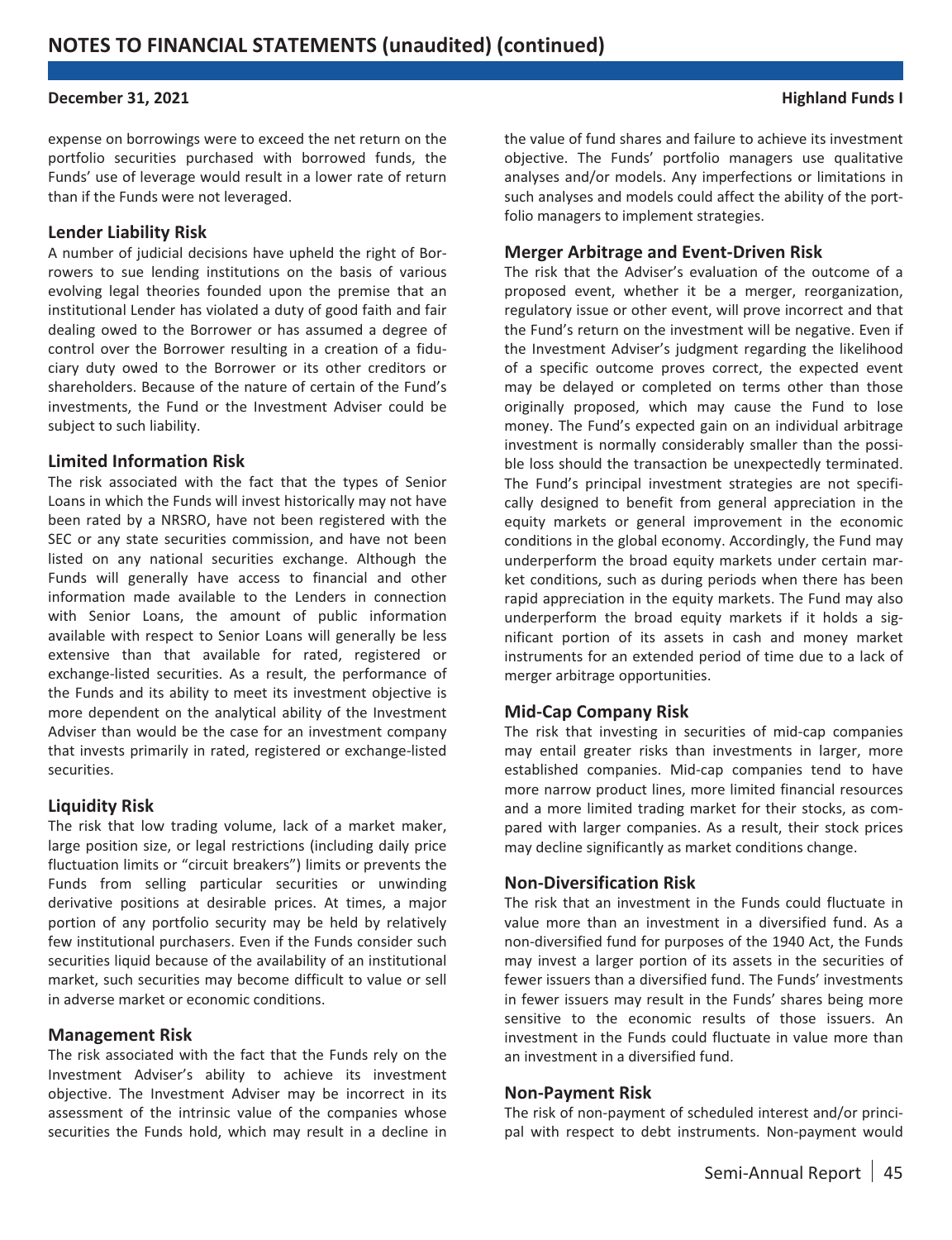expense on borrowings were to exceed the net return on the portfolio securities purchased with borrowed funds, the Funds' use of leverage would result in a lower rate of return than if the Funds were not leveraged.

### Lender Liability Risk

A number of judicial decisions have upheld the right of Borrowers to sue lending institutions on the basis of various evolving legal theories founded upon the premise that an institutional Lender has violated a duty of good faith and fair dealing owed to the Borrower or has assumed a degree of control over the Borrower resulting in a creation of a fiduciary duty owed to the Borrower or its other creditors or shareholders. Because of the nature of certain of the Fund's investments, the Fund or the Investment Adviser could be subject to such liability.

### Limited Information Risk

The risk associated with the fact that the types of Senior Loans in which the Funds will invest historically may not have been rated by a NRSRO, have not been registered with the SEC or any state securities commission, and have not been listed on any national securities exchange. Although the Funds will generally have access to financial and other information made available to the Lenders in connection with Senior Loans, the amount of public information available with respect to Senior Loans will generally be less extensive than that available for rated, registered or exchange-listed securities. As a result, the performance of the Funds and its ability to meet its investment objective is more dependent on the analytical ability of the Investment Adviser than would be the case for an investment company that invests primarily in rated, registered or exchange-listed securities.

### Liquidity Risk

The risk that low trading volume, lack of a market maker, large position size, or legal restrictions (including daily price fluctuation limits or "circuit breakers") limits or prevents the Funds from selling particular securities or unwinding derivative positions at desirable prices. At times, a major portion of any portfolio security may be held by relatively few institutional purchasers. Even if the Funds consider such securities liquid because of the availability of an institutional market, such securities may become difficult to value or sell in adverse market or economic conditions.

### Management Risk

The risk associated with the fact that the Funds rely on the Investment Adviser's ability to achieve its investment objective. The Investment Adviser may be incorrect in its assessment of the intrinsic value of the companies whose securities the Funds hold, which may result in a decline in the value of fund shares and failure to achieve its investment objective. The Funds' portfolio managers use qualitative analyses and/or models. Any imperfections or limitations in such analyses and models could affect the ability of the portfolio managers to implement strategies.

### Merger Arbitrage and Event-Driven Risk

The risk that the Adviser's evaluation of the outcome of a proposed event, whether it be a merger, reorganization, regulatory issue or other event, will prove incorrect and that the Fund's return on the investment will be negative. Even if the Investment Adviser's judgment regarding the likelihood of a specific outcome proves correct, the expected event may be delayed or completed on terms other than those originally proposed, which may cause the Fund to lose money. The Fund's expected gain on an individual arbitrage investment is normally considerably smaller than the possible loss should the transaction be unexpectedly terminated. The Fund's principal investment strategies are not specifically designed to benefit from general appreciation in the equity markets or general improvement in the economic conditions in the global economy. Accordingly, the Fund may underperform the broad equity markets under certain market conditions, such as during periods when there has been rapid appreciation in the equity markets. The Fund may also underperform the broad equity markets if it holds a significant portion of its assets in cash and money market instruments for an extended period of time due to a lack of merger arbitrage opportunities.

### Mid-Cap Company Risk

The risk that investing in securities of mid-cap companies may entail greater risks than investments in larger, more established companies. Mid-cap companies tend to have more narrow product lines, more limited financial resources and a more limited trading market for their stocks, as compared with larger companies. As a result, their stock prices may decline significantly as market conditions change.

### Non-Diversification Risk

The risk that an investment in the Funds could fluctuate in value more than an investment in a diversified fund. As a non-diversified fund for purposes of the 1940 Act, the Funds may invest a larger portion of its assets in the securities of fewer issuers than a diversified fund. The Funds' investments in fewer issuers may result in the Funds' shares being more sensitive to the economic results of those issuers. An investment in the Funds could fluctuate in value more than an investment in a diversified fund.

### Non-Payment Risk

The risk of non-payment of scheduled interest and/or principal with respect to debt instruments. Non-payment would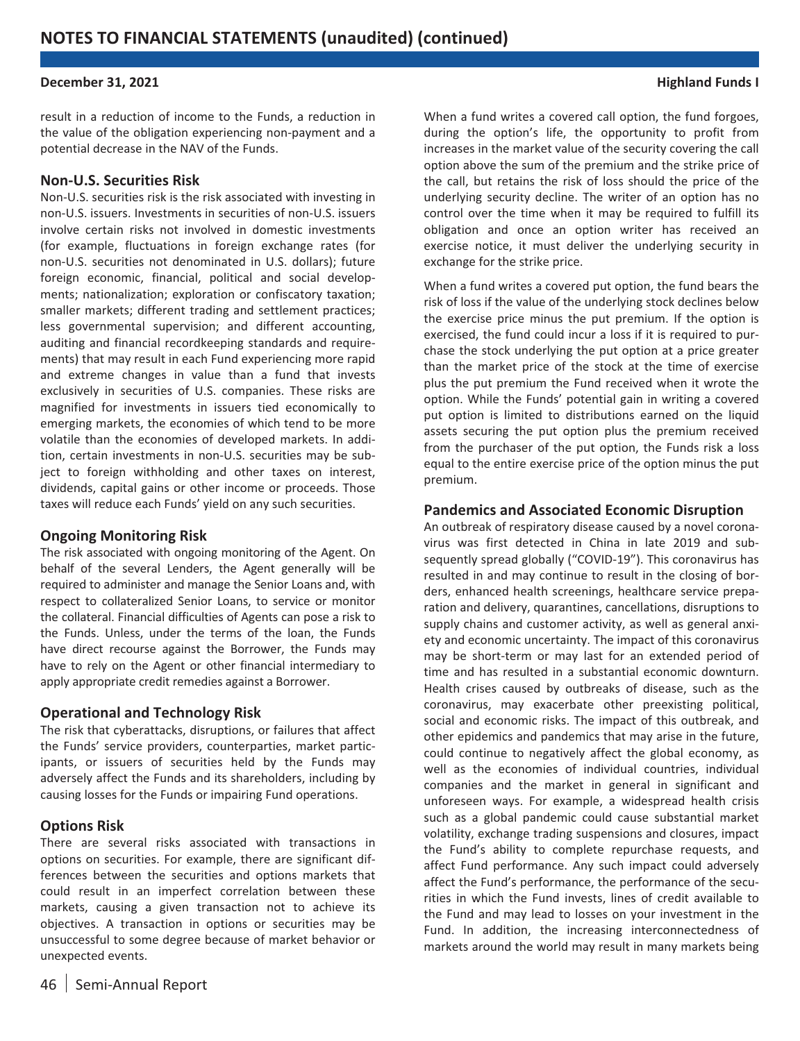result in a reduction of income to the Funds, a reduction in the value of the obligation experiencing non-payment and a potential decrease in the NAV of the Funds.

## Non-U.S. Securities Risk

Non-U.S. securities risk is the risk associated with investing in non-U.S. issuers. Investments in securities of non-U.S. issuers involve certain risks not involved in domestic investments (for example, fluctuations in foreign exchange rates (for non-U.S. securities not denominated in U.S. dollars); future foreign economic, financial, political and social developments; nationalization; exploration or confiscatory taxation; smaller markets; different trading and settlement practices; less governmental supervision; and different accounting, auditing and financial recordkeeping standards and requirements) that may result in each Fund experiencing more rapid and extreme changes in value than a fund that invests exclusively in securities of U.S. companies. These risks are magnified for investments in issuers tied economically to emerging markets, the economies of which tend to be more volatile than the economies of developed markets. In addition, certain investments in non-U.S. securities may be subject to foreign withholding and other taxes on interest, dividends, capital gains or other income or proceeds. Those taxes will reduce each Funds' yield on any such securities.

## Ongoing Monitoring Risk

The risk associated with ongoing monitoring of the Agent. On behalf of the several Lenders, the Agent generally will be required to administer and manage the Senior Loans and, with respect to collateralized Senior Loans, to service or monitor the collateral. Financial difficulties of Agents can pose a risk to the Funds. Unless, under the terms of the loan, the Funds have direct recourse against the Borrower, the Funds may have to rely on the Agent or other financial intermediary to apply appropriate credit remedies against a Borrower.

## Operational and Technology Risk

The risk that cyberattacks, disruptions, or failures that affect the Funds' service providers, counterparties, market participants, or issuers of securities held by the Funds may adversely affect the Funds and its shareholders, including by causing losses for the Funds or impairing Fund operations.

## Options Risk

There are several risks associated with transactions in options on securities. For example, there are significant differences between the securities and options markets that could result in an imperfect correlation between these markets, causing a given transaction not to achieve its objectives. A transaction in options or securities may be unsuccessful to some degree because of market behavior or unexpected events.

When a fund writes a covered call option, the fund forgoes, during the option's life, the opportunity to profit from increases in the market value of the security covering the call option above the sum of the premium and the strike price of the call, but retains the risk of loss should the price of the underlying security decline. The writer of an option has no control over the time when it may be required to fulfill its obligation and once an option writer has received an exercise notice, it must deliver the underlying security in exchange for the strike price.

When a fund writes a covered put option, the fund bears the risk of loss if the value of the underlying stock declines below the exercise price minus the put premium. If the option is exercised, the fund could incur a loss if it is required to purchase the stock underlying the put option at a price greater than the market price of the stock at the time of exercise plus the put premium the Fund received when it wrote the option. While the Funds' potential gain in writing a covered put option is limited to distributions earned on the liquid assets securing the put option plus the premium received from the purchaser of the put option, the Funds risk a loss equal to the entire exercise price of the option minus the put premium.

## Pandemics and Associated Economic Disruption

An outbreak of respiratory disease caused by a novel coronavirus was first detected in China in late 2019 and subsequently spread globally ("COVID-19"). This coronavirus has resulted in and may continue to result in the closing of borders, enhanced health screenings, healthcare service preparation and delivery, quarantines, cancellations, disruptions to supply chains and customer activity, as well as general anxiety and economic uncertainty. The impact of this coronavirus may be short-term or may last for an extended period of time and has resulted in a substantial economic downturn. Health crises caused by outbreaks of disease, such as the coronavirus, may exacerbate other preexisting political, social and economic risks. The impact of this outbreak, and other epidemics and pandemics that may arise in the future, could continue to negatively affect the global economy, as well as the economies of individual countries, individual companies and the market in general in significant and unforeseen ways. For example, a widespread health crisis such as a global pandemic could cause substantial market volatility, exchange trading suspensions and closures, impact the Fund's ability to complete repurchase requests, and affect Fund performance. Any such impact could adversely affect the Fund's performance, the performance of the securities in which the Fund invests, lines of credit available to the Fund and may lead to losses on your investment in the Fund. In addition, the increasing interconnectedness of markets around the world may result in many markets being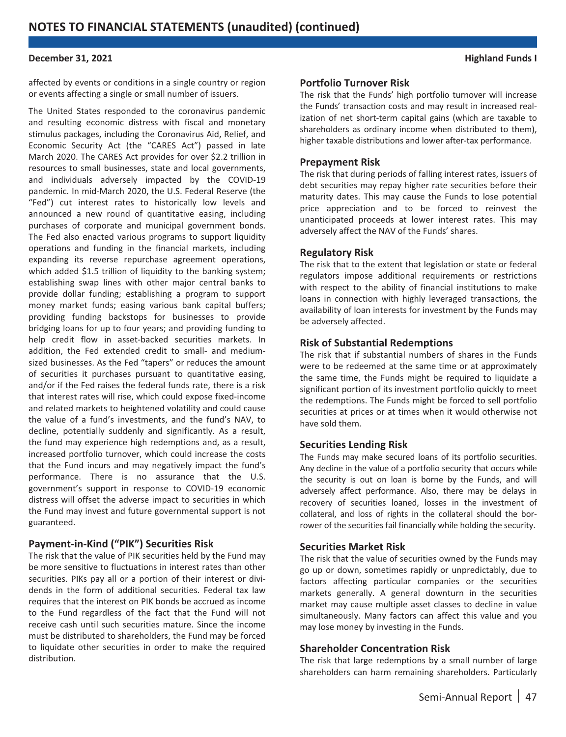affected by events or conditions in a single country or region or events affecting a single or small number of issuers.

The United States responded to the coronavirus pandemic and resulting economic distress with fiscal and monetary stimulus packages, including the Coronavirus Aid, Relief, and Economic Security Act (the "CARES Act") passed in late March 2020. The CARES Act provides for over $2.2 trillion in resources to small businesses, state and local governments, and individuals adversely impacted by the COVID-19 pandemic. In mid-March 2020, the U.S. Federal Reserve (the "Fed") cut interest rates to historically low levels and announced a new round of quantitative easing, including purchases of corporate and municipal government bonds. The Fed also enacted various programs to support liquidity operations and funding in the financial markets, including expanding its reverse repurchase agreement operations, which added $1.5 trillion of liquidity to the banking system; establishing swap lines with other major central banks to provide dollar funding; establishing a program to support money market funds; easing various bank capital buffers; providing funding backstops for businesses to provide bridging loans for up to four years; and providing funding to help credit flow in asset-backed securities markets. In addition, the Fed extended credit to small- and medium-sized businesses. As the Fed "tapers" or reduces the amount of securities it purchases pursuant to quantitative easing, and/or if the Fed raises the federal funds rate, there is a risk that interest rates will rise, which could expose fixed-income and related markets to heightened volatility and could cause the value of a fund's investments, and the fund's NAV, to decline, potentially suddenly and significantly. As a result, the fund may experience high redemptions and, as a result, increased portfolio turnover, which could increase the costs that the Fund incurs and may negatively impact the fund's performance. There is no assurance that the U.S. government's support in response to COVID-19 economic distress will offset the adverse impact to securities in which the Fund may invest and future governmental support is not guaranteed.

### Payment-in-Kind ("PIK") Securities Risk

The risk that the value of PIK securities held by the Fund may be more sensitive to fluctuations in interest rates than other securities. PIKs pay all or a portion of their interest or dividends in the form of additional securities. Federal tax law requires that the interest on PIK bonds be accrued as income to the Fund regardless of the fact that the Fund will not receive cash until such securities mature. Since the income must be distributed to shareholders, the Fund may be forced to liquidate other securities in order to make the required distribution.

### Portfolio Turnover Risk

The risk that the Funds' high portfolio turnover will increase the Funds' transaction costs and may result in increased realization of net short-term capital gains (which are taxable to shareholders as ordinary income when distributed to them), higher taxable distributions and lower after-tax performance.

### Prepayment Risk

The risk that during periods of falling interest rates, issuers of debt securities may repay higher rate securities before their maturity dates. This may cause the Funds to lose potential price appreciation and to be forced to reinvest the unanticipated proceeds at lower interest rates. This may adversely affect the NAV of the Funds' shares.

### Regulatory Risk

The risk that to the extent that legislation or state or federal regulators impose additional requirements or restrictions with respect to the ability of financial institutions to make loans in connection with highly leveraged transactions, the availability of loan interests for investment by the Funds may be adversely affected.

### Risk of Substantial Redemptions

The risk that if substantial numbers of shares in the Funds were to be redeemed at the same time or at approximately the same time, the Funds might be required to liquidate a significant portion of its investment portfolio quickly to meet the redemptions. The Funds might be forced to sell portfolio securities at prices or at times when it would otherwise not have sold them.

### Securities Lending Risk

The Funds may make secured loans of its portfolio securities. Any decline in the value of a portfolio security that occurs while the security is out on loan is borne by the Funds, and will adversely affect performance. Also, there may be delays in recovery of securities loaned, losses in the investment of collateral, and loss of rights in the collateral should the borrower of the securities fail financially while holding the security.

### Securities Market Risk

The risk that the value of securities owned by the Funds may go up or down, sometimes rapidly or unpredictably, due to factors affecting particular companies or the securities markets generally. A general downturn in the securities market may cause multiple asset classes to decline in value simultaneously. Many factors can affect this value and you may lose money by investing in the Funds.

### Shareholder Concentration Risk

The risk that large redemptions by a small number of large shareholders can harm remaining shareholders. Particularly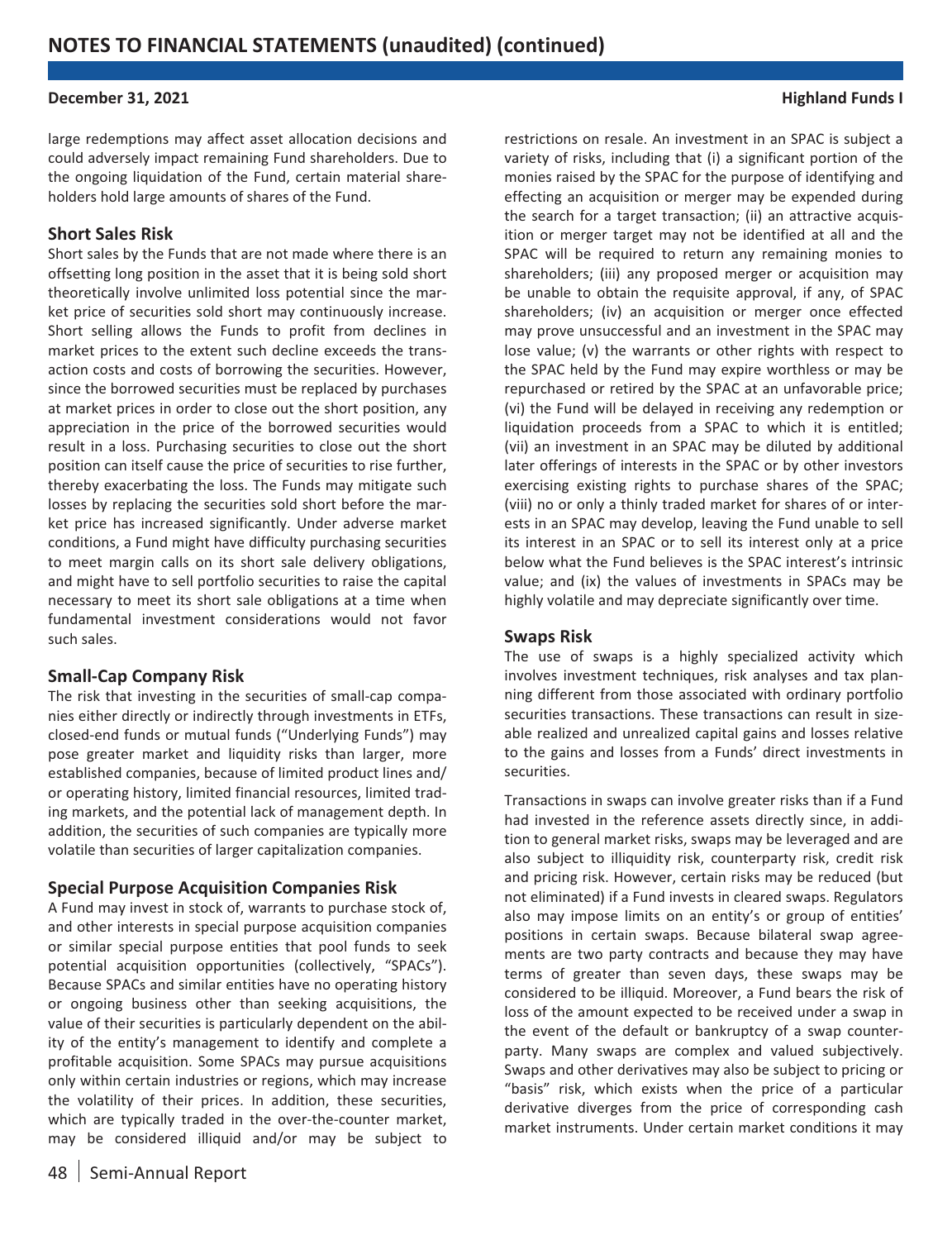large redemptions may affect asset allocation decisions and could adversely impact remaining Fund shareholders. Due to the ongoing liquidation of the Fund, certain material shareholders hold large amounts of shares of the Fund.

### Short Sales Risk

Short sales by the Funds that are not made where there is an offsetting long position in the asset that it is being sold short theoretically involve unlimited loss potential since the market price of securities sold short may continuously increase. Short selling allows the Funds to profit from declines in market prices to the extent such decline exceeds the transaction costs and costs of borrowing the securities. However, since the borrowed securities must be replaced by purchases at market prices in order to close out the short position, any appreciation in the price of the borrowed securities would result in a loss. Purchasing securities to close out the short position can itself cause the price of securities to rise further, thereby exacerbating the loss. The Funds may mitigate such losses by replacing the securities sold short before the market price has increased significantly. Under adverse market conditions, a Fund might have difficulty purchasing securities to meet margin calls on its short sale delivery obligations, and might have to sell portfolio securities to raise the capital necessary to meet its short sale obligations at a time when fundamental investment considerations would not favor such sales.

### Small-Cap Company Risk

The risk that investing in the securities of small-cap companies either directly or indirectly through investments in ETFs, closed-end funds or mutual funds ("Underlying Funds") may pose greater market and liquidity risks than larger, more established companies, because of limited product lines and/or operating history, limited financial resources, limited trading markets, and the potential lack of management depth. In addition, the securities of such companies are typically more volatile than securities of larger capitalization companies.

### Special Purpose Acquisition Companies Risk

A Fund may invest in stock of, warrants to purchase stock of, and other interests in special purpose acquisition companies or similar special purpose entities that pool funds to seek potential acquisition opportunities (collectively, "SPACs"). Because SPACs and similar entities have no operating history or ongoing business other than seeking acquisitions, the value of their securities is particularly dependent on the ability of the entity's management to identify and complete a profitable acquisition. Some SPACs may pursue acquisitions only within certain industries or regions, which may increase the volatility of their prices. In addition, these securities, which are typically traded in the over-the-counter market, may be considered illiquid and/or may be subject to restrictions on resale. An investment in an SPAC is subject a variety of risks, including that (i) a significant portion of the monies raised by the SPAC for the purpose of identifying and effecting an acquisition or merger may be expended during the search for a target transaction; (ii) an attractive acquisition or merger target may not be identified at all and the SPAC will be required to return any remaining monies to shareholders; (iii) any proposed merger or acquisition may be unable to obtain the requisite approval, if any, of SPAC shareholders; (iv) an acquisition or merger once effected may prove unsuccessful and an investment in the SPAC may lose value; (v) the warrants or other rights with respect to the SPAC held by the Fund may expire worthless or may be repurchased or retired by the SPAC at an unfavorable price; (vi) the Fund will be delayed in receiving any redemption or liquidation proceeds from a SPAC to which it is entitled; (vii) an investment in an SPAC may be diluted by additional later offerings of interests in the SPAC or by other investors exercising existing rights to purchase shares of the SPAC; (viii) no or only a thinly traded market for shares of or interests in an SPAC may develop, leaving the Fund unable to sell its interest in an SPAC or to sell its interest only at a price below what the Fund believes is the SPAC interest's intrinsic value; and (ix) the values of investments in SPACs may be highly volatile and may depreciate significantly over time.

### Swaps Risk

The use of swaps is a highly specialized activity which involves investment techniques, risk analyses and tax planning different from those associated with ordinary portfolio securities transactions. These transactions can result in sizeable realized and unrealized capital gains and losses relative to the gains and losses from a Funds' direct investments in securities.

Transactions in swaps can involve greater risks than if a Fund had invested in the reference assets directly since, in addition to general market risks, swaps may be leveraged and are also subject to illiquidity risk, counterparty risk, credit risk and pricing risk. However, certain risks may be reduced (but not eliminated) if a Fund invests in cleared swaps. Regulators also may impose limits on an entity's or group of entities' positions in certain swaps. Because bilateral swap agreements are two party contracts and because they may have terms of greater than seven days, these swaps may be considered to be illiquid. Moreover, a Fund bears the risk of loss of the amount expected to be received under a swap in the event of the default or bankruptcy of a swap counterparty. Many swaps are complex and valued subjectively. Swaps and other derivatives may also be subject to pricing or "basis" risk, which exists when the price of a particular derivative diverges from the price of corresponding cash market instruments. Under certain market conditions it may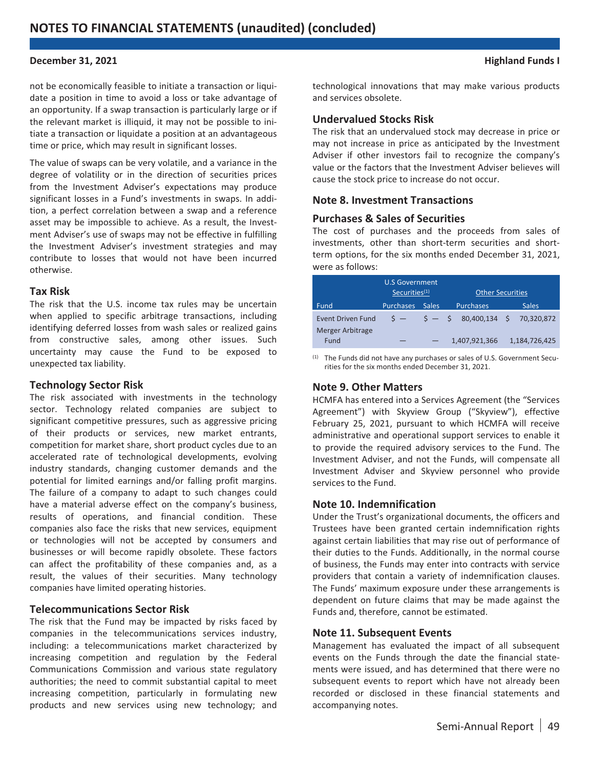not be economically feasible to initiate a transaction or liquidate a position in time to avoid a loss or take advantage of an opportunity. If a swap transaction is particularly large or if the relevant market is illiquid, it may not be possible to initiate a transaction or liquidate a position at an advantageous time or price, which may result in significant losses.

The value of swaps can be very volatile, and a variance in the degree of volatility or in the direction of securities prices from the Investment Adviser's expectations may produce significant losses in a Fund's investments in swaps. In addition, a perfect correlation between a swap and a reference asset may be impossible to achieve. As a result, the Investment Adviser's use of swaps may not be effective in fulfilling the Investment Adviser's investment strategies and may contribute to losses that would not have been incurred otherwise.

### Tax Risk

The risk that the U.S. income tax rules may be uncertain when applied to specific arbitrage transactions, including identifying deferred losses from wash sales or realized gains from constructive sales, among other issues. Such uncertainty may cause the Fund to be exposed to unexpected tax liability.

### Technology Sector Risk

The risk associated with investments in the technology sector. Technology related companies are subject to significant competitive pressures, such as aggressive pricing of their products or services, new market entrants, competition for market share, short product cycles due to an accelerated rate of technological developments, evolving industry standards, changing customer demands and the potential for limited earnings and/or falling profit margins. The failure of a company to adapt to such changes could have a material adverse effect on the company's business, results of operations, and financial condition. These companies also face the risks that new services, equipment or technologies will not be accepted by consumers and businesses or will become rapidly obsolete. These factors can affect the profitability of these companies and, as a result, the values of their securities. Many technology companies have limited operating histories.

### Telecommunications Sector Risk

The risk that the Fund may be impacted by risks faced by companies in the telecommunications services industry, including: a telecommunications market characterized by increasing competition and regulation by the Federal Communications Commission and various state regulatory authorities; the need to commit substantial capital to meet increasing competition, particularly in formulating new products and new services using new technology; and technological innovations that may make various products and services obsolete.

### Undervalued Stocks Risk

The risk that an undervalued stock may decrease in price or may not increase in price as anticipated by the Investment Adviser if other investors fail to recognize the company's value or the factors that the Investment Adviser believes will cause the stock price to increase do not occur.

## Note 8. Investment Transactions

### Purchases & Sales of Securities

The cost of purchases and the proceeds from sales of investments, other than short-term securities and short-term options, for the six months ended December 31, 2021, were as follows:

| | U.S Government Securities[(1)] | | Other Securities | |
|---|---|---|---|---|
| Fund | Purchases | Sales | Purchases | Sales |
| Event Driven Fund | $ — | $ — | $ 80,400,134 | $ 70,320,872 |
| Merger Arbitrage Fund | — | — | 1,407,921,366 | 1,184,726,425 |

(1) The Funds did not have any purchases or sales of U.S. Government Securities for the six months ended December 31, 2021.

## Note 9. Other Matters

HCMFA has entered into a Services Agreement (the "Services Agreement") with Skyview Group ("Skyview"), effective February 25, 2021, pursuant to which HCMFA will receive administrative and operational support services to enable it to provide the required advisory services to the Fund. The Investment Adviser, and not the Funds, will compensate all Investment Adviser and Skyview personnel who provide services to the Fund.

## Note 10. Indemnification

Under the Trust's organizational documents, the officers and Trustees have been granted certain indemnification rights against certain liabilities that may rise out of performance of their duties to the Funds. Additionally, in the normal course of business, the Funds may enter into contracts with service providers that contain a variety of indemnification clauses. The Funds' maximum exposure under these arrangements is dependent on future claims that may be made against the Funds and, therefore, cannot be estimated.

## Note 11. Subsequent Events

Management has evaluated the impact of all subsequent events on the Funds through the date the financial statements were issued, and has determined that there were no subsequent events to report which have not already been recorded or disclosed in these financial statements and accompanying notes.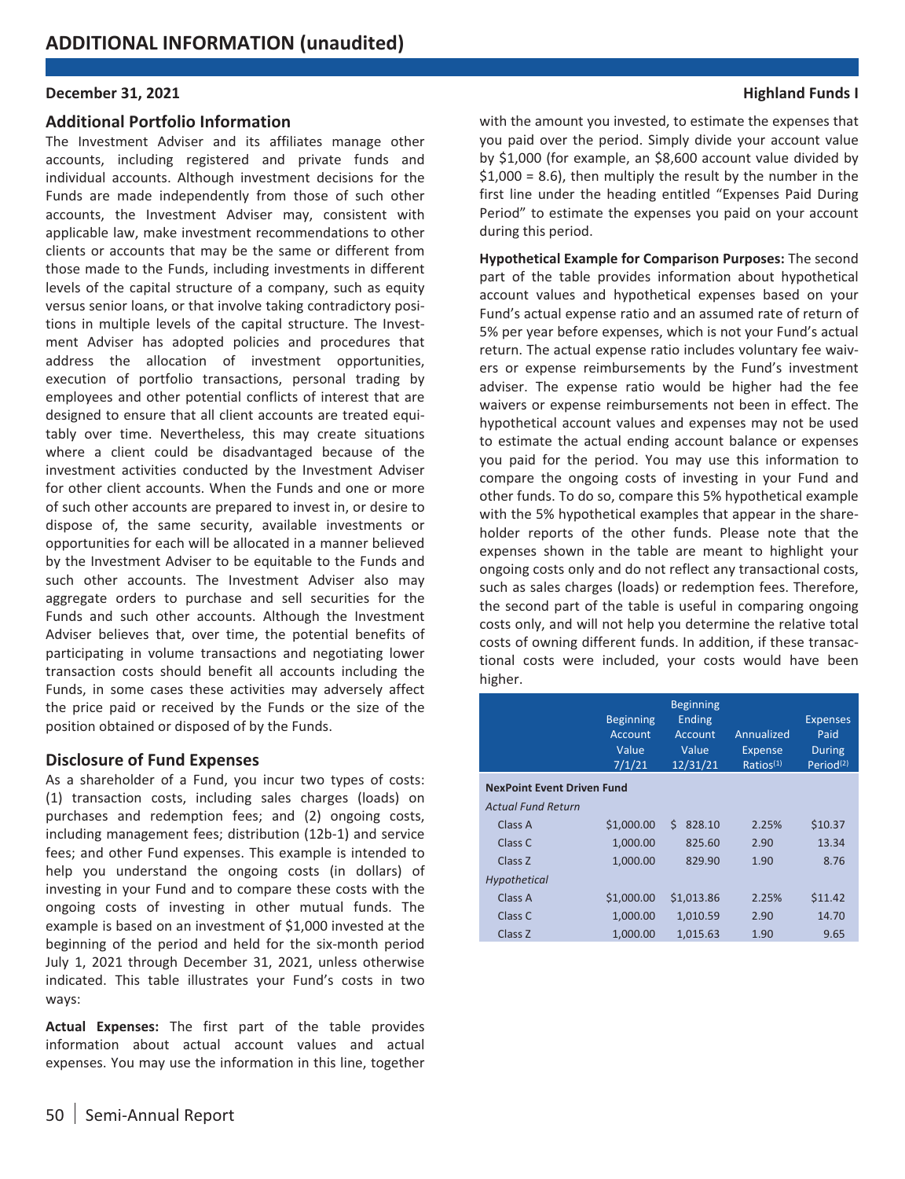# ADDITIONAL INFORMATION (unaudited)

December 31, 2021 — Highland Funds I

## Additional Portfolio Information

The Investment Adviser and its affiliates manage other accounts, including registered and private funds and individual accounts. Although investment decisions for the Funds are made independently from those of such other accounts, the Investment Adviser may, consistent with applicable law, make investment recommendations to other clients or accounts that may be the same or different from those made to the Funds, including investments in different levels of the capital structure of a company, such as equity versus senior loans, or that involve taking contradictory positions in multiple levels of the capital structure. The Investment Adviser has adopted policies and procedures that address the allocation of investment opportunities, execution of portfolio transactions, personal trading by employees and other potential conflicts of interest that are designed to ensure that all client accounts are treated equitably over time. Nevertheless, this may create situations where a client could be disadvantaged because of the investment activities conducted by the Investment Adviser for other client accounts. When the Funds and one or more of such other accounts are prepared to invest in, or desire to dispose of, the same security, available investments or opportunities for each will be allocated in a manner believed by the Investment Adviser to be equitable to the Funds and such other accounts. The Investment Adviser also may aggregate orders to purchase and sell securities for the Funds and such other accounts. Although the Investment Adviser believes that, over time, the potential benefits of participating in volume transactions and negotiating lower transaction costs should benefit all accounts including the Funds, in some cases these activities may adversely affect the price paid or received by the Funds or the size of the position obtained or disposed of by the Funds.

## Disclosure of Fund Expenses

As a shareholder of a Fund, you incur two types of costs: (1) transaction costs, including sales charges (loads) on purchases and redemption fees; and (2) ongoing costs, including management fees; distribution (12b-1) and service fees; and other Fund expenses. This example is intended to help you understand the ongoing costs (in dollars) of investing in your Fund and to compare these costs with the ongoing costs of investing in other mutual funds. The example is based on an investment of $1,000 invested at the beginning of the period and held for the six-month period July 1, 2021 through December 31, 2021, unless otherwise indicated. This table illustrates your Fund's costs in two ways:

**Actual Expenses:** The first part of the table provides information about actual account values and actual expenses. You may use the information in this line, together with the amount you invested, to estimate the expenses that you paid over the period. Simply divide your account value by $1,000 (for example, an $8,600 account value divided by $1,000 = 8.6), then multiply the result by the number in the first line under the heading entitled "Expenses Paid During Period" to estimate the expenses you paid on your account during this period.

**Hypothetical Example for Comparison Purposes:** The second part of the table provides information about hypothetical account values and hypothetical expenses based on your Fund's actual expense ratio and an assumed rate of return of 5% per year before expenses, which is not your Fund's actual return. The actual expense ratio includes voluntary fee waivers or expense reimbursements by the Fund's investment adviser. The expense ratio would be higher had the fee waivers or expense reimbursements not been in effect. The hypothetical account values and expenses may not be used to estimate the actual ending account balance or expenses you paid for the period. You may use this information to compare the ongoing costs of investing in your Fund and other funds. To do so, compare this 5% hypothetical example with the 5% hypothetical examples that appear in the shareholder reports of the other funds. Please note that the expenses shown in the table are meant to highlight your ongoing costs only and do not reflect any transactional costs, such as sales charges (loads) or redemption fees. Therefore, the second part of the table is useful in comparing ongoing costs only, and will not help you determine the relative total costs of owning different funds. In addition, if these transactional costs were included, your costs would have been higher.

| | Beginning Account Value 7/1/21 | Beginning Ending Account Value 12/31/21 | Annualized Expense Ratios[1] | Expenses Paid During Period[2] |
|---|---|---|---|---|
| **NexPoint Event Driven Fund** | | | | |
| *Actual Fund Return* | | | | |
| Class A | $1,000.00 | $ 828.10 | 2.25% | $10.37 |
| Class C | 1,000.00 | 825.60 | 2.90 | 13.34 |
| Class Z | 1,000.00 | 829.90 | 1.90 | 8.76 |
| *Hypothetical* | | | | |
| Class A | $1,000.00 | $1,013.86 | 2.25% | $11.42 |
| Class C | 1,000.00 | 1,010.59 | 2.90 | 14.70 |
| Class Z | 1,000.00 | 1,015.63 | 1.90 | 9.65 |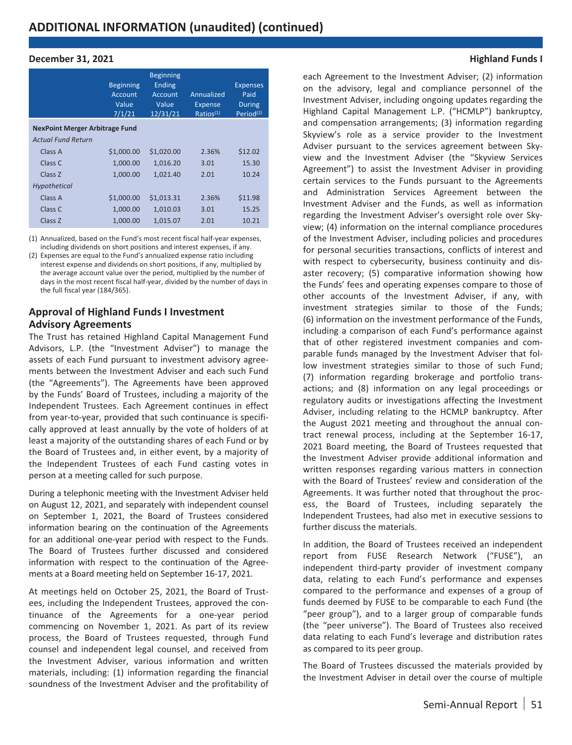# ADDITIONAL INFORMATION (unaudited) (continued)

**December 31, 2021** **Highland Funds I**

| | Beginning Account Value 7/1/21 | Beginning Ending Account Value 12/31/21 | Annualized Expense Ratios(1) | Expenses Paid During Period(2) |
|---|---|---|---|---|
| **NexPoint Merger Arbitrage Fund** | | | | |
| *Actual Fund Return* | | | | |
| Class A | $1,000.00 | $1,020.00 | 2.36% | $12.02 |
| Class C | 1,000.00 | 1,016.20 | 3.01 | 15.30 |
| Class Z | 1,000.00 | 1,021.40 | 2.01 | 10.24 |
| *Hypothetical* | | | | |
| Class A | $1,000.00 | $1,013.31 | 2.36% | $11.98 |
| Class C | 1,000.00 | 1,010.03 | 3.01 | 15.25 |
| Class Z | 1,000.00 | 1,015.07 | 2.01 | 10.21 |

(1) Annualized, based on the Fund's most recent fiscal half-year expenses, including dividends on short positions and interest expenses, if any.

(2) Expenses are equal to the Fund's annualized expense ratio including interest expense and dividends on short positions, if any, multiplied by the average account value over the period, multiplied by the number of days in the most recent fiscal half-year, divided by the number of days in the full fiscal year (184/365).

## Approval of Highland Funds I Investment Advisory Agreements

The Trust has retained Highland Capital Management Fund Advisors, L.P. (the "Investment Adviser") to manage the assets of each Fund pursuant to investment advisory agreements between the Investment Adviser and each such Fund (the "Agreements"). The Agreements have been approved by the Funds' Board of Trustees, including a majority of the Independent Trustees. Each Agreement continues in effect from year-to-year, provided that such continuance is specifically approved at least annually by the vote of holders of at least a majority of the outstanding shares of each Fund or by the Board of Trustees and, in either event, by a majority of the Independent Trustees of each Fund casting votes in person at a meeting called for such purpose.

During a telephonic meeting with the Investment Adviser held on August 12, 2021, and separately with independent counsel on September 1, 2021, the Board of Trustees considered information bearing on the continuation of the Agreements for an additional one-year period with respect to the Funds. The Board of Trustees further discussed and considered information with respect to the continuation of the Agreements at a Board meeting held on September 16-17, 2021.

At meetings held on October 25, 2021, the Board of Trustees, including the Independent Trustees, approved the continuance of the Agreements for a one-year period commencing on November 1, 2021. As part of its review process, the Board of Trustees requested, through Fund counsel and independent legal counsel, and received from the Investment Adviser, various information and written materials, including: (1) information regarding the financial soundness of the Investment Adviser and the profitability of each Agreement to the Investment Adviser; (2) information on the advisory, legal and compliance personnel of the Investment Adviser, including ongoing updates regarding the Highland Capital Management L.P. ("HCMLP") bankruptcy, and compensation arrangements; (3) information regarding Skyview's role as a service provider to the Investment Adviser pursuant to the services agreement between Skyview and the Investment Adviser (the "Skyview Services Agreement") to assist the Investment Adviser in providing certain services to the Funds pursuant to the Agreements and Administration Services Agreement between the Investment Adviser and the Funds, as well as information regarding the Investment Adviser's oversight role over Skyview; (4) information on the internal compliance procedures of the Investment Adviser, including policies and procedures for personal securities transactions, conflicts of interest and with respect to cybersecurity, business continuity and disaster recovery; (5) comparative information showing how the Funds' fees and operating expenses compare to those of other accounts of the Investment Adviser, if any, with investment strategies similar to those of the Funds; (6) information on the investment performance of the Funds, including a comparison of each Fund's performance against that of other registered investment companies and comparable funds managed by the Investment Adviser that follow investment strategies similar to those of such Fund; (7) information regarding brokerage and portfolio transactions; and (8) information on any legal proceedings or regulatory audits or investigations affecting the Investment Adviser, including relating to the HCMLP bankruptcy. After the August 2021 meeting and throughout the annual contract renewal process, including at the September 16-17, 2021 Board meeting, the Board of Trustees requested that the Investment Adviser provide additional information and written responses regarding various matters in connection with the Board of Trustees' review and consideration of the Agreements. It was further noted that throughout the process, the Board of Trustees, including separately the Independent Trustees, had also met in executive sessions to further discuss the materials.

In addition, the Board of Trustees received an independent report from FUSE Research Network ("FUSE"), an independent third-party provider of investment company data, relating to each Fund's performance and expenses compared to the performance and expenses of a group of funds deemed by FUSE to be comparable to each Fund (the "peer group"), and to a larger group of comparable funds (the "peer universe"). The Board of Trustees also received data relating to each Fund's leverage and distribution rates as compared to its peer group.

The Board of Trustees discussed the materials provided by the Investment Adviser in detail over the course of multiple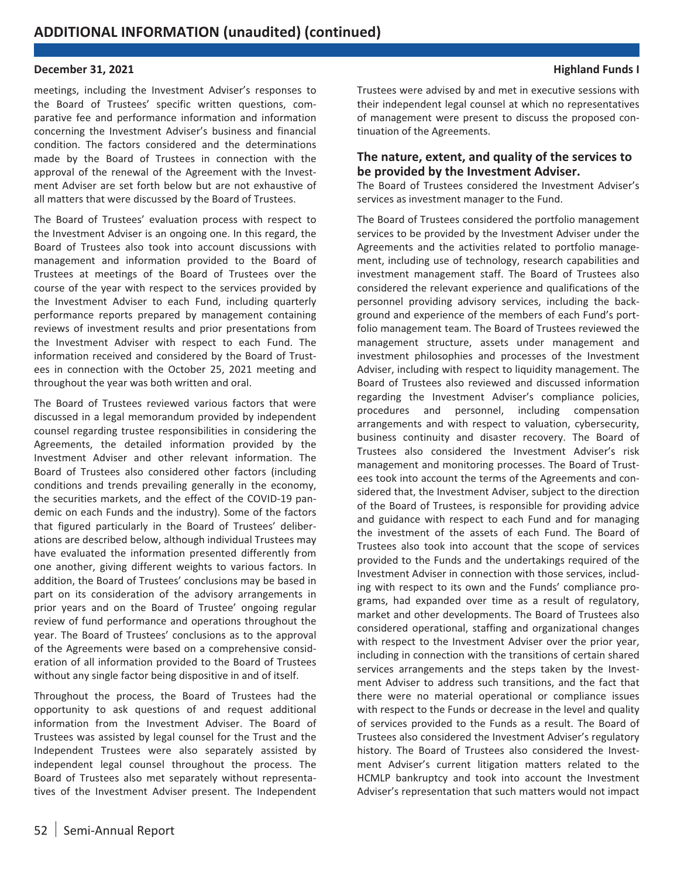meetings, including the Investment Adviser's responses to the Board of Trustees' specific written questions, comparative fee and performance information and information concerning the Investment Adviser's business and financial condition. The factors considered and the determinations made by the Board of Trustees in connection with the approval of the renewal of the Agreement with the Investment Adviser are set forth below but are not exhaustive of all matters that were discussed by the Board of Trustees.

The Board of Trustees' evaluation process with respect to the Investment Adviser is an ongoing one. In this regard, the Board of Trustees also took into account discussions with management and information provided to the Board of Trustees at meetings of the Board of Trustees over the course of the year with respect to the services provided by the Investment Adviser to each Fund, including quarterly performance reports prepared by management containing reviews of investment results and prior presentations from the Investment Adviser with respect to each Fund. The information received and considered by the Board of Trustees in connection with the October 25, 2021 meeting and throughout the year was both written and oral.

The Board of Trustees reviewed various factors that were discussed in a legal memorandum provided by independent counsel regarding trustee responsibilities in considering the Agreements, the detailed information provided by the Investment Adviser and other relevant information. The Board of Trustees also considered other factors (including conditions and trends prevailing generally in the economy, the securities markets, and the effect of the COVID-19 pandemic on each Funds and the industry). Some of the factors that figured particularly in the Board of Trustees' deliberations are described below, although individual Trustees may have evaluated the information presented differently from one another, giving different weights to various factors. In addition, the Board of Trustees' conclusions may be based in part on its consideration of the advisory arrangements in prior years and on the Board of Trustee' ongoing regular review of fund performance and operations throughout the year. The Board of Trustees' conclusions as to the approval of the Agreements were based on a comprehensive consideration of all information provided to the Board of Trustees without any single factor being dispositive in and of itself.

Throughout the process, the Board of Trustees had the opportunity to ask questions of and request additional information from the Investment Adviser. The Board of Trustees was assisted by legal counsel for the Trust and the Independent Trustees were also separately assisted by independent legal counsel throughout the process. The Board of Trustees also met separately without representatives of the Investment Adviser present. The Independent Trustees were advised by and met in executive sessions with their independent legal counsel at which no representatives of management were present to discuss the proposed continuation of the Agreements.

### The nature, extent, and quality of the services to be provided by the Investment Adviser.

The Board of Trustees considered the Investment Adviser's services as investment manager to the Fund.

The Board of Trustees considered the portfolio management services to be provided by the Investment Adviser under the Agreements and the activities related to portfolio management, including use of technology, research capabilities and investment management staff. The Board of Trustees also considered the relevant experience and qualifications of the personnel providing advisory services, including the background and experience of the members of each Fund's portfolio management team. The Board of Trustees reviewed the management structure, assets under management and investment philosophies and processes of the Investment Adviser, including with respect to liquidity management. The Board of Trustees also reviewed and discussed information regarding the Investment Adviser's compliance policies, procedures and personnel, including compensation arrangements and with respect to valuation, cybersecurity, business continuity and disaster recovery. The Board of Trustees also considered the Investment Adviser's risk management and monitoring processes. The Board of Trustees took into account the terms of the Agreements and considered that, the Investment Adviser, subject to the direction of the Board of Trustees, is responsible for providing advice and guidance with respect to each Fund and for managing the investment of the assets of each Fund. The Board of Trustees also took into account that the scope of services provided to the Funds and the undertakings required of the Investment Adviser in connection with those services, including with respect to its own and the Funds' compliance programs, had expanded over time as a result of regulatory, market and other developments. The Board of Trustees also considered operational, staffing and organizational changes with respect to the Investment Adviser over the prior year, including in connection with the transitions of certain shared services arrangements and the steps taken by the Investment Adviser to address such transitions, and the fact that there were no material operational or compliance issues with respect to the Funds or decrease in the level and quality of services provided to the Funds as a result. The Board of Trustees also considered the Investment Adviser's regulatory history. The Board of Trustees also considered the Investment Adviser's current litigation matters related to the HCMLP bankruptcy and took into account the Investment Adviser's representation that such matters would not impact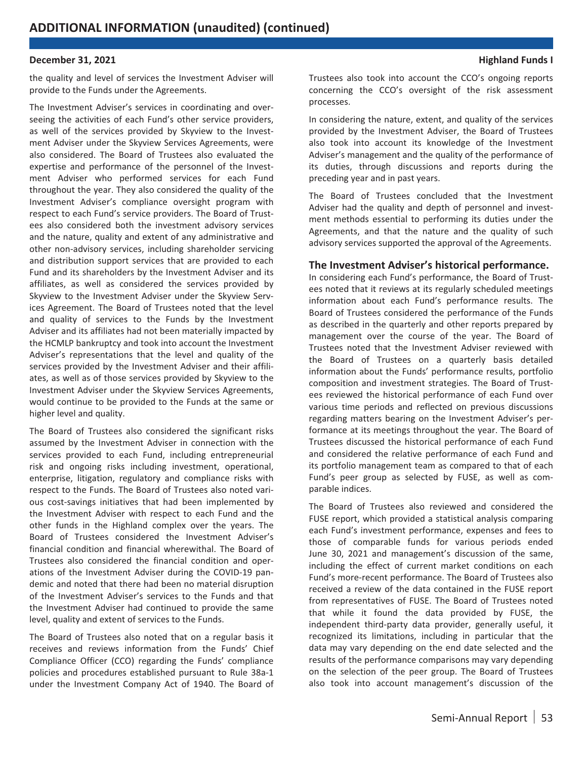the quality and level of services the Investment Adviser will provide to the Funds under the Agreements.

The Investment Adviser's services in coordinating and overseeing the activities of each Fund's other service providers, as well of the services provided by Skyview to the Investment Adviser under the Skyview Services Agreements, were also considered. The Board of Trustees also evaluated the expertise and performance of the personnel of the Investment Adviser who performed services for each Fund throughout the year. They also considered the quality of the Investment Adviser's compliance oversight program with respect to each Fund's service providers. The Board of Trustees also considered both the investment advisory services and the nature, quality and extent of any administrative and other non-advisory services, including shareholder servicing and distribution support services that are provided to each Fund and its shareholders by the Investment Adviser and its affiliates, as well as considered the services provided by Skyview to the Investment Adviser under the Skyview Services Agreement. The Board of Trustees noted that the level and quality of services to the Funds by the Investment Adviser and its affiliates had not been materially impacted by the HCMLP bankruptcy and took into account the Investment Adviser's representations that the level and quality of the services provided by the Investment Adviser and their affiliates, as well as of those services provided by Skyview to the Investment Adviser under the Skyview Services Agreements, would continue to be provided to the Funds at the same or higher level and quality.

The Board of Trustees also considered the significant risks assumed by the Investment Adviser in connection with the services provided to each Fund, including entrepreneurial risk and ongoing risks including investment, operational, enterprise, litigation, regulatory and compliance risks with respect to the Funds. The Board of Trustees also noted various cost-savings initiatives that had been implemented by the Investment Adviser with respect to each Fund and the other funds in the Highland complex over the years. The Board of Trustees considered the Investment Adviser's financial condition and financial wherewithal. The Board of Trustees also considered the financial condition and operations of the Investment Adviser during the COVID-19 pandemic and noted that there had been no material disruption of the Investment Adviser's services to the Funds and that the Investment Adviser had continued to provide the same level, quality and extent of services to the Funds.

The Board of Trustees also noted that on a regular basis it receives and reviews information from the Funds' Chief Compliance Officer (CCO) regarding the Funds' compliance policies and procedures established pursuant to Rule 38a-1 under the Investment Company Act of 1940. The Board of Trustees also took into account the CCO's ongoing reports concerning the CCO's oversight of the risk assessment processes.

In considering the nature, extent, and quality of the services provided by the Investment Adviser, the Board of Trustees also took into account its knowledge of the Investment Adviser's management and the quality of the performance of its duties, through discussions and reports during the preceding year and in past years.

The Board of Trustees concluded that the Investment Adviser had the quality and depth of personnel and investment methods essential to performing its duties under the Agreements, and that the nature and the quality of such advisory services supported the approval of the Agreements.

### The Investment Adviser's historical performance.

In considering each Fund's performance, the Board of Trustees noted that it reviews at its regularly scheduled meetings information about each Fund's performance results. The Board of Trustees considered the performance of the Funds as described in the quarterly and other reports prepared by management over the course of the year. The Board of Trustees noted that the Investment Adviser reviewed with the Board of Trustees on a quarterly basis detailed information about the Funds' performance results, portfolio composition and investment strategies. The Board of Trustees reviewed the historical performance of each Fund over various time periods and reflected on previous discussions regarding matters bearing on the Investment Adviser's performance at its meetings throughout the year. The Board of Trustees discussed the historical performance of each Fund and considered the relative performance of each Fund and its portfolio management team as compared to that of each Fund's peer group as selected by FUSE, as well as comparable indices.

The Board of Trustees also reviewed and considered the FUSE report, which provided a statistical analysis comparing each Fund's investment performance, expenses and fees to those of comparable funds for various periods ended June 30, 2021 and management's discussion of the same, including the effect of current market conditions on each Fund's more-recent performance. The Board of Trustees also received a review of the data contained in the FUSE report from representatives of FUSE. The Board of Trustees noted that while it found the data provided by FUSE, the independent third-party data provider, generally useful, it recognized its limitations, including in particular that the data may vary depending on the end date selected and the results of the performance comparisons may vary depending on the selection of the peer group. The Board of Trustees also took into account management's discussion of the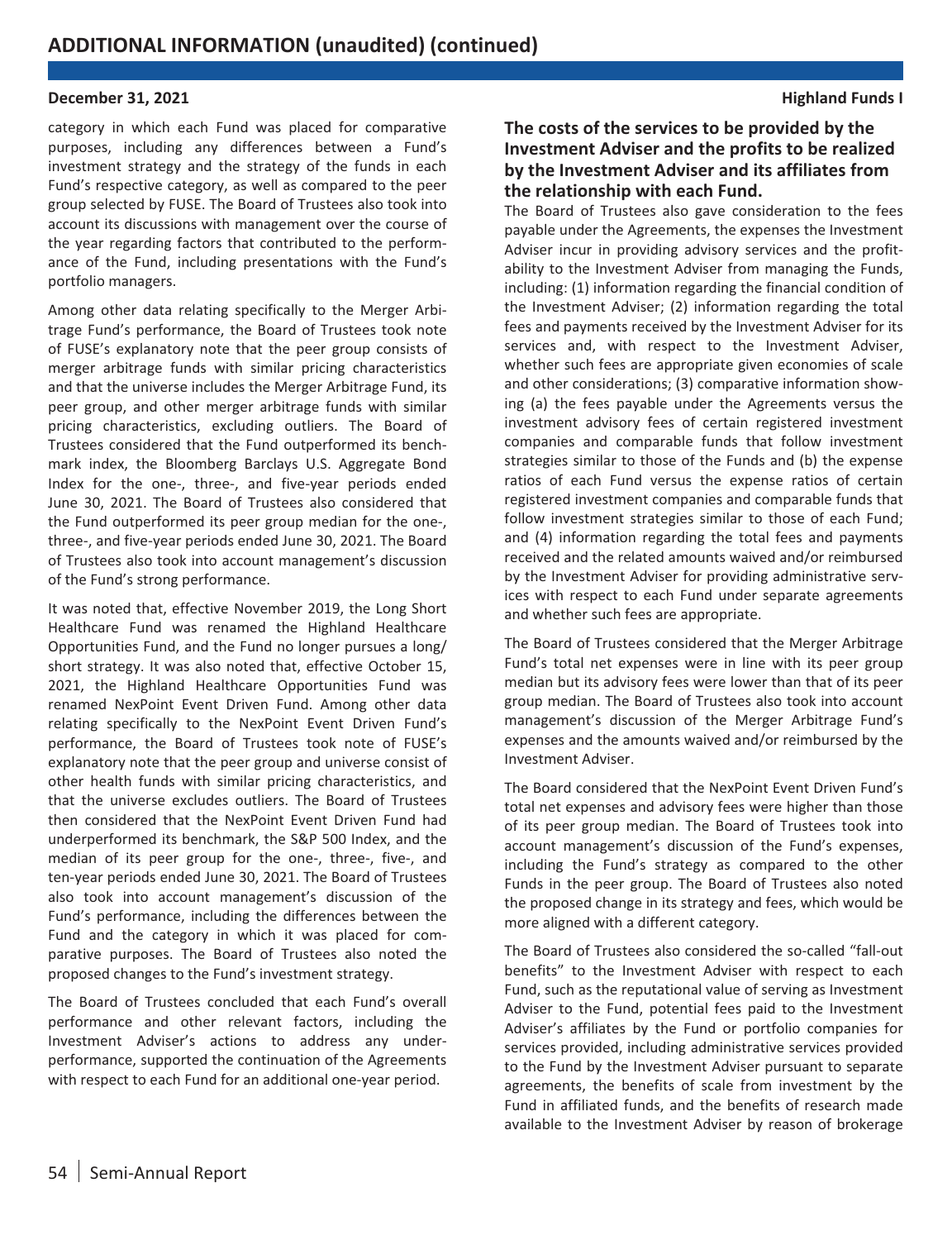category in which each Fund was placed for comparative purposes, including any differences between a Fund's investment strategy and the strategy of the funds in each Fund's respective category, as well as compared to the peer group selected by FUSE. The Board of Trustees also took into account its discussions with management over the course of the year regarding factors that contributed to the performance of the Fund, including presentations with the Fund's portfolio managers.

Among other data relating specifically to the Merger Arbitrage Fund's performance, the Board of Trustees took note of FUSE's explanatory note that the peer group consists of merger arbitrage funds with similar pricing characteristics and that the universe includes the Merger Arbitrage Fund, its peer group, and other merger arbitrage funds with similar pricing characteristics, excluding outliers. The Board of Trustees considered that the Fund outperformed its benchmark index, the Bloomberg Barclays U.S. Aggregate Bond Index for the one-, three-, and five-year periods ended June 30, 2021. The Board of Trustees also considered that the Fund outperformed its peer group median for the one-, three-, and five-year periods ended June 30, 2021. The Board of Trustees also took into account management's discussion of the Fund's strong performance.

It was noted that, effective November 2019, the Long Short Healthcare Fund was renamed the Highland Healthcare Opportunities Fund, and the Fund no longer pursues a long/short strategy. It was also noted that, effective October 15, 2021, the Highland Healthcare Opportunities Fund was renamed NexPoint Event Driven Fund. Among other data relating specifically to the NexPoint Event Driven Fund's performance, the Board of Trustees took note of FUSE's explanatory note that the peer group and universe consist of other health funds with similar pricing characteristics, and that the universe excludes outliers. The Board of Trustees then considered that the NexPoint Event Driven Fund had underperformed its benchmark, the S&P 500 Index, and the median of its peer group for the one-, three-, five-, and ten-year periods ended June 30, 2021. The Board of Trustees also took into account management's discussion of the Fund's performance, including the differences between the Fund and the category in which it was placed for comparative purposes. The Board of Trustees also noted the proposed changes to the Fund's investment strategy.

The Board of Trustees concluded that each Fund's overall performance and other relevant factors, including the Investment Adviser's actions to address any underperformance, supported the continuation of the Agreements with respect to each Fund for an additional one-year period.

### The costs of the services to be provided by the Investment Adviser and the profits to be realized by the Investment Adviser and its affiliates from the relationship with each Fund.

The Board of Trustees also gave consideration to the fees payable under the Agreements, the expenses the Investment Adviser incur in providing advisory services and the profitability to the Investment Adviser from managing the Funds, including: (1) information regarding the financial condition of the Investment Adviser; (2) information regarding the total fees and payments received by the Investment Adviser for its services and, with respect to the Investment Adviser, whether such fees are appropriate given economies of scale and other considerations; (3) comparative information showing (a) the fees payable under the Agreements versus the investment advisory fees of certain registered investment companies and comparable funds that follow investment strategies similar to those of the Funds and (b) the expense ratios of each Fund versus the expense ratios of certain registered investment companies and comparable funds that follow investment strategies similar to those of each Fund; and (4) information regarding the total fees and payments received and the related amounts waived and/or reimbursed by the Investment Adviser for providing administrative services with respect to each Fund under separate agreements and whether such fees are appropriate.

The Board of Trustees considered that the Merger Arbitrage Fund's total net expenses were in line with its peer group median but its advisory fees were lower than that of its peer group median. The Board of Trustees also took into account management's discussion of the Merger Arbitrage Fund's expenses and the amounts waived and/or reimbursed by the Investment Adviser.

The Board considered that the NexPoint Event Driven Fund's total net expenses and advisory fees were higher than those of its peer group median. The Board of Trustees took into account management's discussion of the Fund's expenses, including the Fund's strategy as compared to the other Funds in the peer group. The Board of Trustees also noted the proposed change in its strategy and fees, which would be more aligned with a different category.

The Board of Trustees also considered the so-called "fall-out benefits" to the Investment Adviser with respect to each Fund, such as the reputational value of serving as Investment Adviser to the Fund, potential fees paid to the Investment Adviser's affiliates by the Fund or portfolio companies for services provided, including administrative services provided to the Fund by the Investment Adviser pursuant to separate agreements, the benefits of scale from investment by the Fund in affiliated funds, and the benefits of research made available to the Investment Adviser by reason of brokerage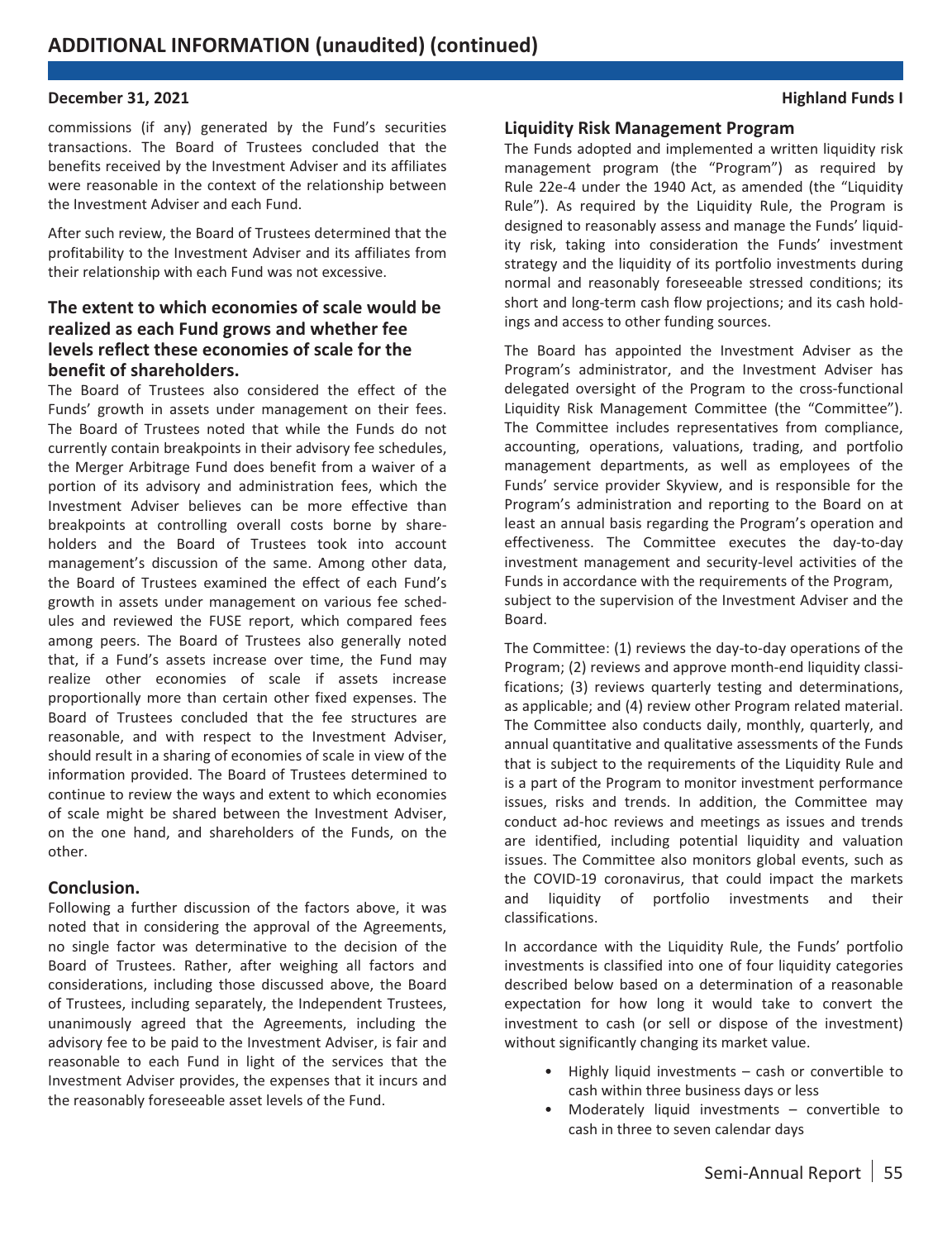commissions (if any) generated by the Fund's securities transactions. The Board of Trustees concluded that the benefits received by the Investment Adviser and its affiliates were reasonable in the context of the relationship between the Investment Adviser and each Fund.

After such review, the Board of Trustees determined that the profitability to the Investment Adviser and its affiliates from their relationship with each Fund was not excessive.

### The extent to which economies of scale would be realized as each Fund grows and whether fee levels reflect these economies of scale for the benefit of shareholders.

The Board of Trustees also considered the effect of the Funds' growth in assets under management on their fees. The Board of Trustees noted that while the Funds do not currently contain breakpoints in their advisory fee schedules, the Merger Arbitrage Fund does benefit from a waiver of a portion of its advisory and administration fees, which the Investment Adviser believes can be more effective than breakpoints at controlling overall costs borne by shareholders and the Board of Trustees took into account management's discussion of the same. Among other data, the Board of Trustees examined the effect of each Fund's growth in assets under management on various fee schedules and reviewed the FUSE report, which compared fees among peers. The Board of Trustees also generally noted that, if a Fund's assets increase over time, the Fund may realize other economies of scale if assets increase proportionally more than certain other fixed expenses. The Board of Trustees concluded that the fee structures are reasonable, and with respect to the Investment Adviser, should result in a sharing of economies of scale in view of the information provided. The Board of Trustees determined to continue to review the ways and extent to which economies of scale might be shared between the Investment Adviser, on the one hand, and shareholders of the Funds, on the other.

### Conclusion.

Following a further discussion of the factors above, it was noted that in considering the approval of the Agreements, no single factor was determinative to the decision of the Board of Trustees. Rather, after weighing all factors and considerations, including those discussed above, the Board of Trustees, including separately, the Independent Trustees, unanimously agreed that the Agreements, including the advisory fee to be paid to the Investment Adviser, is fair and reasonable to each Fund in light of the services that the Investment Adviser provides, the expenses that it incurs and the reasonably foreseeable asset levels of the Fund.

### Liquidity Risk Management Program

The Funds adopted and implemented a written liquidity risk management program (the "Program") as required by Rule 22e-4 under the 1940 Act, as amended (the "Liquidity Rule"). As required by the Liquidity Rule, the Program is designed to reasonably assess and manage the Funds' liquidity risk, taking into consideration the Funds' investment strategy and the liquidity of its portfolio investments during normal and reasonably foreseeable stressed conditions; its short and long-term cash flow projections; and its cash holdings and access to other funding sources.

The Board has appointed the Investment Adviser as the Program's administrator, and the Investment Adviser has delegated oversight of the Program to the cross-functional Liquidity Risk Management Committee (the "Committee"). The Committee includes representatives from compliance, accounting, operations, valuations, trading, and portfolio management departments, as well as employees of the Funds' service provider Skyview, and is responsible for the Program's administration and reporting to the Board on at least an annual basis regarding the Program's operation and effectiveness. The Committee executes the day-to-day investment management and security-level activities of the Funds in accordance with the requirements of the Program, subject to the supervision of the Investment Adviser and the Board.

The Committee: (1) reviews the day-to-day operations of the Program; (2) reviews and approve month-end liquidity classifications; (3) reviews quarterly testing and determinations, as applicable; and (4) review other Program related material. The Committee also conducts daily, monthly, quarterly, and annual quantitative and qualitative assessments of the Funds that is subject to the requirements of the Liquidity Rule and is a part of the Program to monitor investment performance issues, risks and trends. In addition, the Committee may conduct ad-hoc reviews and meetings as issues and trends are identified, including potential liquidity and valuation issues. The Committee also monitors global events, such as the COVID-19 coronavirus, that could impact the markets and liquidity of portfolio investments and their classifications.

In accordance with the Liquidity Rule, the Funds' portfolio investments is classified into one of four liquidity categories described below based on a determination of a reasonable expectation for how long it would take to convert the investment to cash (or sell or dispose of the investment) without significantly changing its market value.

- Highly liquid investments – cash or convertible to cash within three business days or less
- Moderately liquid investments – convertible to cash in three to seven calendar days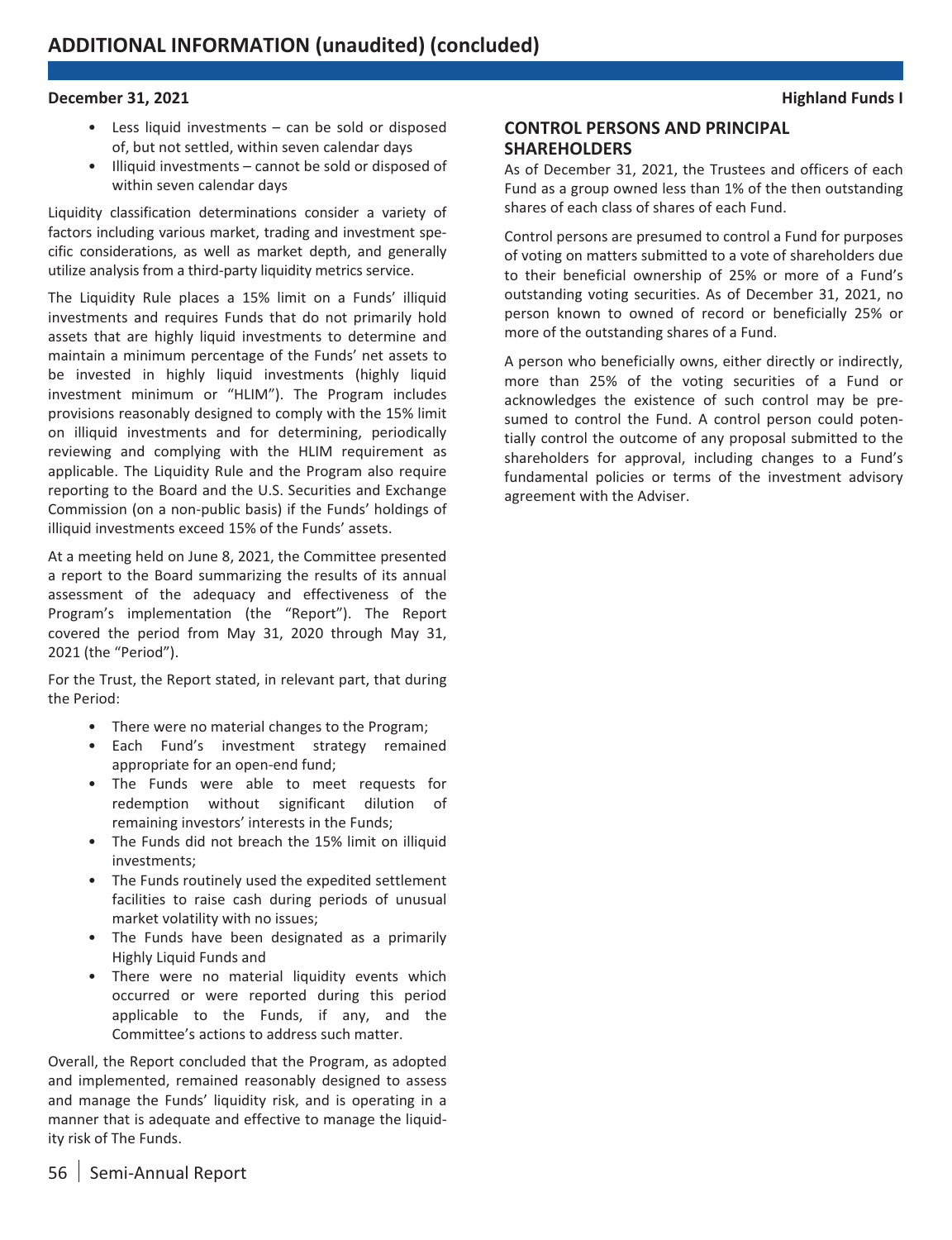- Less liquid investments – can be sold or disposed of, but not settled, within seven calendar days
- Illiquid investments – cannot be sold or disposed of within seven calendar days

Liquidity classification determinations consider a variety of factors including various market, trading and investment specific considerations, as well as market depth, and generally utilize analysis from a third-party liquidity metrics service.

The Liquidity Rule places a 15% limit on a Funds' illiquid investments and requires Funds that do not primarily hold assets that are highly liquid investments to determine and maintain a minimum percentage of the Funds' net assets to be invested in highly liquid investments (highly liquid investment minimum or "HLIM"). The Program includes provisions reasonably designed to comply with the 15% limit on illiquid investments and for determining, periodically reviewing and complying with the HLIM requirement as applicable. The Liquidity Rule and the Program also require reporting to the Board and the U.S. Securities and Exchange Commission (on a non-public basis) if the Funds' holdings of illiquid investments exceed 15% of the Funds' assets.

At a meeting held on June 8, 2021, the Committee presented a report to the Board summarizing the results of its annual assessment of the adequacy and effectiveness of the Program's implementation (the "Report"). The Report covered the period from May 31, 2020 through May 31, 2021 (the "Period").

For the Trust, the Report stated, in relevant part, that during the Period:

- There were no material changes to the Program;
- Each Fund's investment strategy remained appropriate for an open-end fund;
- The Funds were able to meet requests for redemption without significant dilution of remaining investors' interests in the Funds;
- The Funds did not breach the 15% limit on illiquid investments;
- The Funds routinely used the expedited settlement facilities to raise cash during periods of unusual market volatility with no issues;
- The Funds have been designated as a primarily Highly Liquid Funds and
- There were no material liquidity events which occurred or were reported during this period applicable to the Funds, if any, and the Committee's actions to address such matter.

Overall, the Report concluded that the Program, as adopted and implemented, remained reasonably designed to assess and manage the Funds' liquidity risk, and is operating in a manner that is adequate and effective to manage the liquidity risk of The Funds.

## CONTROL PERSONS AND PRINCIPAL SHAREHOLDERS

As of December 31, 2021, the Trustees and officers of each Fund as a group owned less than 1% of the then outstanding shares of each class of shares of each Fund.

Control persons are presumed to control a Fund for purposes of voting on matters submitted to a vote of shareholders due to their beneficial ownership of 25% or more of a Fund's outstanding voting securities. As of December 31, 2021, no person known to owned of record or beneficially 25% or more of the outstanding shares of a Fund.

A person who beneficially owns, either directly or indirectly, more than 25% of the voting securities of a Fund or acknowledges the existence of such control may be presumed to control the Fund. A control person could potentially control the outcome of any proposal submitted to the shareholders for approval, including changes to a Fund's fundamental policies or terms of the investment advisory agreement with the Adviser.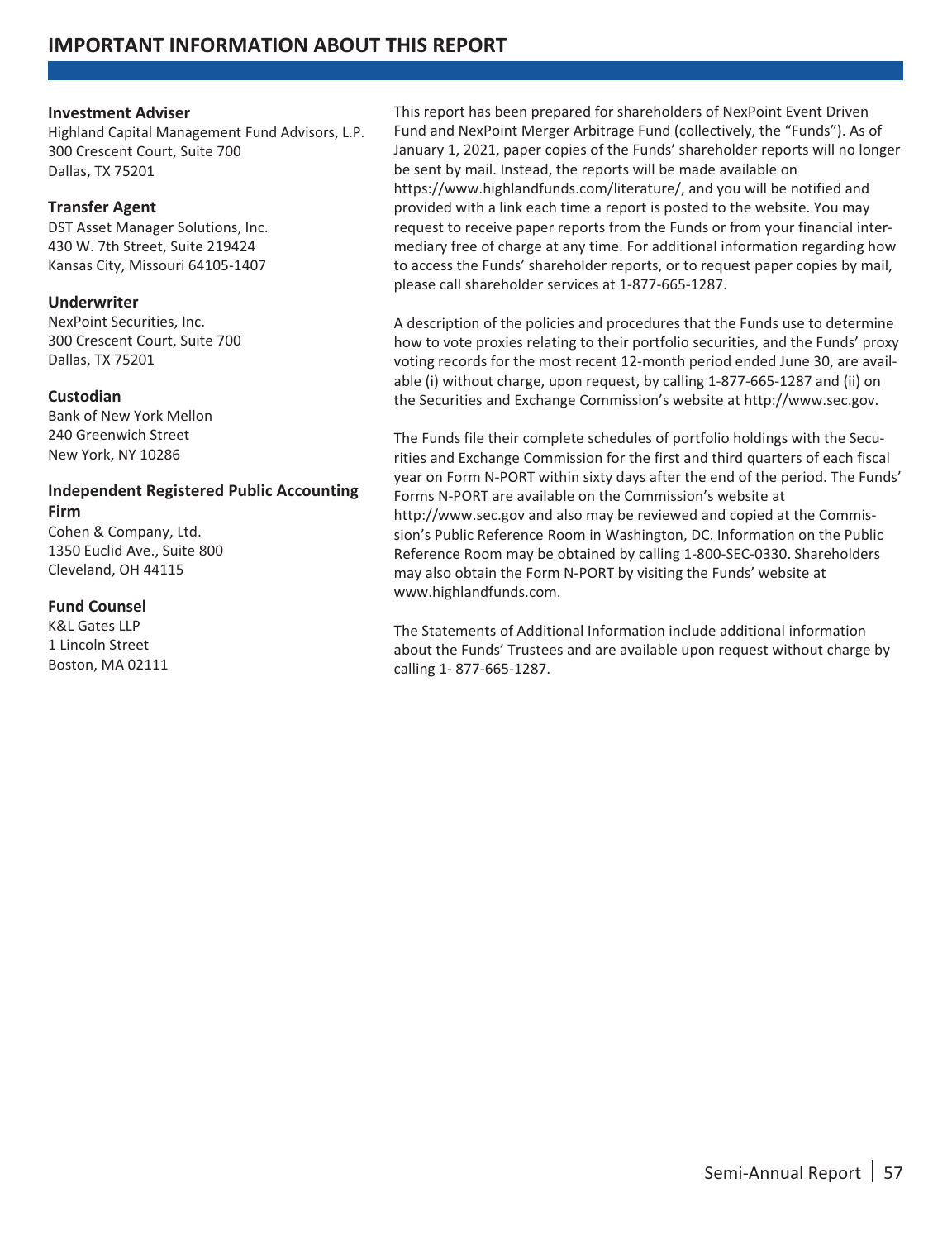# IMPORTANT INFORMATION ABOUT THIS REPORT

**Investment Adviser**
Highland Capital Management Fund Advisors, L.P.
300 Crescent Court, Suite 700
Dallas, TX 75201

**Transfer Agent**
DST Asset Manager Solutions, Inc.
430 W. 7th Street, Suite 219424
Kansas City, Missouri 64105-1407

**Underwriter**
NexPoint Securities, Inc.
300 Crescent Court, Suite 700
Dallas, TX 75201

**Custodian**
Bank of New York Mellon
240 Greenwich Street
New York, NY 10286

**Independent Registered Public Accounting Firm**
Cohen & Company, Ltd.
1350 Euclid Ave., Suite 800
Cleveland, OH 44115

**Fund Counsel**
K&L Gates LLP
1 Lincoln Street
Boston, MA 02111

This report has been prepared for shareholders of NexPoint Event Driven Fund and NexPoint Merger Arbitrage Fund (collectively, the "Funds"). As of January 1, 2021, paper copies of the Funds' shareholder reports will no longer be sent by mail. Instead, the reports will be made available on https://www.highlandfunds.com/literature/, and you will be notified and provided with a link each time a report is posted to the website. You may request to receive paper reports from the Funds or from your financial intermediary free of charge at any time. For additional information regarding how to access the Funds' shareholder reports, or to request paper copies by mail, please call shareholder services at 1-877-665-1287.

A description of the policies and procedures that the Funds use to determine how to vote proxies relating to their portfolio securities, and the Funds' proxy voting records for the most recent 12-month period ended June 30, are available (i) without charge, upon request, by calling 1-877-665-1287 and (ii) on the Securities and Exchange Commission's website at http://www.sec.gov.

The Funds file their complete schedules of portfolio holdings with the Securities and Exchange Commission for the first and third quarters of each fiscal year on Form N-PORT within sixty days after the end of the period. The Funds' Forms N-PORT are available on the Commission's website at http://www.sec.gov and also may be reviewed and copied at the Commission's Public Reference Room in Washington, DC. Information on the Public Reference Room may be obtained by calling 1-800-SEC-0330. Shareholders may also obtain the Form N-PORT by visiting the Funds' website at www.highlandfunds.com.

The Statements of Additional Information include additional information about the Funds' Trustees and are available upon request without charge by calling 1- 877-665-1287.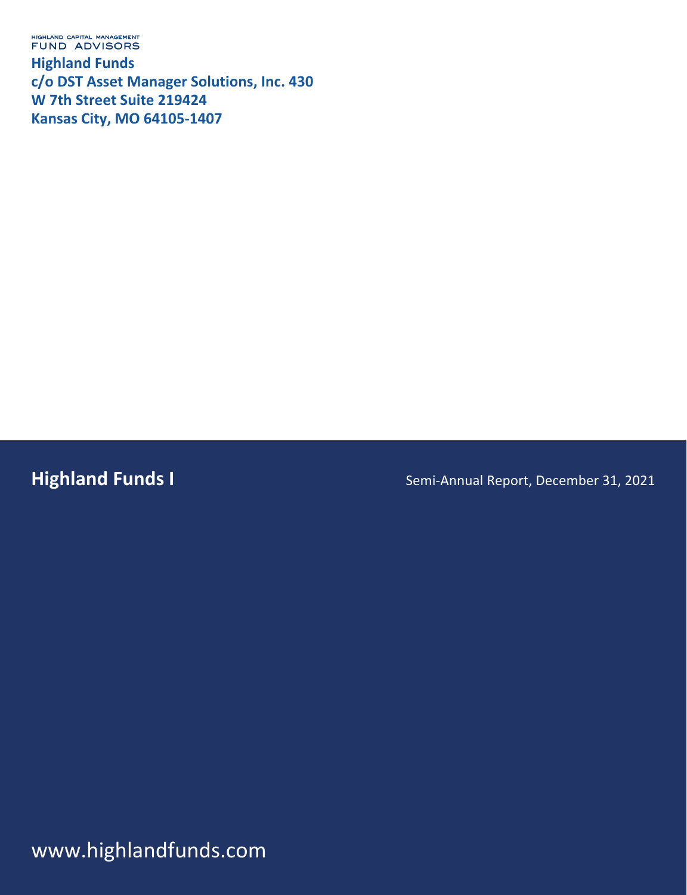HIGHLAND CAPITAL MANAGEMENT
FUND ADVISORS

**Highland Funds**
**c/o DST Asset Manager Solutions, Inc. 430**
**W 7th Street Suite 219424**
**Kansas City, MO 64105-1407**

**Highland Funds I**

Semi-Annual Report, December 31, 2021

www.highlandfunds.com